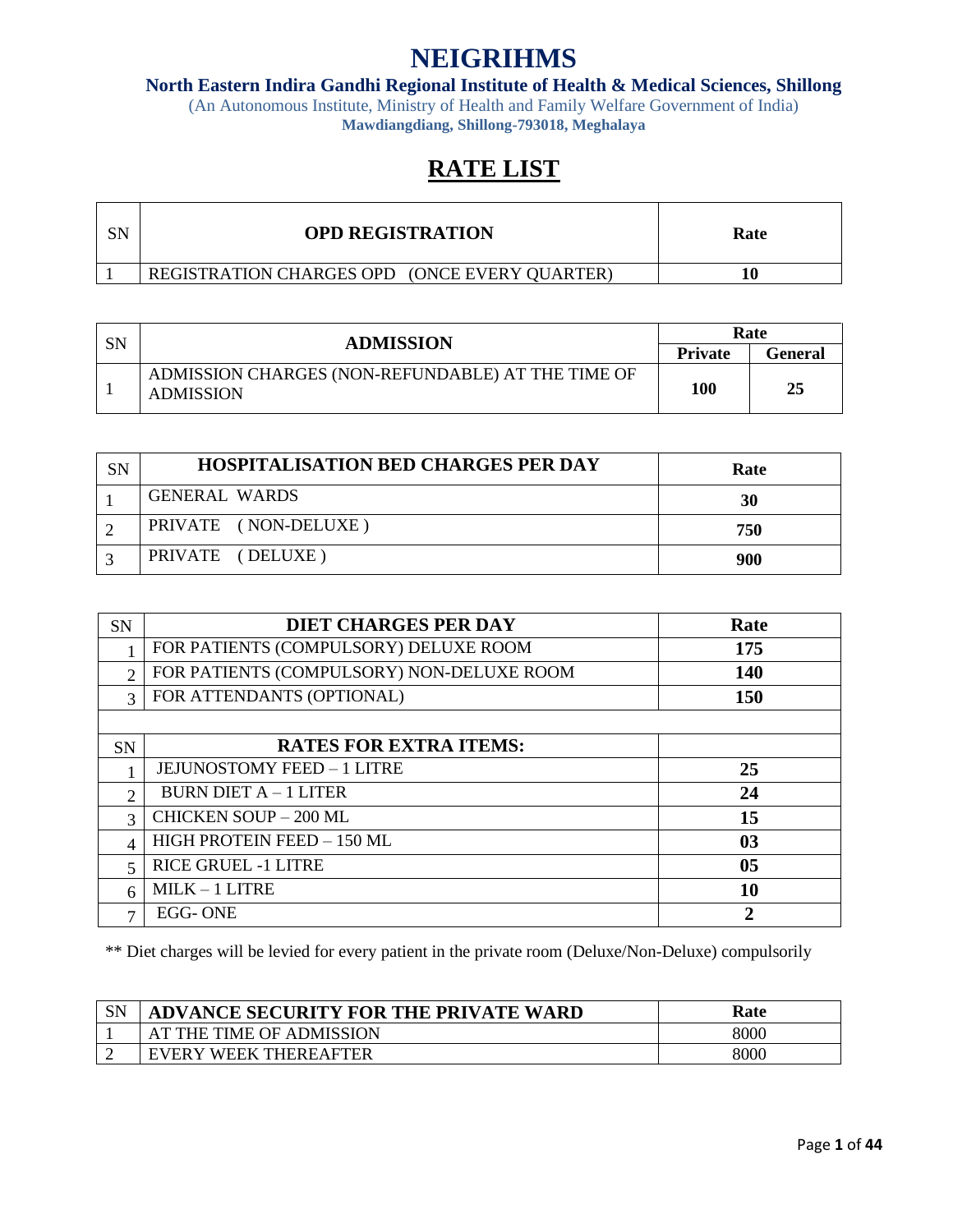# NEIGRIHMS

### North Eastern Indira Gandhi Regional Institute of Health & Medical Sciences, Shillong

(An Autonomous Institute, Ministry of Health and Family Welfare Government of India)

**Mawdiangdiang, Shillong-793018, Meghalaya**

## RATE LIST

| SN | OPD REGISTRATION | Rate |
|---|---|---|
| 1 | REGISTRATION CHARGES OPD (ONCE EVERY QUARTER) | **10** |

| SN | ADMISSION | Rate | |
|---|---|---|---|
| | | **Private** | **General** |
| 1 | ADMISSION CHARGES (NON-REFUNDABLE) AT THE TIME OF ADMISSION | **100** | **25** |

| SN | HOSPITALISATION BED CHARGES PER DAY | Rate |
|---|---|---|
| 1 | GENERAL WARDS | **30** |
| 2 | PRIVATE (NON-DELUXE) | **750** |
| 3 | PRIVATE (DELUXE) | **900** |

| SN | DIET CHARGES PER DAY | Rate |
|---|---|---|
| 1 | FOR PATIENTS (COMPULSORY) DELUXE ROOM | **175** |
| 2 | FOR PATIENTS (COMPULSORY) NON-DELUXE ROOM | **140** |
| 3 | FOR ATTENDANTS (OPTIONAL) | **150** |
| | | |
| **SN** | **RATES FOR EXTRA ITEMS:** | |
| 1 | JEJUNOSTOMY FEED – 1 LITRE | **25** |
| 2 | BURN DIET A – 1 LITER | **24** |
| 3 | CHICKEN SOUP – 200 ML | **15** |
| 4 | HIGH PROTEIN FEED – 150 ML | **03** |
| 5 | RICE GRUEL -1 LITRE | **05** |
| 6 | MILK – 1 LITRE | **10** |
| 7 | EGG- ONE | **2** |

** Diet charges will be levied for every patient in the private room (Deluxe/Non-Deluxe) compulsorily

| SN | ADVANCE SECURITY FOR THE PRIVATE WARD | Rate |
|---|---|---|
| 1 | AT THE TIME OF ADMISSION | 8000 |
| 2 | EVERY WEEK THEREAFTER | 8000 |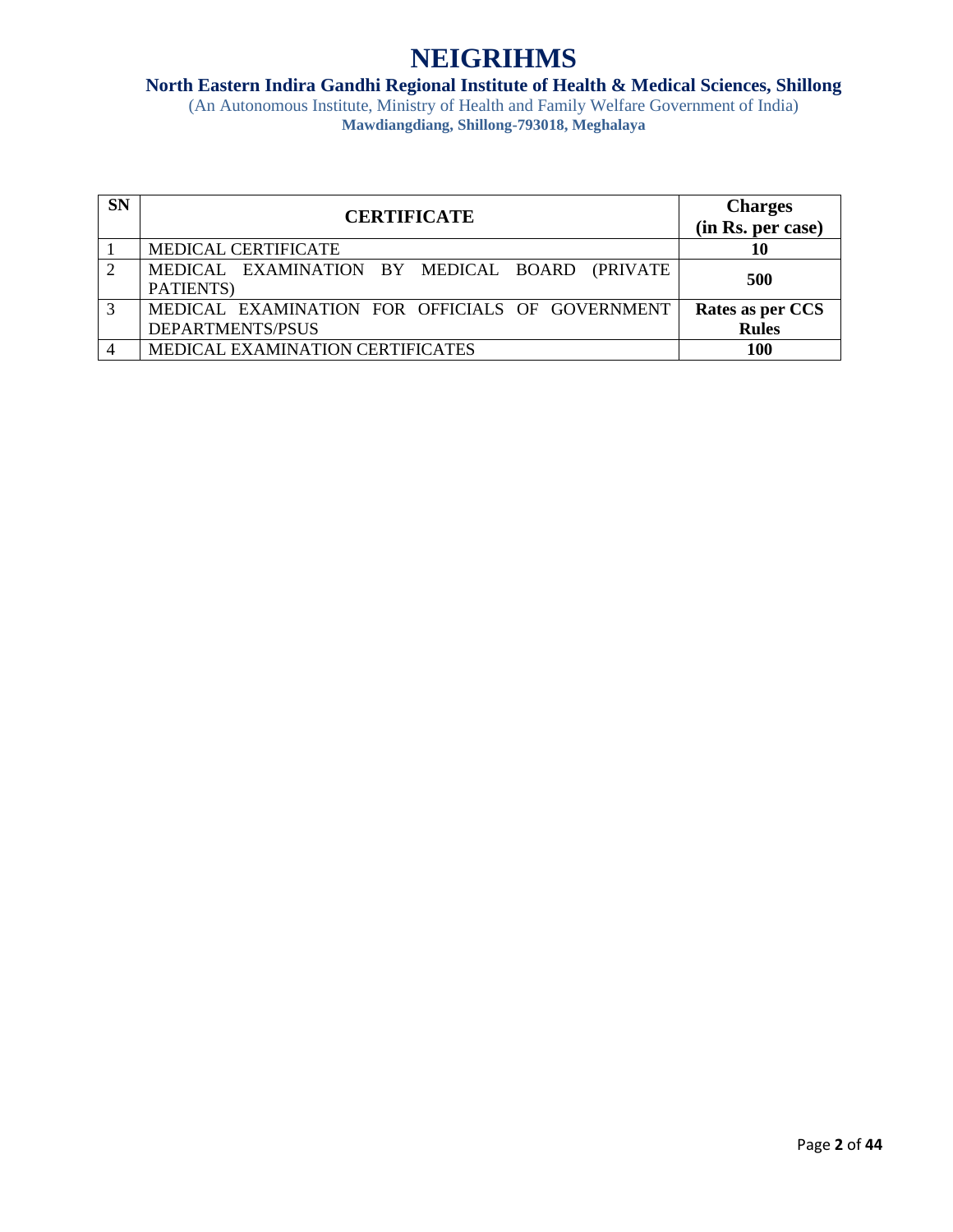# NEIGRIHMS

**North Eastern Indira Gandhi Regional Institute of Health & Medical Sciences, Shillong**

(An Autonomous Institute, Ministry of Health and Family Welfare Government of India)

**Mawdiangdiang, Shillong-793018, Meghalaya**

| SN | CERTIFICATE | Charges (in Rs. per case) |
|---|---|---|
| 1 | MEDICAL CERTIFICATE | 10 |
| 2 | MEDICAL EXAMINATION BY MEDICAL BOARD (PRIVATE PATIENTS) | 500 |
| 3 | MEDICAL EXAMINATION FOR OFFICIALS OF GOVERNMENT DEPARTMENTS/PSUS | Rates as per CCS Rules |
| 4 | MEDICAL EXAMINATION CERTIFICATES | 100 |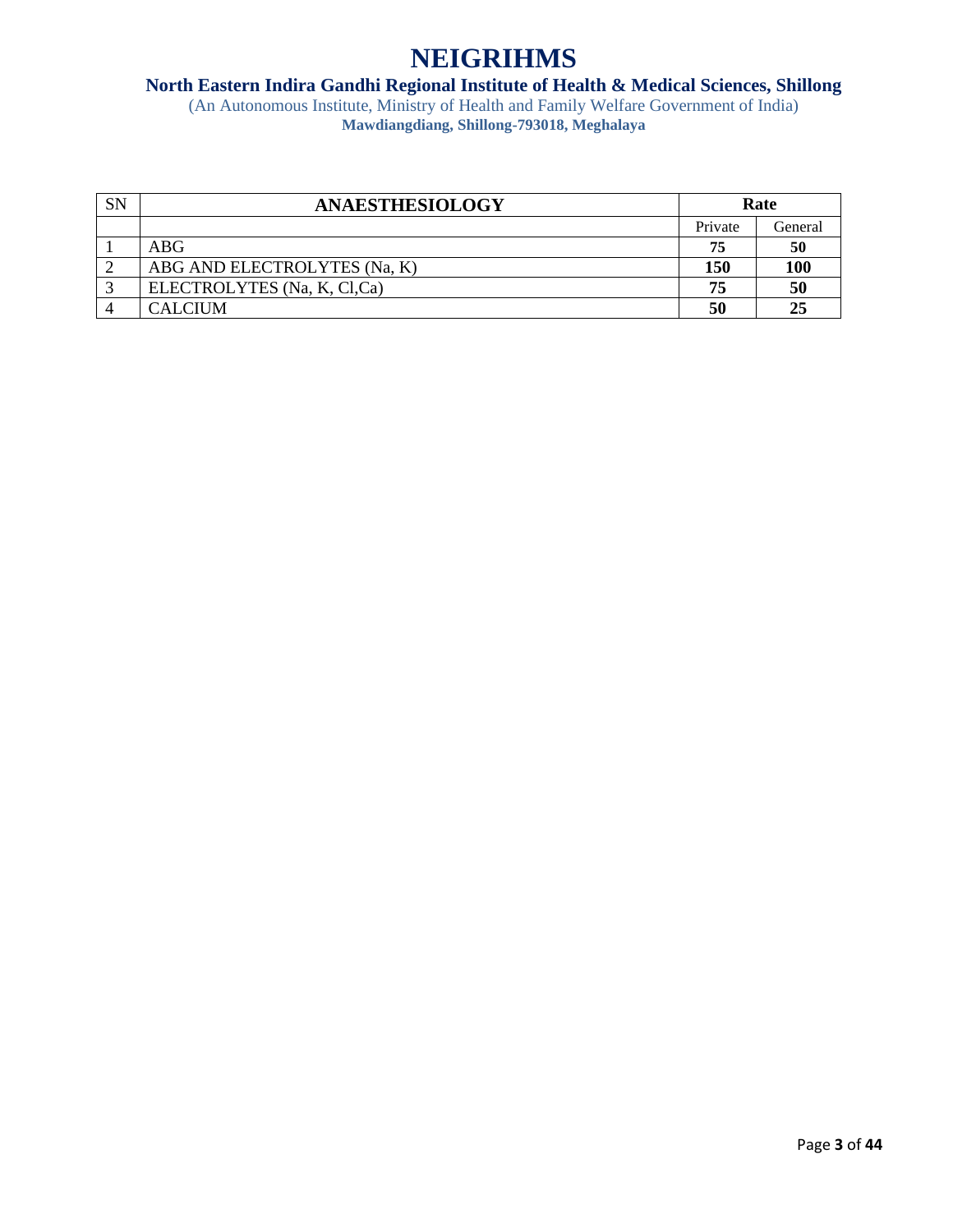# NEIGRIHMS

## North Eastern Indira Gandhi Regional Institute of Health & Medical Sciences, Shillong

(An Autonomous Institute, Ministry of Health and Family Welfare Government of India)

**Mawdiangdiang, Shillong-793018, Meghalaya**

| SN | ANAESTHESIOLOGY | Rate | |
|---|---|---|---|
| | | Private | General |
| 1 | ABG | **75** | **50** |
| 2 | ABG AND ELECTROLYTES (Na, K) | **150** | **100** |
| 3 | ELECTROLYTES (Na, K, Cl,Ca) | **75** | **50** |
| 4 | CALCIUM | **50** | **25** |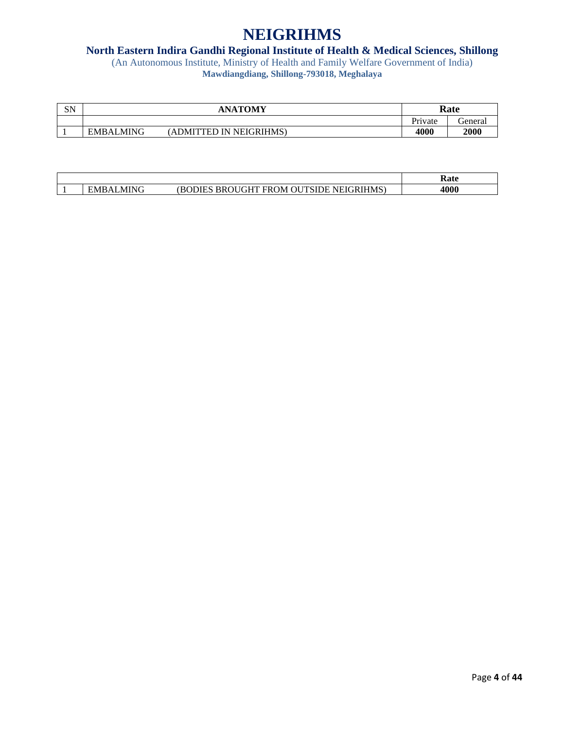# NEIGRIHMS

**North Eastern Indira Gandhi Regional Institute of Health & Medical Sciences, Shillong**

(An Autonomous Institute, Ministry of Health and Family Welfare Government of India)

**Mawdiangdiang, Shillong-793018, Meghalaya**

| SN | ANATOMY | Rate | |
|---|---|---|---|
| | | Private | General |
| 1 | EMBALMING (ADMITTED IN NEIGRIHMS) | **4000** | **2000** |

| | | Rate |
|---|---|---|
| 1 | EMBALMING (BODIES BROUGHT FROM OUTSIDE NEIGRIHMS) | **4000** |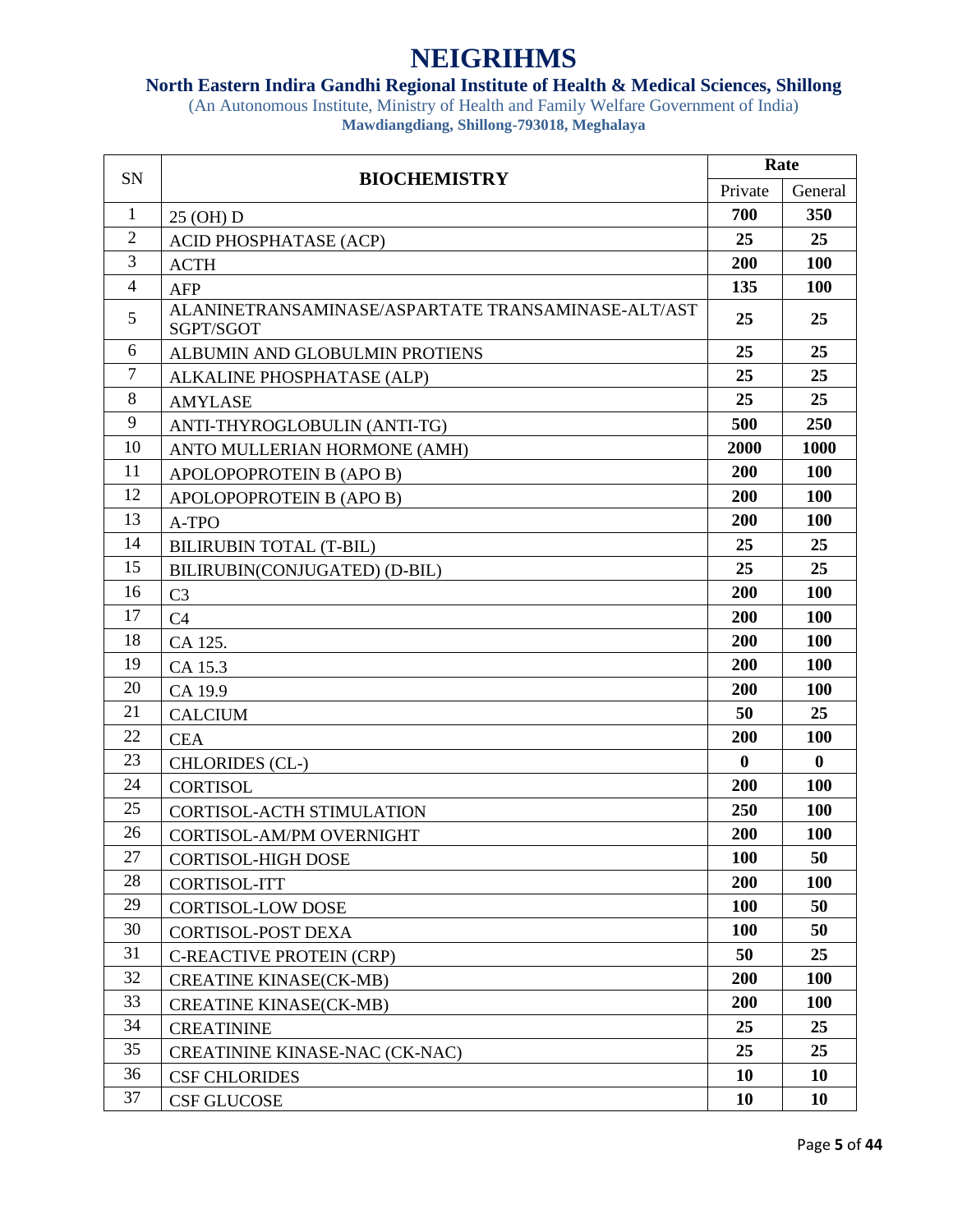# NEIGRIHMS

## North Eastern Indira Gandhi Regional Institute of Health & Medical Sciences, Shillong

(An Autonomous Institute, Ministry of Health and Family Welfare Government of India)

**Mawdiangdiang, Shillong-793018, Meghalaya**

| SN | BIOCHEMISTRY | Rate | |
|---|---|---|---|
| | | Private | General |
| 1 | 25 (OH) D | **700** | **350** |
| 2 | ACID PHOSPHATASE (ACP) | **25** | **25** |
| 3 | ACTH | **200** | **100** |
| 4 | AFP | **135** | **100** |
| 5 | ALANINETRANSAMINASE/ASPARTATE TRANSAMINASE-ALT/AST SGPT/SGOT | **25** | **25** |
| 6 | ALBUMIN AND GLOBULMIN PROTIENS | **25** | **25** |
| 7 | ALKALINE PHOSPHATASE (ALP) | **25** | **25** |
| 8 | AMYLASE | **25** | **25** |
| 9 | ANTI-THYROGLOBULIN (ANTI-TG) | **500** | **250** |
| 10 | ANTO MULLERIAN HORMONE (AMH) | **2000** | **1000** |
| 11 | APOLOPOPROTEIN B (APO B) | **200** | **100** |
| 12 | APOLOPOPROTEIN B (APO B) | **200** | **100** |
| 13 | A-TPO | **200** | **100** |
| 14 | BILIRUBIN TOTAL (T-BIL) | **25** | **25** |
| 15 | BILIRUBIN(CONJUGATED) (D-BIL) | **25** | **25** |
| 16 | C3 | **200** | **100** |
| 17 | C4 | **200** | **100** |
| 18 | CA 125. | **200** | **100** |
| 19 | CA 15.3 | **200** | **100** |
| 20 | CA 19.9 | **200** | **100** |
| 21 | CALCIUM | **50** | **25** |
| 22 | CEA | **200** | **100** |
| 23 | CHLORIDES (CL-) | **0** | **0** |
| 24 | CORTISOL | **200** | **100** |
| 25 | CORTISOL-ACTH STIMULATION | **250** | **100** |
| 26 | CORTISOL-AM/PM OVERNIGHT | **200** | **100** |
| 27 | CORTISOL-HIGH DOSE | **100** | **50** |
| 28 | CORTISOL-ITT | **200** | **100** |
| 29 | CORTISOL-LOW DOSE | **100** | **50** |
| 30 | CORTISOL-POST DEXA | **100** | **50** |
| 31 | C-REACTIVE PROTEIN (CRP) | **50** | **25** |
| 32 | CREATINE KINASE(CK-MB) | **200** | **100** |
| 33 | CREATINE KINASE(CK-MB) | **200** | **100** |
| 34 | CREATININE | **25** | **25** |
| 35 | CREATININE KINASE-NAC (CK-NAC) | **25** | **25** |
| 36 | CSF CHLORIDES | **10** | **10** |
| 37 | CSF GLUCOSE | **10** | **10** |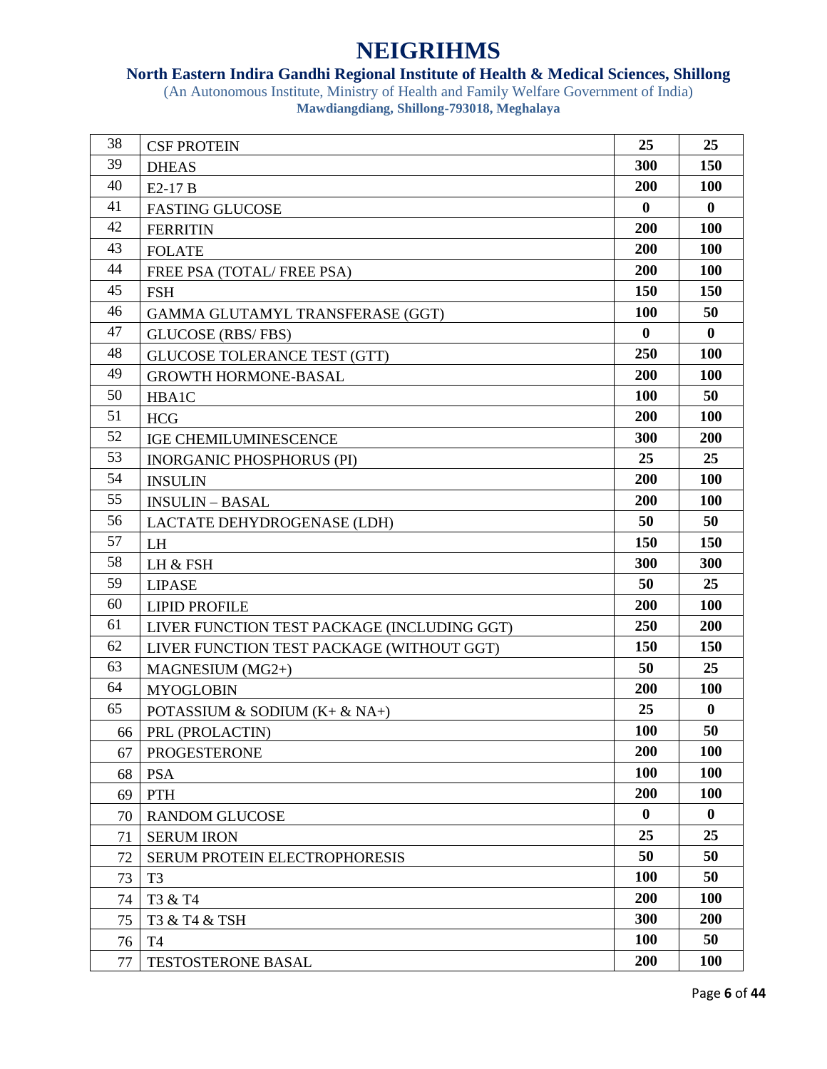# NEIGRIHMS

**North Eastern Indira Gandhi Regional Institute of Health & Medical Sciences, Shillong**

(An Autonomous Institute, Ministry of Health and Family Welfare Government of India)

**Mawdiangdiang, Shillong-793018, Meghalaya**

| | | | |
|---|---|---|---|
| 38 | CSF PROTEIN | **25** | **25** |
| 39 | DHEAS | **300** | **150** |
| 40 | E2-17 B | **200** | **100** |
| 41 | FASTING GLUCOSE | **0** | **0** |
| 42 | FERRITIN | **200** | **100** |
| 43 | FOLATE | **200** | **100** |
| 44 | FREE PSA (TOTAL/ FREE PSA) | **200** | **100** |
| 45 | FSH | **150** | **150** |
| 46 | GAMMA GLUTAMYL TRANSFERASE (GGT) | **100** | **50** |
| 47 | GLUCOSE (RBS/ FBS) | **0** | **0** |
| 48 | GLUCOSE TOLERANCE TEST (GTT) | **250** | **100** |
| 49 | GROWTH HORMONE-BASAL | **200** | **100** |
| 50 | HBA1C | **100** | **50** |
| 51 | HCG | **200** | **100** |
| 52 | IGE CHEMILUMINESCENCE | **300** | **200** |
| 53 | INORGANIC PHOSPHORUS (PI) | **25** | **25** |
| 54 | INSULIN | **200** | **100** |
| 55 | INSULIN – BASAL | **200** | **100** |
| 56 | LACTATE DEHYDROGENASE (LDH) | **50** | **50** |
| 57 | LH | **150** | **150** |
| 58 | LH & FSH | **300** | **300** |
| 59 | LIPASE | **50** | **25** |
| 60 | LIPID PROFILE | **200** | **100** |
| 61 | LIVER FUNCTION TEST PACKAGE (INCLUDING GGT) | **250** | **200** |
| 62 | LIVER FUNCTION TEST PACKAGE (WITHOUT GGT) | **150** | **150** |
| 63 | MAGNESIUM (MG2+) | **50** | **25** |
| 64 | MYOGLOBIN | **200** | **100** |
| 65 | POTASSIUM & SODIUM (K+ & NA+) | **25** | **0** |
| 66 | PRL (PROLACTIN) | **100** | **50** |
| 67 | PROGESTERONE | **200** | **100** |
| 68 | PSA | **100** | **100** |
| 69 | PTH | **200** | **100** |
| 70 | RANDOM GLUCOSE | **0** | **0** |
| 71 | SERUM IRON | **25** | **25** |
| 72 | SERUM PROTEIN ELECTROPHORESIS | **50** | **50** |
| 73 | T3 | **100** | **50** |
| 74 | T3 & T4 | **200** | **100** |
| 75 | T3 & T4 & TSH | **300** | **200** |
| 76 | T4 | **100** | **50** |
| 77 | TESTOSTERONE BASAL | **200** | **100** |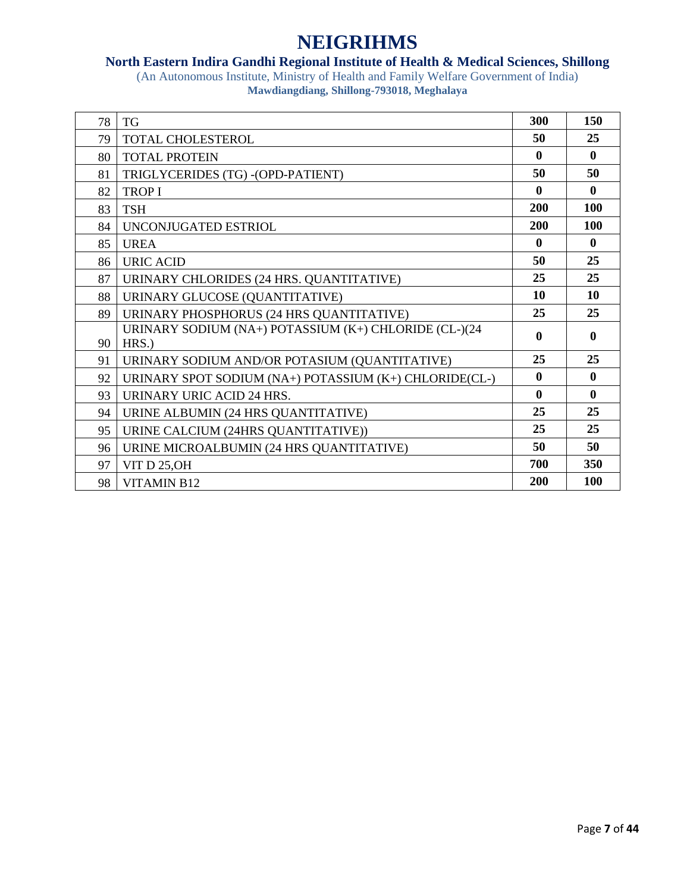# NEIGRIHMS

## North Eastern Indira Gandhi Regional Institute of Health & Medical Sciences, Shillong

(An Autonomous Institute, Ministry of Health and Family Welfare Government of India)

**Mawdiangdiang, Shillong-793018, Meghalaya**

| | | | |
|---|---|---|---|
| 78 | TG | **300** | **150** |
| 79 | TOTAL CHOLESTEROL | **50** | **25** |
| 80 | TOTAL PROTEIN | **0** | **0** |
| 81 | TRIGLYCERIDES (TG) -(OPD-PATIENT) | **50** | **50** |
| 82 | TROP I | **0** | **0** |
| 83 | TSH | **200** | **100** |
| 84 | UNCONJUGATED ESTRIOL | **200** | **100** |
| 85 | UREA | **0** | **0** |
| 86 | URIC ACID | **50** | **25** |
| 87 | URINARY CHLORIDES (24 HRS. QUANTITATIVE) | **25** | **25** |
| 88 | URINARY GLUCOSE (QUANTITATIVE) | **10** | **10** |
| 89 | URINARY PHOSPHORUS (24 HRS QUANTITATIVE) | **25** | **25** |
| 90 | URINARY SODIUM (NA+) POTASSIUM (K+) CHLORIDE (CL-)(24 HRS.) | **0** | **0** |
| 91 | URINARY SODIUM AND/OR POTASIUM (QUANTITATIVE) | **25** | **25** |
| 92 | URINARY SPOT SODIUM (NA+) POTASSIUM (K+) CHLORIDE(CL-) | **0** | **0** |
| 93 | URINARY URIC ACID 24 HRS. | **0** | **0** |
| 94 | URINE ALBUMIN (24 HRS QUANTITATIVE) | **25** | **25** |
| 95 | URINE CALCIUM (24HRS QUANTITATIVE)) | **25** | **25** |
| 96 | URINE MICROALBUMIN (24 HRS QUANTITATIVE) | **50** | **50** |
| 97 | VIT D 25,OH | **700** | **350** |
| 98 | VITAMIN B12 | **200** | **100** |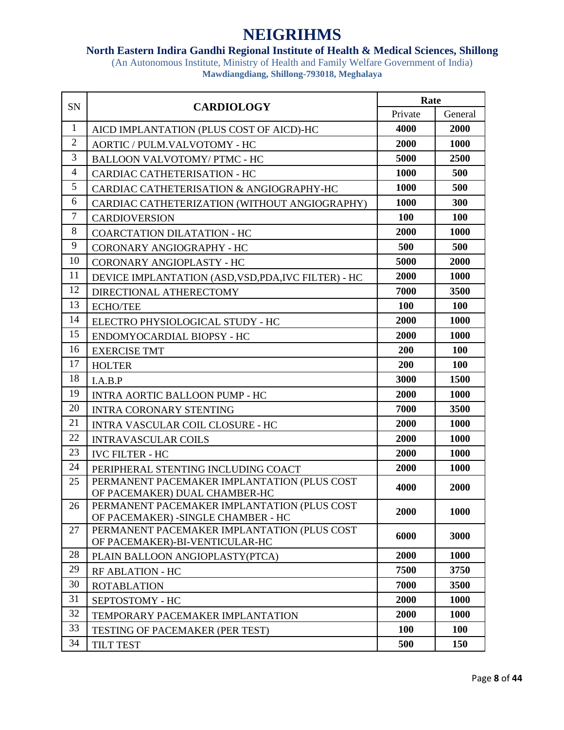# NEIGRIHMS

## North Eastern Indira Gandhi Regional Institute of Health & Medical Sciences, Shillong

(An Autonomous Institute, Ministry of Health and Family Welfare Government of India)

**Mawdiangdiang, Shillong-793018, Meghalaya**

| SN | CARDIOLOGY | Rate | |
|---|---|---|---|
| | | Private | General |
| 1 | AICD IMPLANTATION (PLUS COST OF AICD)-HC | **4000** | **2000** |
| 2 | AORTIC / PULM.VALVOTOMY - HC | **2000** | **1000** |
| 3 | BALLOON VALVOTOMY/ PTMC - HC | **5000** | **2500** |
| 4 | CARDIAC CATHETERISATION - HC | **1000** | **500** |
| 5 | CARDIAC CATHETERISATION & ANGIOGRAPHY-HC | **1000** | **500** |
| 6 | CARDIAC CATHETERIZATION (WITHOUT ANGIOGRAPHY) | **1000** | **300** |
| 7 | CARDIOVERSION | **100** | **100** |
| 8 | COARCTATION DILATATION - HC | **2000** | **1000** |
| 9 | CORONARY ANGIOGRAPHY - HC | **500** | **500** |
| 10 | CORONARY ANGIOPLASTY - HC | **5000** | **2000** |
| 11 | DEVICE IMPLANTATION (ASD,VSD,PDA,IVC FILTER) - HC | **2000** | **1000** |
| 12 | DIRECTIONAL ATHERECTOMY | **7000** | **3500** |
| 13 | ECHO/TEE | **100** | **100** |
| 14 | ELECTRO PHYSIOLOGICAL STUDY - HC | **2000** | **1000** |
| 15 | ENDOMYOCARDIAL BIOPSY - HC | **2000** | **1000** |
| 16 | EXERCISE TMT | **200** | **100** |
| 17 | HOLTER | **200** | **100** |
| 18 | I.A.B.P | **3000** | **1500** |
| 19 | INTRA AORTIC BALLOON PUMP - HC | **2000** | **1000** |
| 20 | INTRA CORONARY STENTING | **7000** | **3500** |
| 21 | INTRA VASCULAR COIL CLOSURE - HC | **2000** | **1000** |
| 22 | INTRAVASCULAR COILS | **2000** | **1000** |
| 23 | IVC FILTER - HC | **2000** | **1000** |
| 24 | PERIPHERAL STENTING INCLUDING COACT | **2000** | **1000** |
| 25 | PERMANENT PACEMAKER IMPLANTATION (PLUS COST OF PACEMAKER) DUAL CHAMBER-HC | **4000** | **2000** |
| 26 | PERMANENT PACEMAKER IMPLANTATION (PLUS COST OF PACEMAKER) -SINGLE CHAMBER - HC | **2000** | **1000** |
| 27 | PERMANENT PACEMAKER IMPLANTATION (PLUS COST OF PACEMAKER)-BI-VENTICULAR-HC | **6000** | **3000** |
| 28 | PLAIN BALLOON ANGIOPLASTY(PTCA) | **2000** | **1000** |
| 29 | RF ABLATION - HC | **7500** | **3750** |
| 30 | ROTABLATION | **7000** | **3500** |
| 31 | SEPTOSTOMY - HC | **2000** | **1000** |
| 32 | TEMPORARY PACEMAKER IMPLANTATION | **2000** | **1000** |
| 33 | TESTING OF PACEMAKER (PER TEST) | **100** | **100** |
| 34 | TILT TEST | **500** | **150** |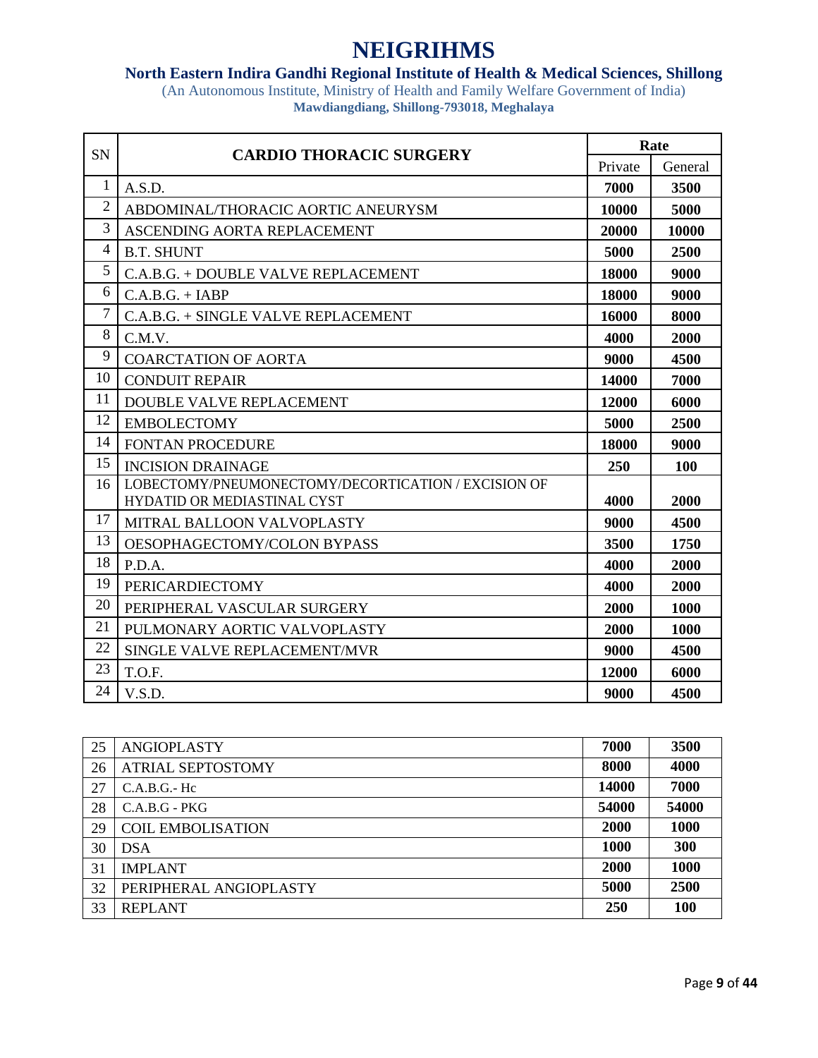# NEIGRIHMS

**North Eastern Indira Gandhi Regional Institute of Health & Medical Sciences, Shillong**

(An Autonomous Institute, Ministry of Health and Family Welfare Government of India)

**Mawdiangdiang, Shillong-793018, Meghalaya**

| SN | CARDIO THORACIC SURGERY | Rate | |
|---|---|---|---|
| | | Private | General |
| 1 | A.S.D. | **7000** | **3500** |
| 2 | ABDOMINAL/THORACIC AORTIC ANEURYSM | **10000** | **5000** |
| 3 | ASCENDING AORTA REPLACEMENT | **20000** | **10000** |
| 4 | B.T. SHUNT | **5000** | **2500** |
| 5 | C.A.B.G. + DOUBLE VALVE REPLACEMENT | **18000** | **9000** |
| 6 | C.A.B.G. + IABP | **18000** | **9000** |
| 7 | C.A.B.G. + SINGLE VALVE REPLACEMENT | **16000** | **8000** |
| 8 | C.M.V. | **4000** | **2000** |
| 9 | COARCTATION OF AORTA | **9000** | **4500** |
| 10 | CONDUIT REPAIR | **14000** | **7000** |
| 11 | DOUBLE VALVE REPLACEMENT | **12000** | **6000** |
| 12 | EMBOLECTOMY | **5000** | **2500** |
| 14 | FONTAN PROCEDURE | **18000** | **9000** |
| 15 | INCISION DRAINAGE | **250** | **100** |
| 16 | LOBECTOMY/PNEUMONECTOMY/DECORTICATION / EXCISION OF HYDATID OR MEDIASTINAL CYST | **4000** | **2000** |
| 17 | MITRAL BALLOON VALVOPLASTY | **9000** | **4500** |
| 13 | OESOPHAGECTOMY/COLON BYPASS | **3500** | **1750** |
| 18 | P.D.A. | **4000** | **2000** |
| 19 | PERICARDIECTOMY | **4000** | **2000** |
| 20 | PERIPHERAL VASCULAR SURGERY | **2000** | **1000** |
| 21 | PULMONARY AORTIC VALVOPLASTY | **2000** | **1000** |
| 22 | SINGLE VALVE REPLACEMENT/MVR | **9000** | **4500** |
| 23 | T.O.F. | **12000** | **6000** |
| 24 | V.S.D. | **9000** | **4500** |

| | | | |
|---|---|---|---|
| 25 | ANGIOPLASTY | **7000** | **3500** |
| 26 | ATRIAL SEPTOSTOMY | **8000** | **4000** |
| 27 | C.A.B.G.- Hc | **14000** | **7000** |
| 28 | C.A.B.G - PKG | **54000** | **54000** |
| 29 | COIL EMBOLISATION | **2000** | **1000** |
| 30 | DSA | **1000** | **300** |
| 31 | IMPLANT | **2000** | **1000** |
| 32 | PERIPHERAL ANGIOPLASTY | **5000** | **2500** |
| 33 | REPLANT | **250** | **100** |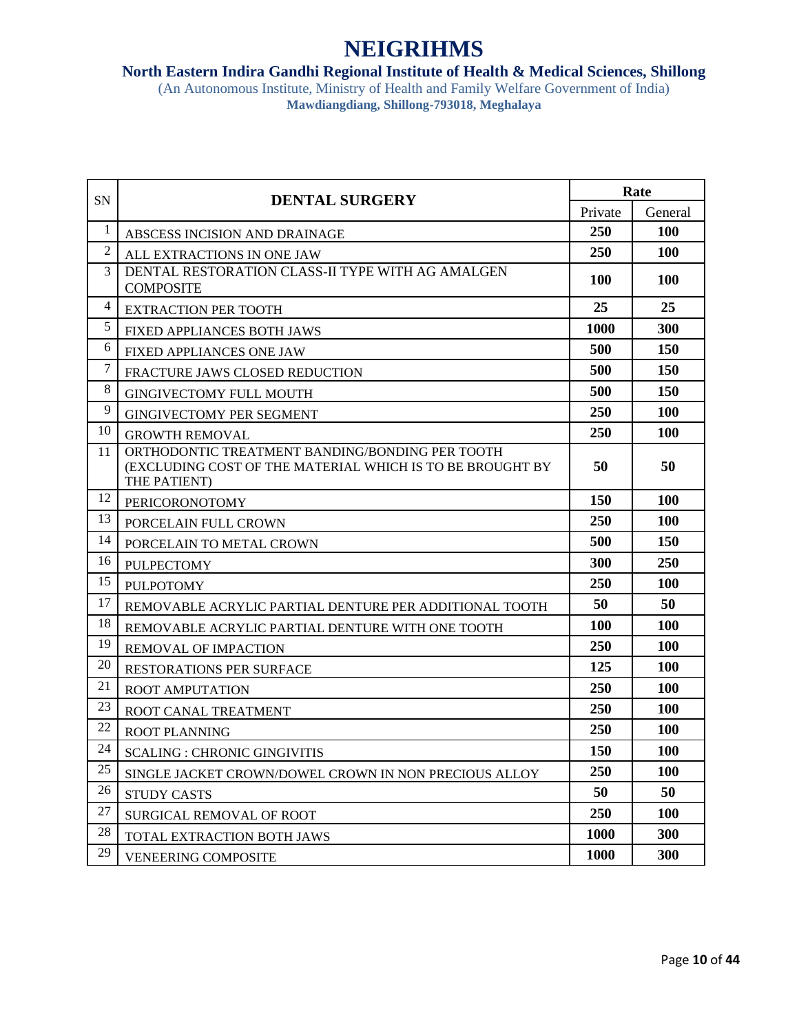# NEIGRIHMS

**North Eastern Indira Gandhi Regional Institute of Health & Medical Sciences, Shillong**

(An Autonomous Institute, Ministry of Health and Family Welfare Government of India)

**Mawdiangdiang, Shillong-793018, Meghalaya**

| SN | DENTAL SURGERY | Rate | |
|---|---|---|---|
| | | Private | General |
| 1 | ABSCESS INCISION AND DRAINAGE | **250** | **100** |
| 2 | ALL EXTRACTIONS IN ONE JAW | **250** | **100** |
| 3 | DENTAL RESTORATION CLASS-II TYPE WITH AG AMALGEN COMPOSITE | **100** | **100** |
| 4 | EXTRACTION PER TOOTH | **25** | **25** |
| 5 | FIXED APPLIANCES BOTH JAWS | **1000** | **300** |
| 6 | FIXED APPLIANCES ONE JAW | **500** | **150** |
| 7 | FRACTURE JAWS CLOSED REDUCTION | **500** | **150** |
| 8 | GINGIVECTOMY FULL MOUTH | **500** | **150** |
| 9 | GINGIVECTOMY PER SEGMENT | **250** | **100** |
| 10 | GROWTH REMOVAL | **250** | **100** |
| 11 | ORTHODONTIC TREATMENT BANDING/BONDING PER TOOTH (EXCLUDING COST OF THE MATERIAL WHICH IS TO BE BROUGHT BY THE PATIENT) | **50** | **50** |
| 12 | PERICORONOTOMY | **150** | **100** |
| 13 | PORCELAIN FULL CROWN | **250** | **100** |
| 14 | PORCELAIN TO METAL CROWN | **500** | **150** |
| 16 | PULPECTOMY | **300** | **250** |
| 15 | PULPOTOMY | **250** | **100** |
| 17 | REMOVABLE ACRYLIC PARTIAL DENTURE PER ADDITIONAL TOOTH | **50** | **50** |
| 18 | REMOVABLE ACRYLIC PARTIAL DENTURE WITH ONE TOOTH | **100** | **100** |
| 19 | REMOVAL OF IMPACTION | **250** | **100** |
| 20 | RESTORATIONS PER SURFACE | **125** | **100** |
| 21 | ROOT AMPUTATION | **250** | **100** |
| 23 | ROOT CANAL TREATMENT | **250** | **100** |
| 22 | ROOT PLANNING | **250** | **100** |
| 24 | SCALING : CHRONIC GINGIVITIS | **150** | **100** |
| 25 | SINGLE JACKET CROWN/DOWEL CROWN IN NON PRECIOUS ALLOY | **250** | **100** |
| 26 | STUDY CASTS | **50** | **50** |
| 27 | SURGICAL REMOVAL OF ROOT | **250** | **100** |
| 28 | TOTAL EXTRACTION BOTH JAWS | **1000** | **300** |
| 29 | VENEERING COMPOSITE | **1000** | **300** |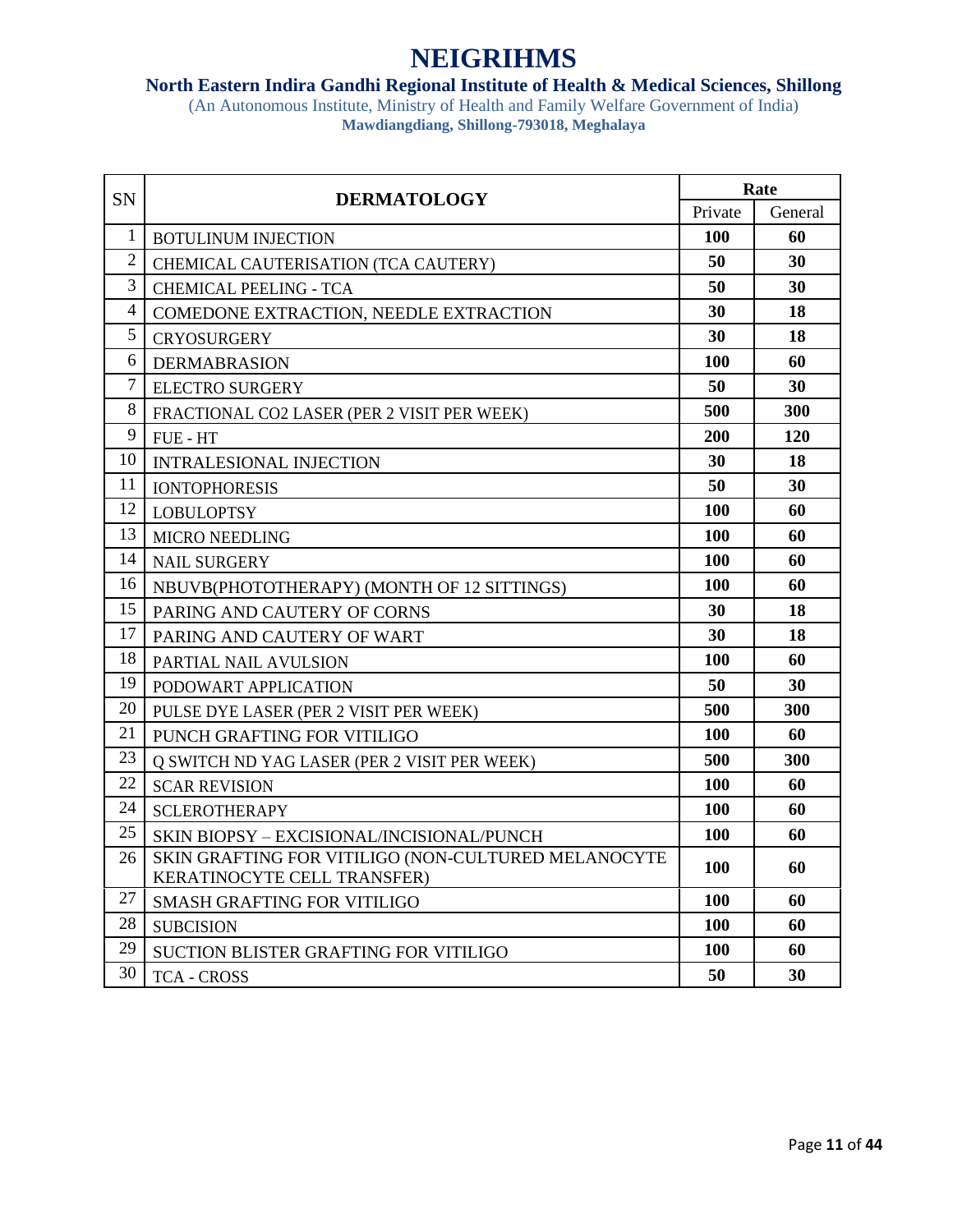# NEIGRIHMS

**North Eastern Indira Gandhi Regional Institute of Health & Medical Sciences, Shillong**

(An Autonomous Institute, Ministry of Health and Family Welfare Government of India)

**Mawdiangdiang, Shillong-793018, Meghalaya**

| SN | DERMATOLOGY | Rate | |
|---|---|---|---|
| | | Private | General |
| 1 | BOTULINUM INJECTION | **100** | **60** |
| 2 | CHEMICAL CAUTERISATION (TCA CAUTERY) | **50** | **30** |
| 3 | CHEMICAL PEELING - TCA | **50** | **30** |
| 4 | COMEDONE EXTRACTION, NEEDLE EXTRACTION | **30** | **18** |
| 5 | CRYOSURGERY | **30** | **18** |
| 6 | DERMABRASION | **100** | **60** |
| 7 | ELECTRO SURGERY | **50** | **30** |
| 8 | FRACTIONAL CO2 LASER (PER 2 VISIT PER WEEK) | **500** | **300** |
| 9 | FUE - HT | **200** | **120** |
| 10 | INTRALESIONAL INJECTION | **30** | **18** |
| 11 | IONTOPHORESIS | **50** | **30** |
| 12 | LOBULOPTSY | **100** | **60** |
| 13 | MICRO NEEDLING | **100** | **60** |
| 14 | NAIL SURGERY | **100** | **60** |
| 16 | NBUVB(PHOTOTHERAPY) (MONTH OF 12 SITTINGS) | **100** | **60** |
| 15 | PARING AND CAUTERY OF CORNS | **30** | **18** |
| 17 | PARING AND CAUTERY OF WART | **30** | **18** |
| 18 | PARTIAL NAIL AVULSION | **100** | **60** |
| 19 | PODOWART APPLICATION | **50** | **30** |
| 20 | PULSE DYE LASER (PER 2 VISIT PER WEEK) | **500** | **300** |
| 21 | PUNCH GRAFTING FOR VITILIGO | **100** | **60** |
| 23 | Q SWITCH ND YAG LASER (PER 2 VISIT PER WEEK) | **500** | **300** |
| 22 | SCAR REVISION | **100** | **60** |
| 24 | SCLEROTHERAPY | **100** | **60** |
| 25 | SKIN BIOPSY – EXCISIONAL/INCISIONAL/PUNCH | **100** | **60** |
| 26 | SKIN GRAFTING FOR VITILIGO (NON-CULTURED MELANOCYTE KERATINOCYTE CELL TRANSFER) | **100** | **60** |
| 27 | SMASH GRAFTING FOR VITILIGO | **100** | **60** |
| 28 | SUBCISION | **100** | **60** |
| 29 | SUCTION BLISTER GRAFTING FOR VITILIGO | **100** | **60** |
| 30 | TCA - CROSS | **50** | **30** |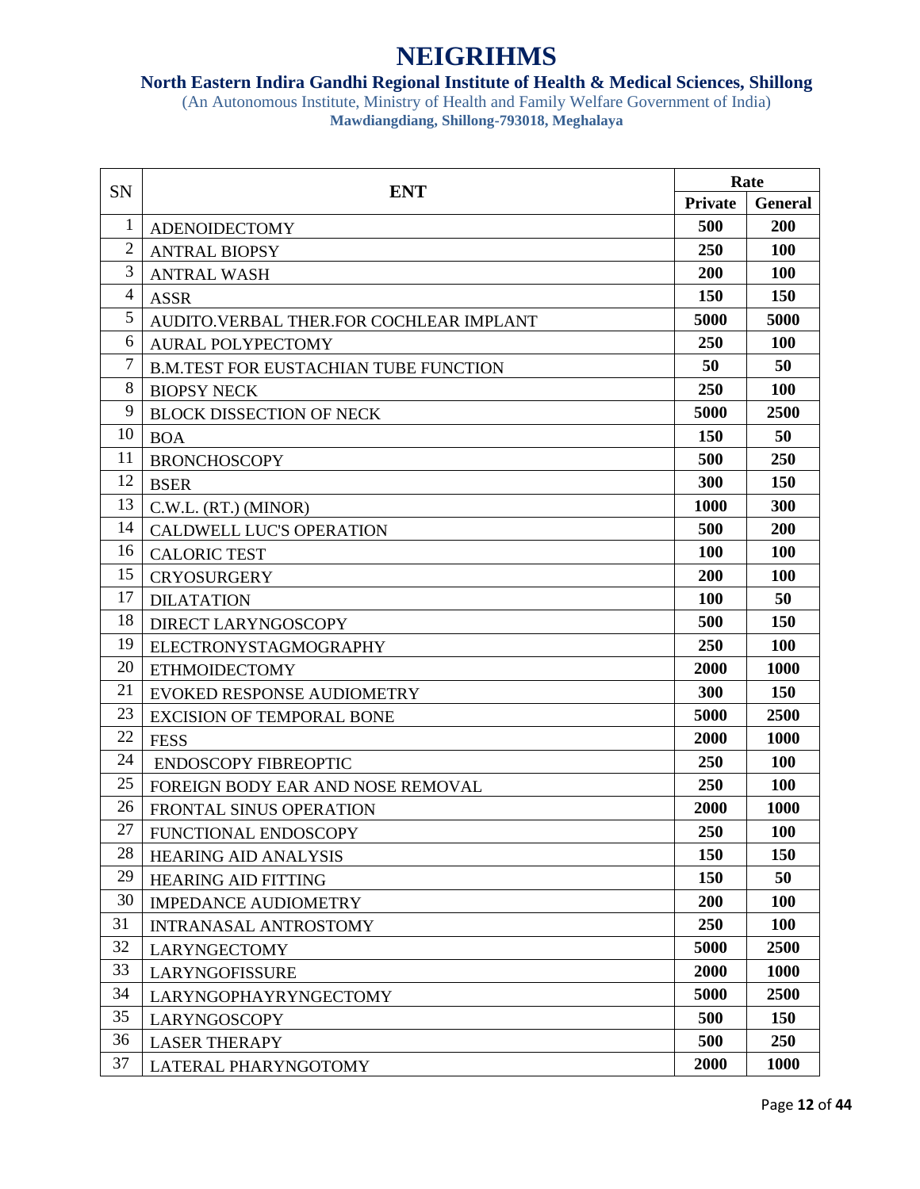# NEIGRIHMS

**North Eastern Indira Gandhi Regional Institute of Health & Medical Sciences, Shillong**

(An Autonomous Institute, Ministry of Health and Family Welfare Government of India)

**Mawdiangdiang, Shillong-793018, Meghalaya**

| SN | ENT | Rate | |
|---|---|---|---|
| | | **Private** | **General** |
| 1 | ADENOIDECTOMY | **500** | **200** |
| 2 | ANTRAL BIOPSY | **250** | **100** |
| 3 | ANTRAL WASH | **200** | **100** |
| 4 | ASSR | **150** | **150** |
| 5 | AUDITO.VERBAL THER.FOR COCHLEAR IMPLANT | **5000** | **5000** |
| 6 | AURAL POLYPECTOMY | **250** | **100** |
| 7 | B.M.TEST FOR EUSTACHIAN TUBE FUNCTION | **50** | **50** |
| 8 | BIOPSY NECK | **250** | **100** |
| 9 | BLOCK DISSECTION OF NECK | **5000** | **2500** |
| 10 | BOA | **150** | **50** |
| 11 | BRONCHOSCOPY | **500** | **250** |
| 12 | BSER | **300** | **150** |
| 13 | C.W.L. (RT.) (MINOR) | **1000** | **300** |
| 14 | CALDWELL LUC'S OPERATION | **500** | **200** |
| 16 | CALORIC TEST | **100** | **100** |
| 15 | CRYOSURGERY | **200** | **100** |
| 17 | DILATATION | **100** | **50** |
| 18 | DIRECT LARYNGOSCOPY | **500** | **150** |
| 19 | ELECTRONYSTAGMOGRAPHY | **250** | **100** |
| 20 | ETHMOIDECTOMY | **2000** | **1000** |
| 21 | EVOKED RESPONSE AUDIOMETRY | **300** | **150** |
| 23 | EXCISION OF TEMPORAL BONE | **5000** | **2500** |
| 22 | FESS | **2000** | **1000** |
| 24 | ENDOSCOPY FIBREOPTIC | **250** | **100** |
| 25 | FOREIGN BODY EAR AND NOSE REMOVAL | **250** | **100** |
| 26 | FRONTAL SINUS OPERATION | **2000** | **1000** |
| 27 | FUNCTIONAL ENDOSCOPY | **250** | **100** |
| 28 | HEARING AID ANALYSIS | **150** | **150** |
| 29 | HEARING AID FITTING | **150** | **50** |
| 30 | IMPEDANCE AUDIOMETRY | **200** | **100** |
| 31 | INTRANASAL ANTROSTOMY | **250** | **100** |
| 32 | LARYNGECTOMY | **5000** | **2500** |
| 33 | LARYNGOFISSURE | **2000** | **1000** |
| 34 | LARYNGOPHAYRYNGECTOMY | **5000** | **2500** |
| 35 | LARYNGOSCOPY | **500** | **150** |
| 36 | LASER THERAPY | **500** | **250** |
| 37 | LATERAL PHARYNGOTOMY | **2000** | **1000** |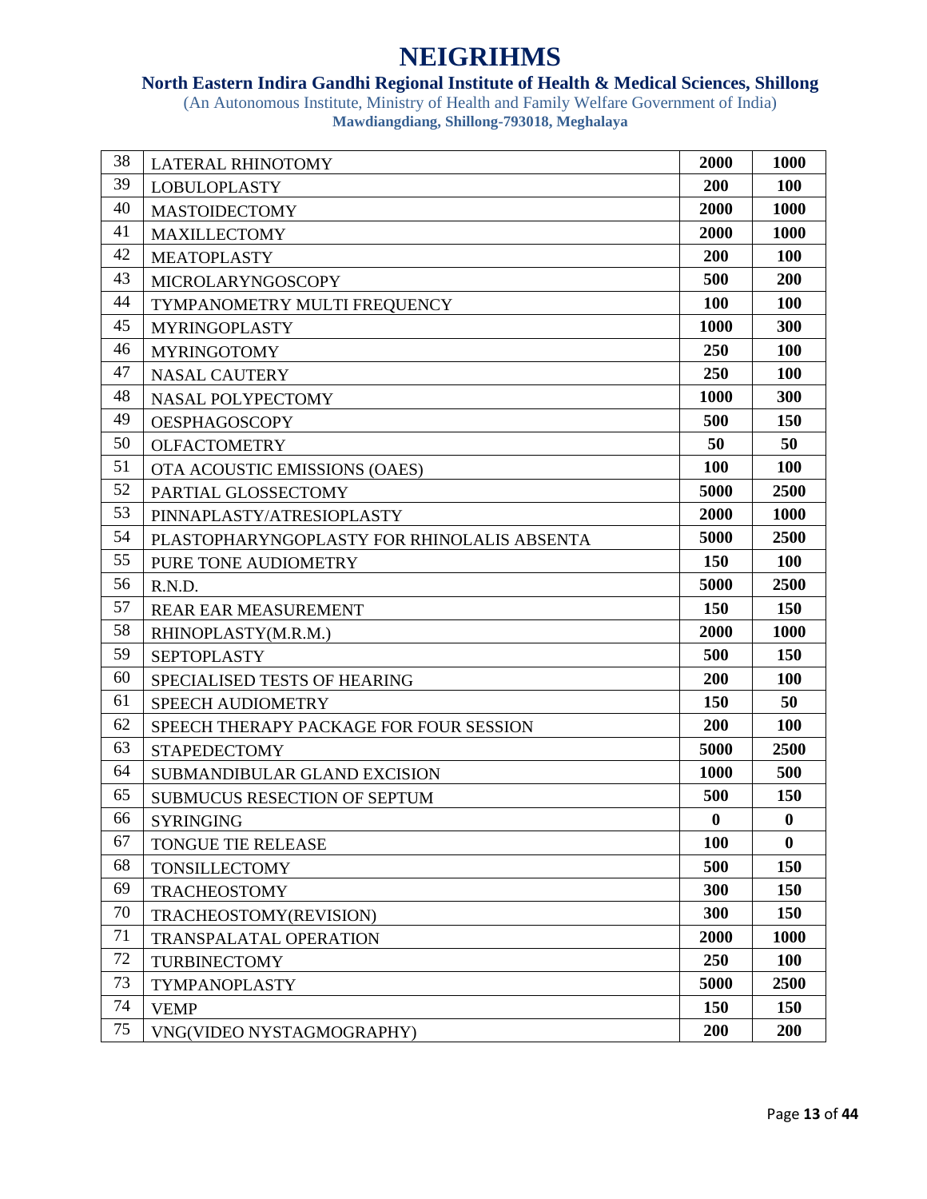# NEIGRIHMS

**North Eastern Indira Gandhi Regional Institute of Health & Medical Sciences, Shillong**

(An Autonomous Institute, Ministry of Health and Family Welfare Government of India)

**Mawdiangdiang, Shillong-793018, Meghalaya**

| | | | |
|---|---|---|---|
| 38 | LATERAL RHINOTOMY | **2000** | **1000** |
| 39 | LOBULOPLASTY | **200** | **100** |
| 40 | MASTOIDECTOMY | **2000** | **1000** |
| 41 | MAXILLECTOMY | **2000** | **1000** |
| 42 | MEATOPLASTY | **200** | **100** |
| 43 | MICROLARYNGOSCOPY | **500** | **200** |
| 44 | TYMPANOMETRY MULTI FREQUENCY | **100** | **100** |
| 45 | MYRINGOPLASTY | **1000** | **300** |
| 46 | MYRINGOTOMY | **250** | **100** |
| 47 | NASAL CAUTERY | **250** | **100** |
| 48 | NASAL POLYPECTOMY | **1000** | **300** |
| 49 | OESPHAGOSCOPY | **500** | **150** |
| 50 | OLFACTOMETRY | **50** | **50** |
| 51 | OTA ACOUSTIC EMISSIONS (OAES) | **100** | **100** |
| 52 | PARTIAL GLOSSECTOMY | **5000** | **2500** |
| 53 | PINNAPLASTY/ATRESIOPLASTY | **2000** | **1000** |
| 54 | PLASTOPHARYNGOPLASTY FOR RHINOLALIS ABSENTA | **5000** | **2500** |
| 55 | PURE TONE AUDIOMETRY | **150** | **100** |
| 56 | R.N.D. | **5000** | **2500** |
| 57 | REAR EAR MEASUREMENT | **150** | **150** |
| 58 | RHINOPLASTY(M.R.M.) | **2000** | **1000** |
| 59 | SEPTOPLASTY | **500** | **150** |
| 60 | SPECIALISED TESTS OF HEARING | **200** | **100** |
| 61 | SPEECH AUDIOMETRY | **150** | **50** |
| 62 | SPEECH THERAPY PACKAGE FOR FOUR SESSION | **200** | **100** |
| 63 | STAPEDECTOMY | **5000** | **2500** |
| 64 | SUBMANDIBULAR GLAND EXCISION | **1000** | **500** |
| 65 | SUBMUCUS RESECTION OF SEPTUM | **500** | **150** |
| 66 | SYRINGING | **0** | **0** |
| 67 | TONGUE TIE RELEASE | **100** | **0** |
| 68 | TONSILLECTOMY | **500** | **150** |
| 69 | TRACHEOSTOMY | **300** | **150** |
| 70 | TRACHEOSTOMY(REVISION) | **300** | **150** |
| 71 | TRANSPALATAL OPERATION | **2000** | **1000** |
| 72 | TURBINECTOMY | **250** | **100** |
| 73 | TYMPANOPLASTY | **5000** | **2500** |
| 74 | VEMP | **150** | **150** |
| 75 | VNG(VIDEO NYSTAGMOGRAPHY) | **200** | **200** |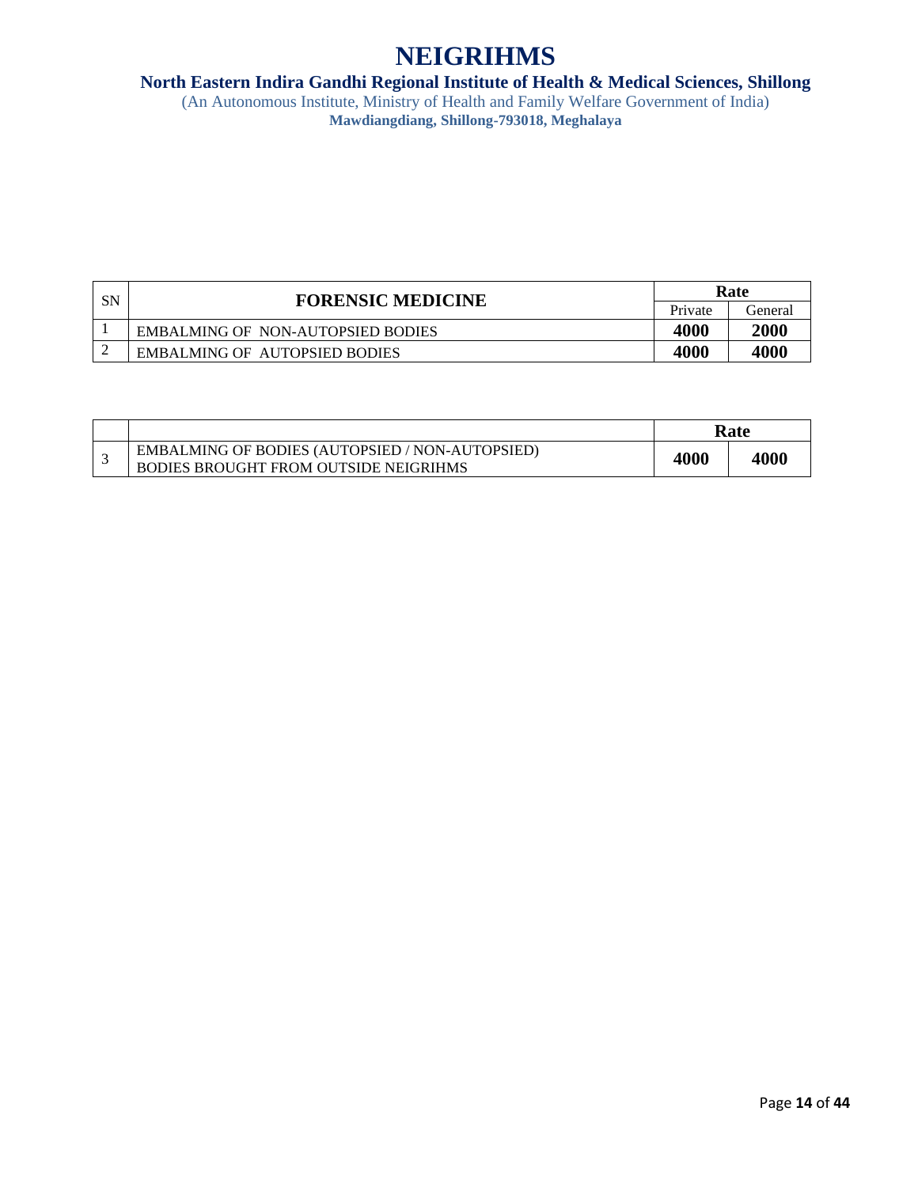# NEIGRIHMS

**North Eastern Indira Gandhi Regional Institute of Health & Medical Sciences, Shillong**

(An Autonomous Institute, Ministry of Health and Family Welfare Government of India)

**Mawdiangdiang, Shillong-793018, Meghalaya**

| SN | FORENSIC MEDICINE | Rate | |
|---|---|---|---|
| | | Private | General |
| 1 | EMBALMING OF NON-AUTOPSIED BODIES | **4000** | **2000** |
| 2 | EMBALMING OF AUTOPSIED BODIES | **4000** | **4000** |

| | | Rate | |
|---|---|---|---|
| 3 | EMBALMING OF BODIES (AUTOPSIED / NON-AUTOPSIED) BODIES BROUGHT FROM OUTSIDE NEIGRIHMS | **4000** | **4000** |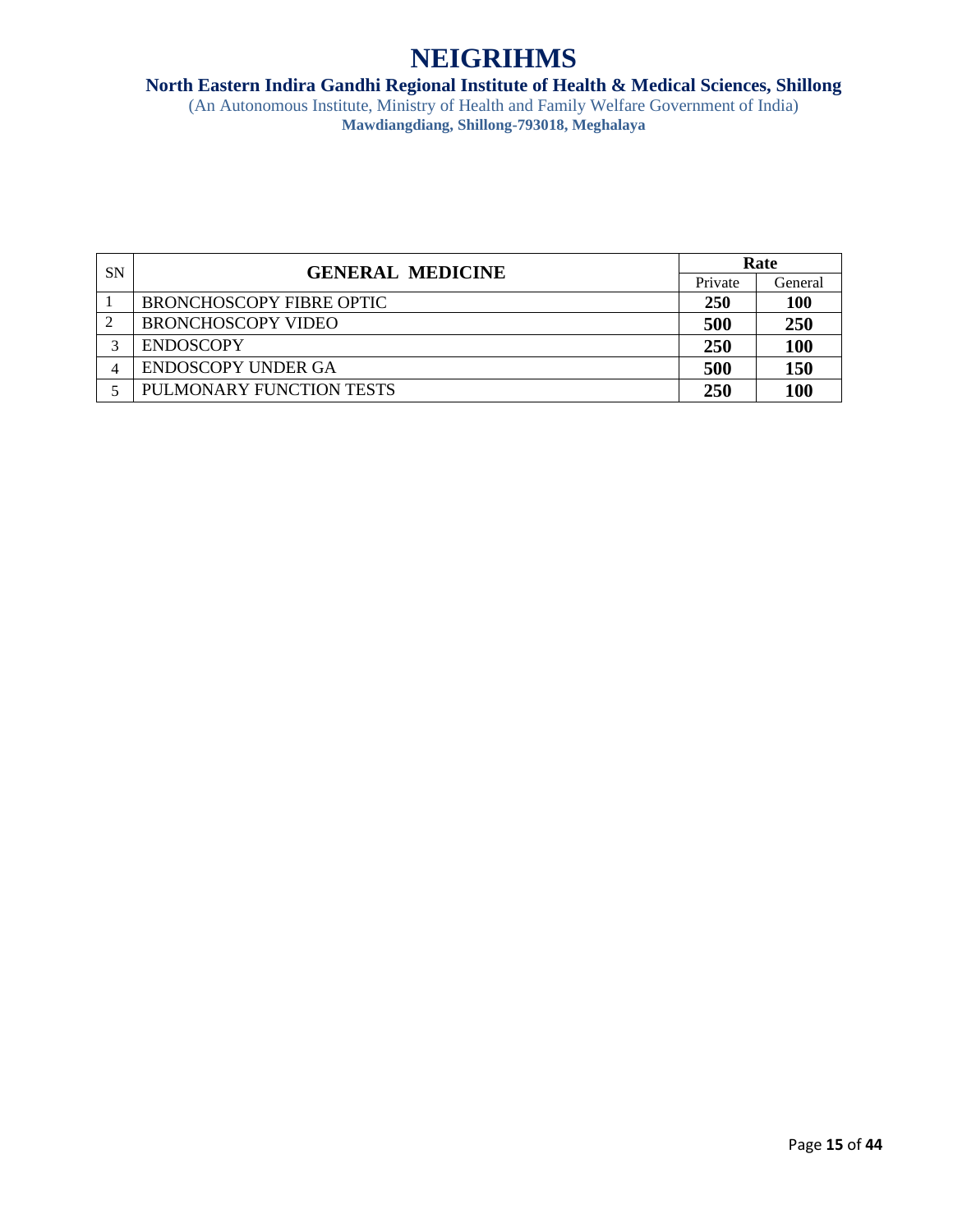# NEIGRIHMS

**North Eastern Indira Gandhi Regional Institute of Health & Medical Sciences, Shillong**

(An Autonomous Institute, Ministry of Health and Family Welfare Government of India)

**Mawdiangdiang, Shillong-793018, Meghalaya**

| SN | GENERAL MEDICINE | Rate | |
|---|---|---|---|
| | | Private | General |
| 1 | BRONCHOSCOPY FIBRE OPTIC | **250** | **100** |
| 2 | BRONCHOSCOPY VIDEO | **500** | **250** |
| 3 | ENDOSCOPY | **250** | **100** |
| 4 | ENDOSCOPY UNDER GA | **500** | **150** |
| 5 | PULMONARY FUNCTION TESTS | **250** | **100** |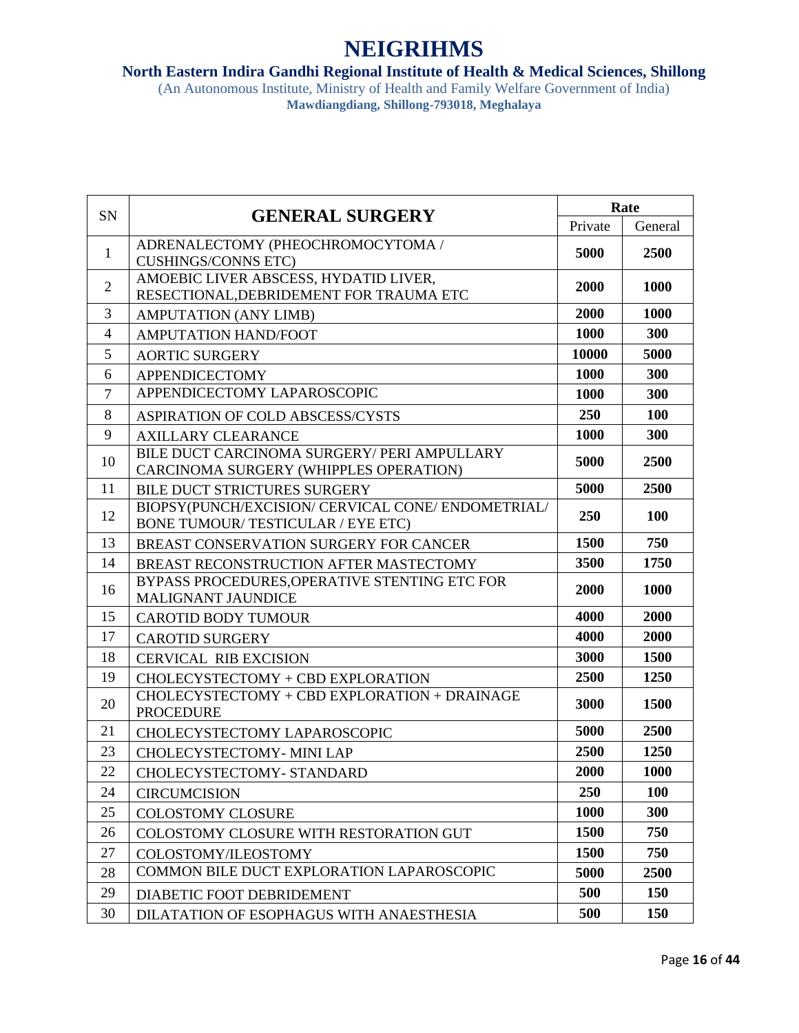# NEIGRIHMS

**North Eastern Indira Gandhi Regional Institute of Health & Medical Sciences, Shillong**

(An Autonomous Institute, Ministry of Health and Family Welfare Government of India)

**Mawdiangdiang, Shillong-793018, Meghalaya**

| SN | GENERAL SURGERY | Rate | |
|---|---|---|---|
| | | Private | General |
| 1 | ADRENALECTOMY (PHEOCHROMOCYTOMA / CUSHINGS/CONNS ETC) | **5000** | **2500** |
| 2 | AMOEBIC LIVER ABSCESS, HYDATID LIVER, RESECTIONAL,DEBRIDEMENT FOR TRAUMA ETC | **2000** | **1000** |
| 3 | AMPUTATION (ANY LIMB) | **2000** | **1000** |
| 4 | AMPUTATION HAND/FOOT | **1000** | **300** |
| 5 | AORTIC SURGERY | **10000** | **5000** |
| 6 | APPENDICECTOMY | **1000** | **300** |
| 7 | APPENDICECTOMY LAPAROSCOPIC | **1000** | **300** |
| 8 | ASPIRATION OF COLD ABSCESS/CYSTS | **250** | **100** |
| 9 | AXILLARY CLEARANCE | **1000** | **300** |
| 10 | BILE DUCT CARCINOMA SURGERY/ PERI AMPULLARY CARCINOMA SURGERY (WHIPPLES OPERATION) | **5000** | **2500** |
| 11 | BILE DUCT STRICTURES SURGERY | **5000** | **2500** |
| 12 | BIOPSY(PUNCH/EXCISION/ CERVICAL CONE/ ENDOMETRIAL/ BONE TUMOUR/ TESTICULAR / EYE ETC) | **250** | **100** |
| 13 | BREAST CONSERVATION SURGERY FOR CANCER | **1500** | **750** |
| 14 | BREAST RECONSTRUCTION AFTER MASTECTOMY | **3500** | **1750** |
| 16 | BYPASS PROCEDURES,OPERATIVE STENTING ETC FOR MALIGNANT JAUNDICE | **2000** | **1000** |
| 15 | CAROTID BODY TUMOUR | **4000** | **2000** |
| 17 | CAROTID SURGERY | **4000** | **2000** |
| 18 | CERVICAL RIB EXCISION | **3000** | **1500** |
| 19 | CHOLECYSTECTOMY + CBD EXPLORATION | **2500** | **1250** |
| 20 | CHOLECYSTECTOMY + CBD EXPLORATION + DRAINAGE PROCEDURE | **3000** | **1500** |
| 21 | CHOLECYSTECTOMY LAPAROSCOPIC | **5000** | **2500** |
| 23 | CHOLECYSTECTOMY- MINI LAP | **2500** | **1250** |
| 22 | CHOLECYSTECTOMY- STANDARD | **2000** | **1000** |
| 24 | CIRCUMCISION | **250** | **100** |
| 25 | COLOSTOMY CLOSURE | **1000** | **300** |
| 26 | COLOSTOMY CLOSURE WITH RESTORATION GUT | **1500** | **750** |
| 27 | COLOSTOMY/ILEOSTOMY | **1500** | **750** |
| 28 | COMMON BILE DUCT EXPLORATION LAPAROSCOPIC | **5000** | **2500** |
| 29 | DIABETIC FOOT DEBRIDEMENT | **500** | **150** |
| 30 | DILATATION OF ESOPHAGUS WITH ANAESTHESIA | **500** | **150** |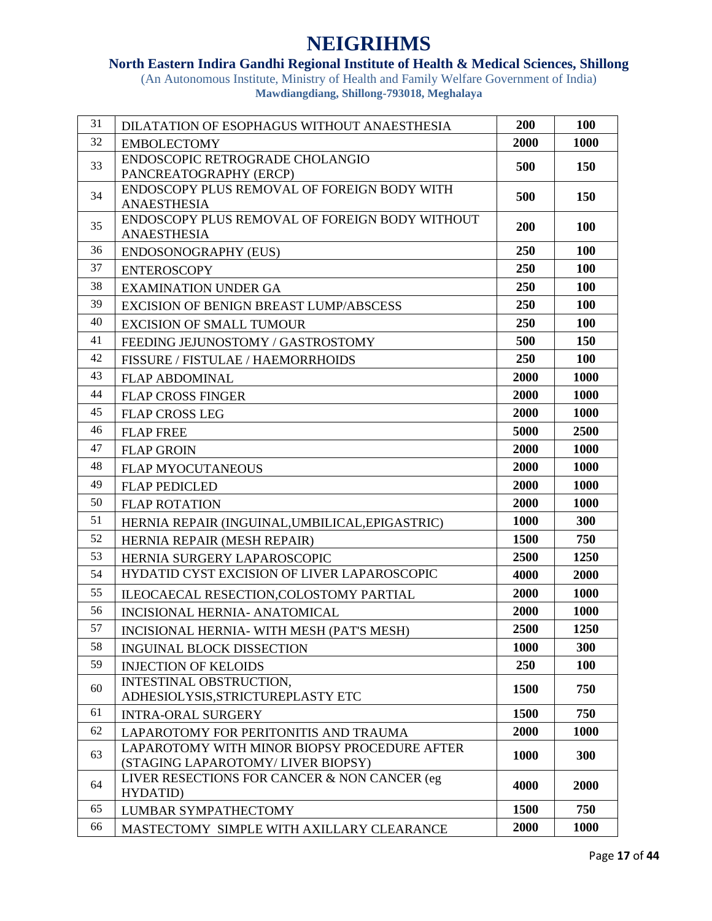# NEIGRIHMS

**North Eastern Indira Gandhi Regional Institute of Health & Medical Sciences, Shillong**

(An Autonomous Institute, Ministry of Health and Family Welfare Government of India)

**Mawdiangdiang, Shillong-793018, Meghalaya**

| | | | |
|---|---|---|---|
| 31 | DILATATION OF ESOPHAGUS WITHOUT ANAESTHESIA | **200** | **100** |
| 32 | EMBOLECTOMY | **2000** | **1000** |
| 33 | ENDOSCOPIC RETROGRADE CHOLANGIO PANCREATOGRAPHY (ERCP) | **500** | **150** |
| 34 | ENDOSCOPY PLUS REMOVAL OF FOREIGN BODY WITH ANAESTHESIA | **500** | **150** |
| 35 | ENDOSCOPY PLUS REMOVAL OF FOREIGN BODY WITHOUT ANAESTHESIA | **200** | **100** |
| 36 | ENDOSONOGRAPHY (EUS) | **250** | **100** |
| 37 | ENTEROSCOPY | **250** | **100** |
| 38 | EXAMINATION UNDER GA | **250** | **100** |
| 39 | EXCISION OF BENIGN BREAST LUMP/ABSCESS | **250** | **100** |
| 40 | EXCISION OF SMALL TUMOUR | **250** | **100** |
| 41 | FEEDING JEJUNOSTOMY / GASTROSTOMY | **500** | **150** |
| 42 | FISSURE / FISTULAE / HAEMORRHOIDS | **250** | **100** |
| 43 | FLAP ABDOMINAL | **2000** | **1000** |
| 44 | FLAP CROSS FINGER | **2000** | **1000** |
| 45 | FLAP CROSS LEG | **2000** | **1000** |
| 46 | FLAP FREE | **5000** | **2500** |
| 47 | FLAP GROIN | **2000** | **1000** |
| 48 | FLAP MYOCUTANEOUS | **2000** | **1000** |
| 49 | FLAP PEDICLED | **2000** | **1000** |
| 50 | FLAP ROTATION | **2000** | **1000** |
| 51 | HERNIA REPAIR (INGUINAL,UMBILICAL,EPIGASTRIC) | **1000** | **300** |
| 52 | HERNIA REPAIR (MESH REPAIR) | **1500** | **750** |
| 53 | HERNIA SURGERY LAPAROSCOPIC | **2500** | **1250** |
| 54 | HYDATID CYST EXCISION OF LIVER LAPAROSCOPIC | **4000** | **2000** |
| 55 | ILEOCAECAL RESECTION,COLOSTOMY PARTIAL | **2000** | **1000** |
| 56 | INCISIONAL HERNIA- ANATOMICAL | **2000** | **1000** |
| 57 | INCISIONAL HERNIA- WITH MESH (PAT'S MESH) | **2500** | **1250** |
| 58 | INGUINAL BLOCK DISSECTION | **1000** | **300** |
| 59 | INJECTION OF KELOIDS | **250** | **100** |
| 60 | INTESTINAL OBSTRUCTION, ADHESIOLYSIS,STRICTUREPLASTY ETC | **1500** | **750** |
| 61 | INTRA-ORAL SURGERY | **1500** | **750** |
| 62 | LAPAROTOMY FOR PERITONITIS AND TRAUMA | **2000** | **1000** |
| 63 | LAPAROTOMY WITH MINOR BIOPSY PROCEDURE AFTER (STAGING LAPAROTOMY/ LIVER BIOPSY) | **1000** | **300** |
| 64 | LIVER RESECTIONS FOR CANCER & NON CANCER (eg HYDATID) | **4000** | **2000** |
| 65 | LUMBAR SYMPATHECTOMY | **1500** | **750** |
| 66 | MASTECTOMY SIMPLE WITH AXILLARY CLEARANCE | **2000** | **1000** |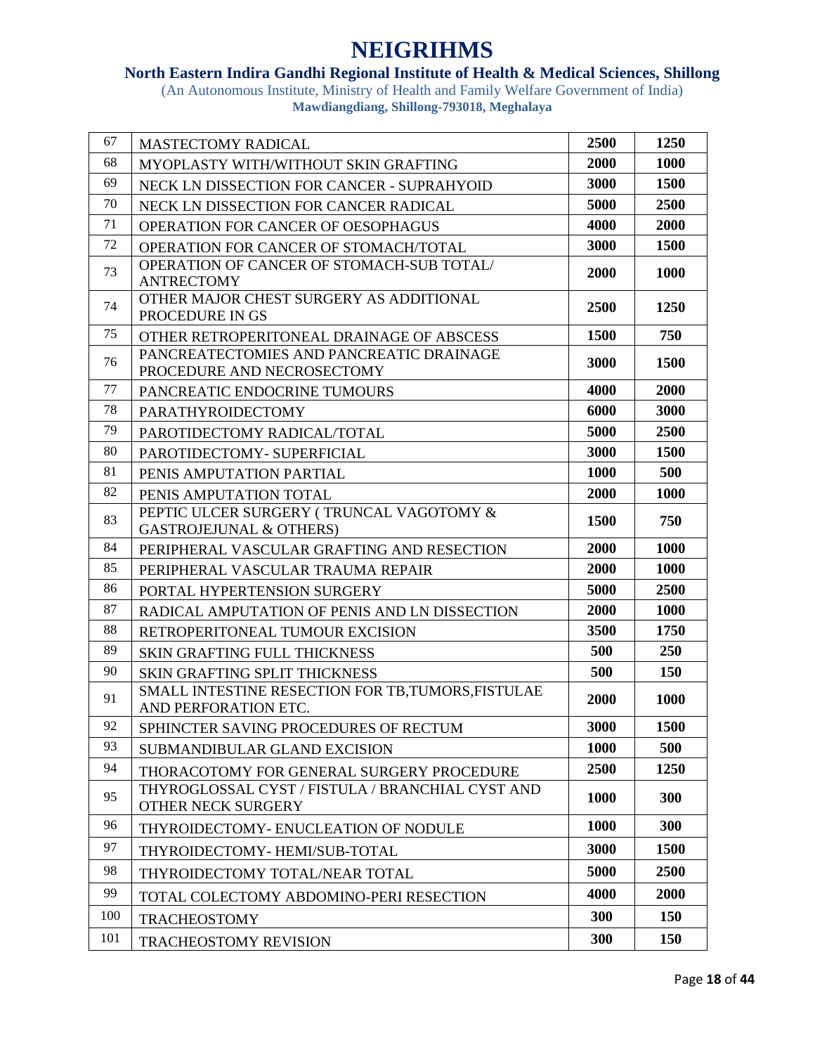# NEIGRIHMS

**North Eastern Indira Gandhi Regional Institute of Health & Medical Sciences, Shillong**

(An Autonomous Institute, Ministry of Health and Family Welfare Government of India)

**Mawdiangdiang, Shillong-793018, Meghalaya**

| | | | |
|---|---|---|---|
| 67 | MASTECTOMY RADICAL | **2500** | **1250** |
| 68 | MYOPLASTY WITH/WITHOUT SKIN GRAFTING | **2000** | **1000** |
| 69 | NECK LN DISSECTION FOR CANCER - SUPRAHYOID | **3000** | **1500** |
| 70 | NECK LN DISSECTION FOR CANCER RADICAL | **5000** | **2500** |
| 71 | OPERATION FOR CANCER OF OESOPHAGUS | **4000** | **2000** |
| 72 | OPERATION FOR CANCER OF STOMACH/TOTAL | **3000** | **1500** |
| 73 | OPERATION OF CANCER OF STOMACH-SUB TOTAL/ ANTRECTOMY | **2000** | **1000** |
| 74 | OTHER MAJOR CHEST SURGERY AS ADDITIONAL PROCEDURE IN GS | **2500** | **1250** |
| 75 | OTHER RETROPERITONEAL DRAINAGE OF ABSCESS | **1500** | **750** |
| 76 | PANCREATECTOMIES AND PANCREATIC DRAINAGE PROCEDURE AND NECROSECTOMY | **3000** | **1500** |
| 77 | PANCREATIC ENDOCRINE TUMOURS | **4000** | **2000** |
| 78 | PARATHYROIDECTOMY | **6000** | **3000** |
| 79 | PAROTIDECTOMY RADICAL/TOTAL | **5000** | **2500** |
| 80 | PAROTIDECTOMY- SUPERFICIAL | **3000** | **1500** |
| 81 | PENIS AMPUTATION PARTIAL | **1000** | **500** |
| 82 | PENIS AMPUTATION TOTAL | **2000** | **1000** |
| 83 | PEPTIC ULCER SURGERY ( TRUNCAL VAGOTOMY & GASTROJEJUNAL & OTHERS) | **1500** | **750** |
| 84 | PERIPHERAL VASCULAR GRAFTING AND RESECTION | **2000** | **1000** |
| 85 | PERIPHERAL VASCULAR TRAUMA REPAIR | **2000** | **1000** |
| 86 | PORTAL HYPERTENSION SURGERY | **5000** | **2500** |
| 87 | RADICAL AMPUTATION OF PENIS AND LN DISSECTION | **2000** | **1000** |
| 88 | RETROPERITONEAL TUMOUR EXCISION | **3500** | **1750** |
| 89 | SKIN GRAFTING FULL THICKNESS | **500** | **250** |
| 90 | SKIN GRAFTING SPLIT THICKNESS | **500** | **150** |
| 91 | SMALL INTESTINE RESECTION FOR TB,TUMORS,FISTULAE AND PERFORATION ETC. | **2000** | **1000** |
| 92 | SPHINCTER SAVING PROCEDURES OF RECTUM | **3000** | **1500** |
| 93 | SUBMANDIBULAR GLAND EXCISION | **1000** | **500** |
| 94 | THORACOTOMY FOR GENERAL SURGERY PROCEDURE | **2500** | **1250** |
| 95 | THYROGLOSSAL CYST / FISTULA / BRANCHIAL CYST AND OTHER NECK SURGERY | **1000** | **300** |
| 96 | THYROIDECTOMY- ENUCLEATION OF NODULE | **1000** | **300** |
| 97 | THYROIDECTOMY- HEMI/SUB-TOTAL | **3000** | **1500** |
| 98 | THYROIDECTOMY TOTAL/NEAR TOTAL | **5000** | **2500** |
| 99 | TOTAL COLECTOMY ABDOMINO-PERI RESECTION | **4000** | **2000** |
| 100 | TRACHEOSTOMY | **300** | **150** |
| 101 | TRACHEOSTOMY REVISION | **300** | **150** |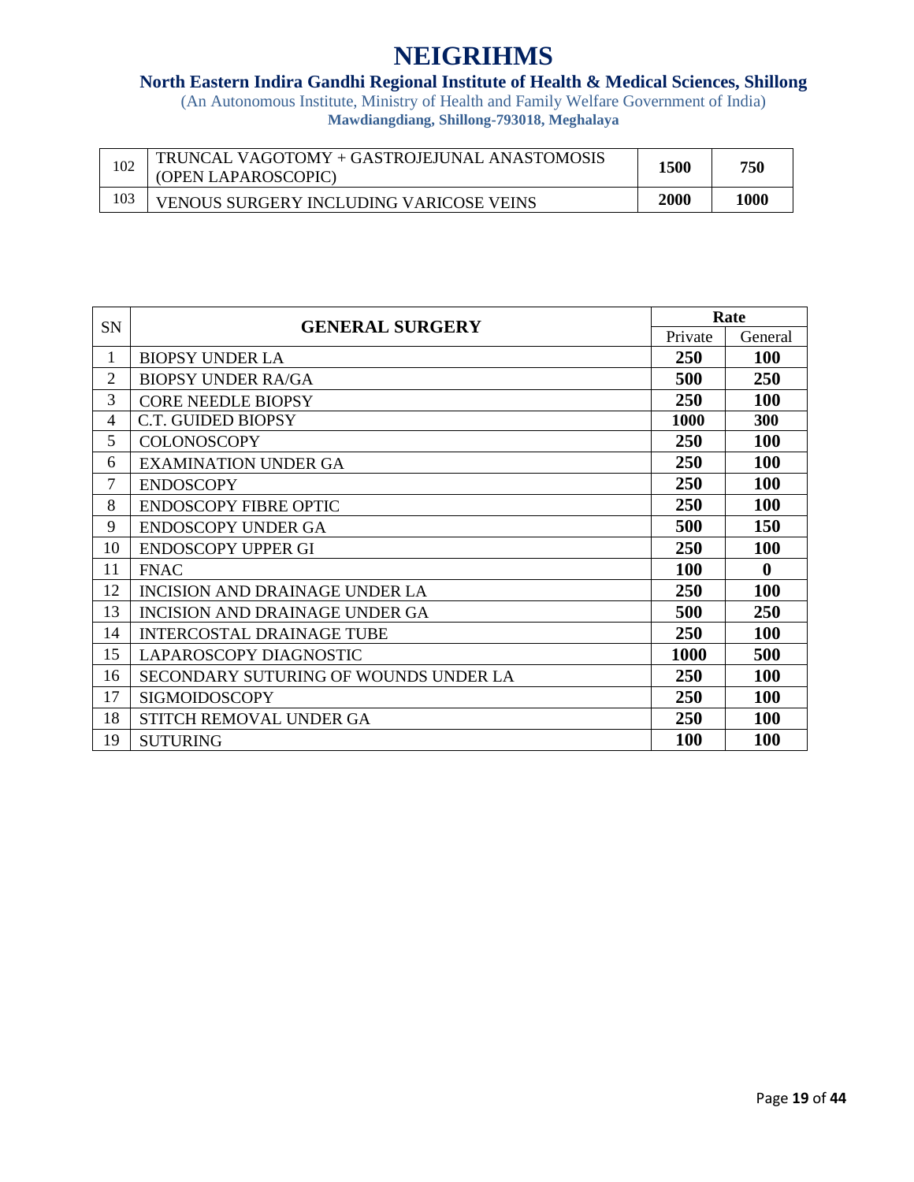# NEIGRIHMS

**North Eastern Indira Gandhi Regional Institute of Health & Medical Sciences, Shillong**

(An Autonomous Institute, Ministry of Health and Family Welfare Government of India)

**Mawdiangdiang, Shillong-793018, Meghalaya**

| | | | |
|---|---|---|---|
| 102 | TRUNCAL VAGOTOMY + GASTROJEJUNAL ANASTOMOSIS (OPEN LAPAROSCOPIC) | **1500** | **750** |
| 103 | VENOUS SURGERY INCLUDING VARICOSE VEINS | **2000** | **1000** |

| SN | GENERAL SURGERY | Rate | |
|---|---|---|---|
| | | Private | General |
| 1 | BIOPSY UNDER LA | **250** | **100** |
| 2 | BIOPSY UNDER RA/GA | **500** | **250** |
| 3 | CORE NEEDLE BIOPSY | **250** | **100** |
| 4 | C.T. GUIDED BIOPSY | **1000** | **300** |
| 5 | COLONOSCOPY | **250** | **100** |
| 6 | EXAMINATION UNDER GA | **250** | **100** |
| 7 | ENDOSCOPY | **250** | **100** |
| 8 | ENDOSCOPY FIBRE OPTIC | **250** | **100** |
| 9 | ENDOSCOPY UNDER GA | **500** | **150** |
| 10 | ENDOSCOPY UPPER GI | **250** | **100** |
| 11 | FNAC | **100** | **0** |
| 12 | INCISION AND DRAINAGE UNDER LA | **250** | **100** |
| 13 | INCISION AND DRAINAGE UNDER GA | **500** | **250** |
| 14 | INTERCOSTAL DRAINAGE TUBE | **250** | **100** |
| 15 | LAPAROSCOPY DIAGNOSTIC | **1000** | **500** |
| 16 | SECONDARY SUTURING OF WOUNDS UNDER LA | **250** | **100** |
| 17 | SIGMOIDOSCOPY | **250** | **100** |
| 18 | STITCH REMOVAL UNDER GA | **250** | **100** |
| 19 | SUTURING | **100** | **100** |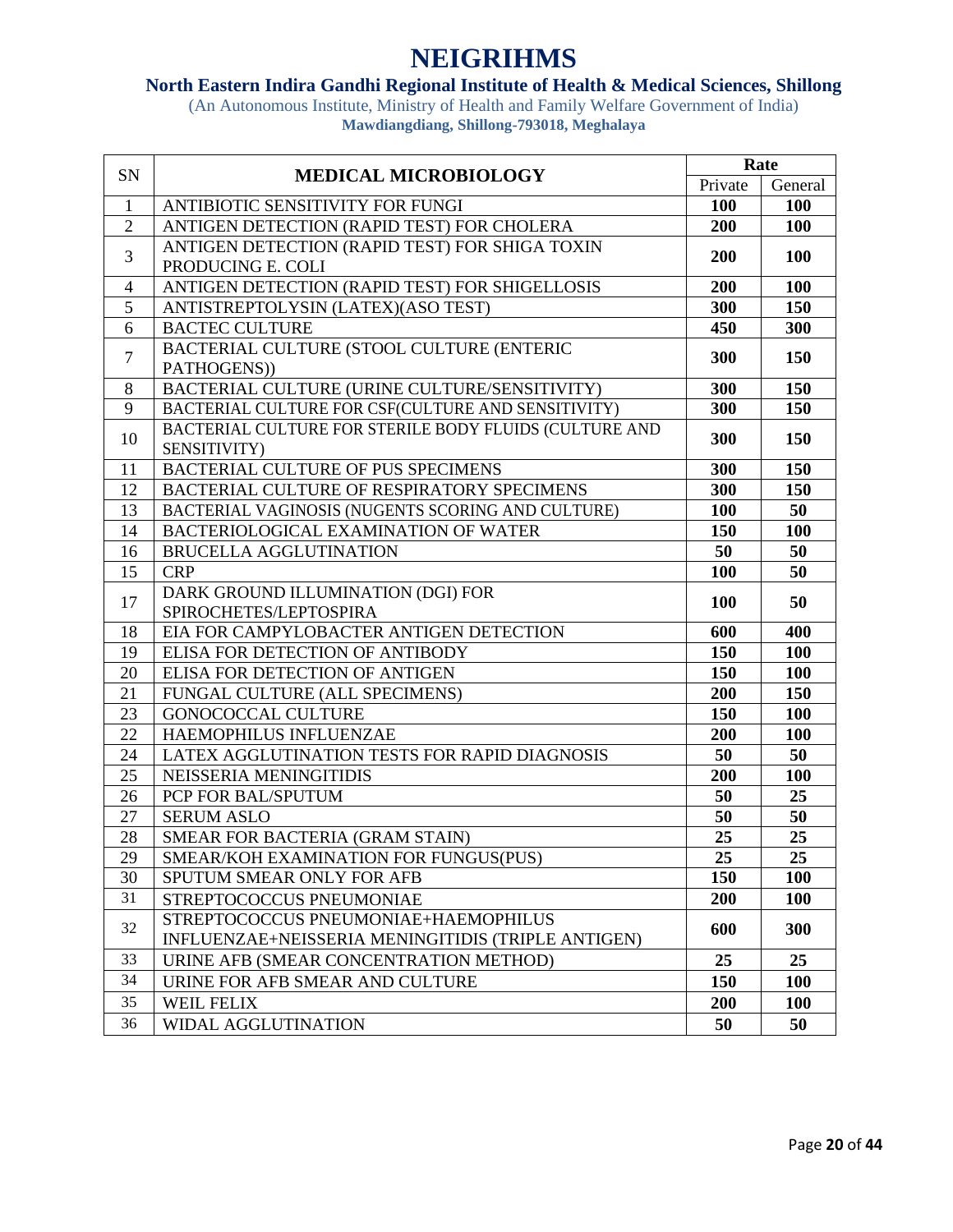# NEIGRIHMS

## North Eastern Indira Gandhi Regional Institute of Health & Medical Sciences, Shillong

(An Autonomous Institute, Ministry of Health and Family Welfare Government of India)

**Mawdiangdiang, Shillong-793018, Meghalaya**

| SN | MEDICAL MICROBIOLOGY | Rate | |
|---|---|---|---|
| | | Private | General |
| 1 | ANTIBIOTIC SENSITIVITY FOR FUNGI | **100** | **100** |
| 2 | ANTIGEN DETECTION (RAPID TEST) FOR CHOLERA | **200** | **100** |
| 3 | ANTIGEN DETECTION (RAPID TEST) FOR SHIGA TOXIN PRODUCING E. COLI | **200** | **100** |
| 4 | ANTIGEN DETECTION (RAPID TEST) FOR SHIGELLOSIS | **200** | **100** |
| 5 | ANTISTREPTOLYSIN (LATEX)(ASO TEST) | **300** | **150** |
| 6 | BACTEC CULTURE | **450** | **300** |
| 7 | BACTERIAL CULTURE (STOOL CULTURE (ENTERIC PATHOGENS)) | **300** | **150** |
| 8 | BACTERIAL CULTURE (URINE CULTURE/SENSITIVITY) | **300** | **150** |
| 9 | BACTERIAL CULTURE FOR CSF(CULTURE AND SENSITIVITY) | **300** | **150** |
| 10 | BACTERIAL CULTURE FOR STERILE BODY FLUIDS (CULTURE AND SENSITIVITY) | **300** | **150** |
| 11 | BACTERIAL CULTURE OF PUS SPECIMENS | **300** | **150** |
| 12 | BACTERIAL CULTURE OF RESPIRATORY SPECIMENS | **300** | **150** |
| 13 | BACTERIAL VAGINOSIS (NUGENTS SCORING AND CULTURE) | **100** | **50** |
| 14 | BACTERIOLOGICAL EXAMINATION OF WATER | **150** | **100** |
| 16 | BRUCELLA AGGLUTINATION | **50** | **50** |
| 15 | CRP | **100** | **50** |
| 17 | DARK GROUND ILLUMINATION (DGI) FOR SPIROCHETES/LEPTOSPIRA | **100** | **50** |
| 18 | EIA FOR CAMPYLOBACTER ANTIGEN DETECTION | **600** | **400** |
| 19 | ELISA FOR DETECTION OF ANTIBODY | **150** | **100** |
| 20 | ELISA FOR DETECTION OF ANTIGEN | **150** | **100** |
| 21 | FUNGAL CULTURE (ALL SPECIMENS) | **200** | **150** |
| 23 | GONOCOCCAL CULTURE | **150** | **100** |
| 22 | HAEMOPHILUS INFLUENZAE | **200** | **100** |
| 24 | LATEX AGGLUTINATION TESTS FOR RAPID DIAGNOSIS | **50** | **50** |
| 25 | NEISSERIA MENINGITIDIS | **200** | **100** |
| 26 | PCP FOR BAL/SPUTUM | **50** | **25** |
| 27 | SERUM ASLO | **50** | **50** |
| 28 | SMEAR FOR BACTERIA (GRAM STAIN) | **25** | **25** |
| 29 | SMEAR/KOH EXAMINATION FOR FUNGUS(PUS) | **25** | **25** |
| 30 | SPUTUM SMEAR ONLY FOR AFB | **150** | **100** |
| 31 | STREPTOCOCCUS PNEUMONIAE | **200** | **100** |
| 32 | STREPTOCOCCUS PNEUMONIAE+HAEMOPHILUS INFLUENZAE+NEISSERIA MENINGITIDIS (TRIPLE ANTIGEN) | **600** | **300** |
| 33 | URINE AFB (SMEAR CONCENTRATION METHOD) | **25** | **25** |
| 34 | URINE FOR AFB SMEAR AND CULTURE | **150** | **100** |
| 35 | WEIL FELIX | **200** | **100** |
| 36 | WIDAL AGGLUTINATION | **50** | **50** |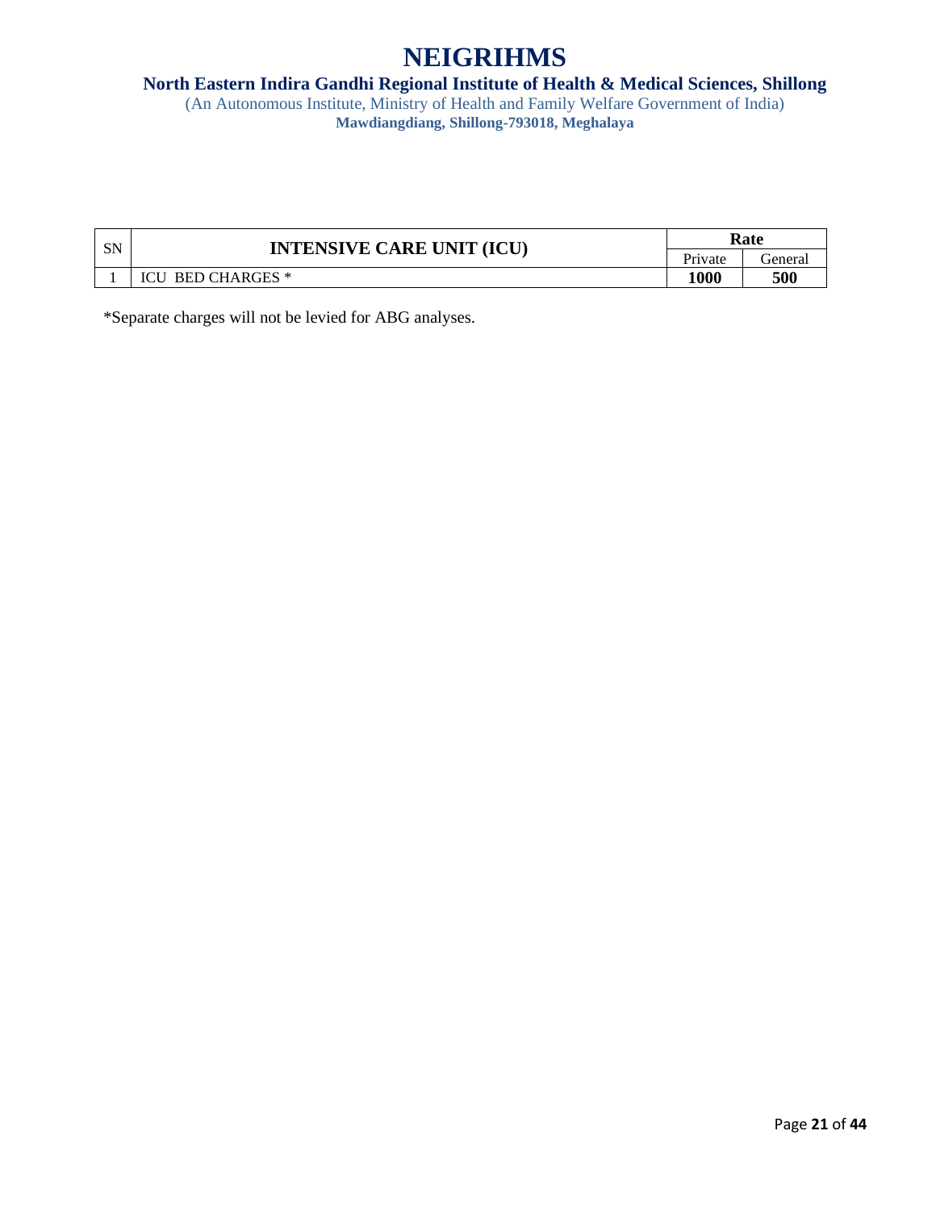# NEIGRIHMS

**North Eastern Indira Gandhi Regional Institute of Health & Medical Sciences, Shillong**

(An Autonomous Institute, Ministry of Health and Family Welfare Government of India)

**Mawdiangdiang, Shillong-793018, Meghalaya**

| SN | INTENSIVE CARE UNIT (ICU) | Rate | |
|---|---|---|---|
| | | Private | General |
| 1 | ICU BED CHARGES * | **1000** | **500** |

*Separate charges will not be levied for ABG analyses.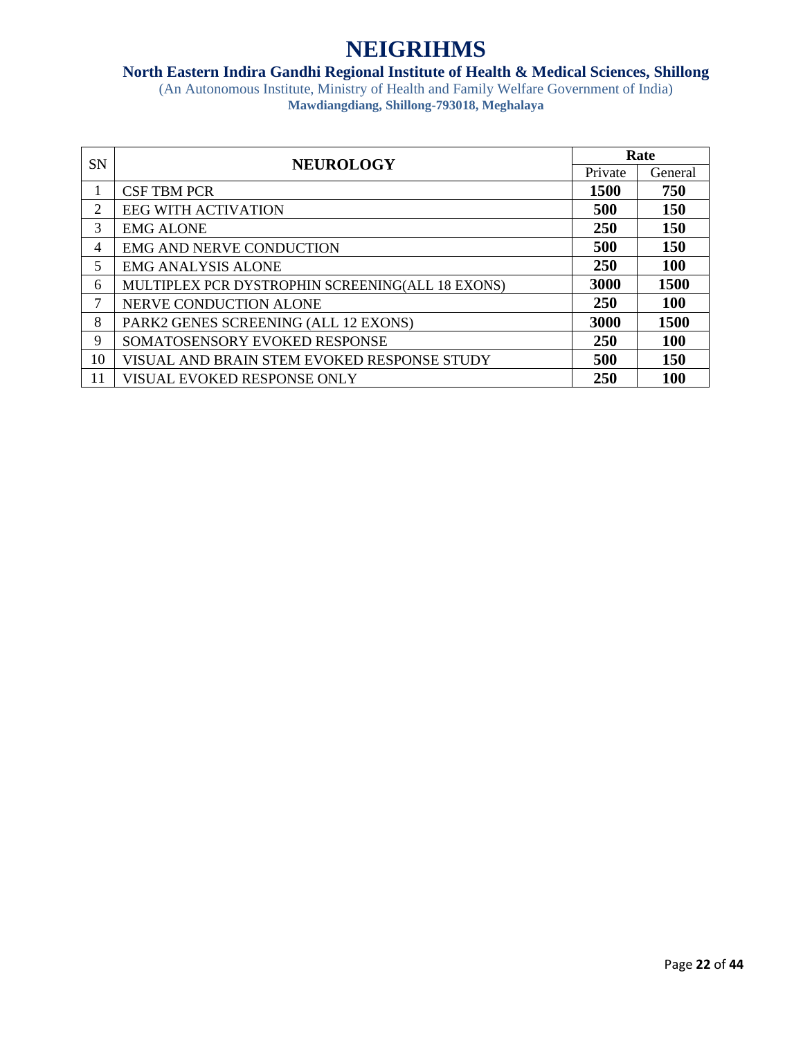# NEIGRIHMS

**North Eastern Indira Gandhi Regional Institute of Health & Medical Sciences, Shillong**

(An Autonomous Institute, Ministry of Health and Family Welfare Government of India)

**Mawdiangdiang, Shillong-793018, Meghalaya**

| SN | NEUROLOGY | Rate | |
|---|---|---|---|
| | | Private | General |
| 1 | CSF TBM PCR | **1500** | **750** |
| 2 | EEG WITH ACTIVATION | **500** | **150** |
| 3 | EMG ALONE | **250** | **150** |
| 4 | EMG AND NERVE CONDUCTION | **500** | **150** |
| 5 | EMG ANALYSIS ALONE | **250** | **100** |
| 6 | MULTIPLEX PCR DYSTROPHIN SCREENING(ALL 18 EXONS) | **3000** | **1500** |
| 7 | NERVE CONDUCTION ALONE | **250** | **100** |
| 8 | PARK2 GENES SCREENING (ALL 12 EXONS) | **3000** | **1500** |
| 9 | SOMATOSENSORY EVOKED RESPONSE | **250** | **100** |
| 10 | VISUAL AND BRAIN STEM EVOKED RESPONSE STUDY | **500** | **150** |
| 11 | VISUAL EVOKED RESPONSE ONLY | **250** | **100** |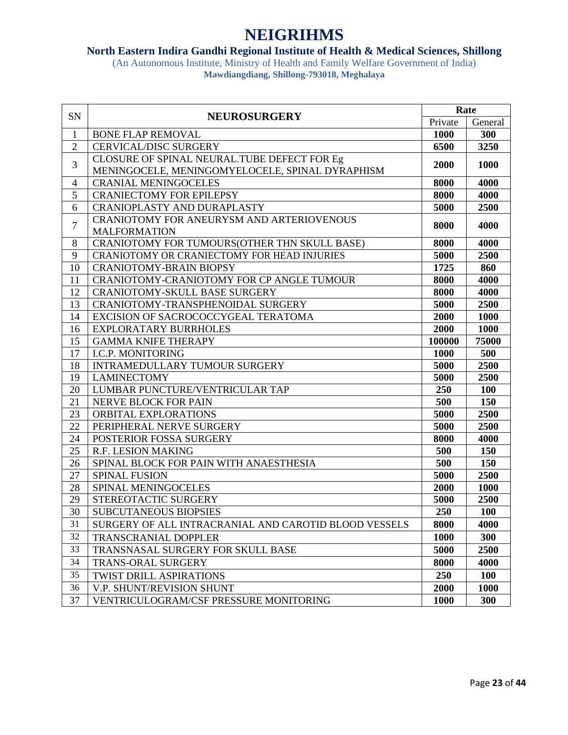# NEIGRIHMS

**North Eastern Indira Gandhi Regional Institute of Health & Medical Sciences, Shillong**

(An Autonomous Institute, Ministry of Health and Family Welfare Government of India)

**Mawdiangdiang, Shillong-793018, Meghalaya**

| SN | NEUROSURGERY | Rate | |
|---|---|---|---|
| | | Private | General |
| 1 | BONE FLAP REMOVAL | **1000** | **300** |
| 2 | CERVICAL/DISC SURGERY | **6500** | **3250** |
| 3 | CLOSURE OF SPINAL NEURAL.TUBE DEFECT FOR Eg MENINGOCELE, MENINGOMYELOCELE, SPINAL DYRAPHISM | **2000** | **1000** |
| 4 | CRANIAL MENINGOCELES | **8000** | **4000** |
| 5 | CRANIECTOMY FOR EPILEPSY | **8000** | **4000** |
| 6 | CRANIOPLASTY AND DURAPLASTY | **5000** | **2500** |
| 7 | CRANIOTOMY FOR ANEURYSM AND ARTERIOVENOUS MALFORMATION | **8000** | **4000** |
| 8 | CRANIOTOMY FOR TUMOURS(OTHER THN SKULL BASE) | **8000** | **4000** |
| 9 | CRANIOTOMY OR CRANIECTOMY FOR HEAD INJURIES | **5000** | **2500** |
| 10 | CRANIOTOMY-BRAIN BIOPSY | **1725** | **860** |
| 11 | CRANIOTOMY-CRANIOTOMY FOR CP ANGLE TUMOUR | **8000** | **4000** |
| 12 | CRANIOTOMY-SKULL BASE SURGERY | **8000** | **4000** |
| 13 | CRANIOTOMY-TRANSPHENOIDAL SURGERY | **5000** | **2500** |
| 14 | EXCISION OF SACROCOCCYGEAL TERATOMA | **2000** | **1000** |
| 16 | EXPLORATARY BURRHOLES | **2000** | **1000** |
| 15 | GAMMA KNIFE THERAPY | **100000** | **75000** |
| 17 | I.C.P. MONITORING | **1000** | **500** |
| 18 | INTRAMEDULLARY TUMOUR SURGERY | **5000** | **2500** |
| 19 | LAMINECTOMY | **5000** | **2500** |
| 20 | LUMBAR PUNCTURE/VENTRICULAR TAP | **250** | **100** |
| 21 | NERVE BLOCK FOR PAIN | **500** | **150** |
| 23 | ORBITAL EXPLORATIONS | **5000** | **2500** |
| 22 | PERIPHERAL NERVE SURGERY | **5000** | **2500** |
| 24 | POSTERIOR FOSSA SURGERY | **8000** | **4000** |
| 25 | R.F. LESION MAKING | **500** | **150** |
| 26 | SPINAL BLOCK FOR PAIN WITH ANAESTHESIA | **500** | **150** |
| 27 | SPINAL FUSION | **5000** | **2500** |
| 28 | SPINAL MENINGOCELES | **2000** | **1000** |
| 29 | STEREOTACTIC SURGERY | **5000** | **2500** |
| 30 | SUBCUTANEOUS BIOPSIES | **250** | **100** |
| 31 | SURGERY OF ALL INTRACRANIAL AND CAROTID BLOOD VESSELS | **8000** | **4000** |
| 32 | TRANSCRANIAL DOPPLER | **1000** | **300** |
| 33 | TRANSNASAL SURGERY FOR SKULL BASE | **5000** | **2500** |
| 34 | TRANS-ORAL SURGERY | **8000** | **4000** |
| 35 | TWIST DRILL ASPIRATIONS | **250** | **100** |
| 36 | V.P. SHUNT/REVISION SHUNT | **2000** | **1000** |
| 37 | VENTRICULOGRAM/CSF PRESSURE MONITORING | **1000** | **300** |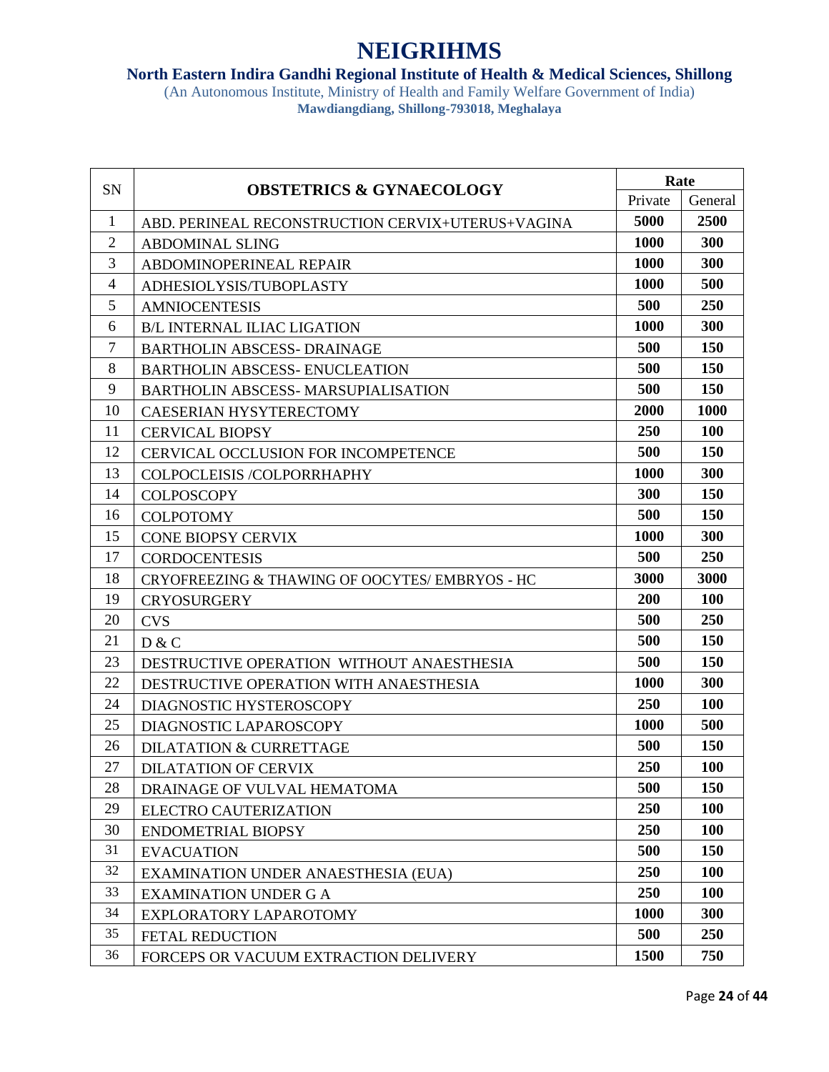# NEIGRIHMS

**North Eastern Indira Gandhi Regional Institute of Health & Medical Sciences, Shillong**

(An Autonomous Institute, Ministry of Health and Family Welfare Government of India)

**Mawdiangdiang, Shillong-793018, Meghalaya**

| SN | OBSTETRICS & GYNAECOLOGY | Rate | |
|---|---|---|---|
| | | Private | General |
| 1 | ABD. PERINEAL RECONSTRUCTION CERVIX+UTERUS+VAGINA | **5000** | **2500** |
| 2 | ABDOMINAL SLING | **1000** | **300** |
| 3 | ABDOMINOPERINEAL REPAIR | **1000** | **300** |
| 4 | ADHESIOLYSIS/TUBOPLASTY | **1000** | **500** |
| 5 | AMNIOCENTESIS | **500** | **250** |
| 6 | B/L INTERNAL ILIAC LIGATION | **1000** | **300** |
| 7 | BARTHOLIN ABSCESS- DRAINAGE | **500** | **150** |
| 8 | BARTHOLIN ABSCESS- ENUCLEATION | **500** | **150** |
| 9 | BARTHOLIN ABSCESS- MARSUPIALISATION | **500** | **150** |
| 10 | CAESERIAN HYSYTERECTOMY | **2000** | **1000** |
| 11 | CERVICAL BIOPSY | **250** | **100** |
| 12 | CERVICAL OCCLUSION FOR INCOMPETENCE | **500** | **150** |
| 13 | COLPOCLEISIS /COLPORRHAPHY | **1000** | **300** |
| 14 | COLPOSCOPY | **300** | **150** |
| 16 | COLPOTOMY | **500** | **150** |
| 15 | CONE BIOPSY CERVIX | **1000** | **300** |
| 17 | CORDOCENTESIS | **500** | **250** |
| 18 | CRYOFREEZING & THAWING OF OOCYTES/ EMBRYOS - HC | **3000** | **3000** |
| 19 | CRYOSURGERY | **200** | **100** |
| 20 | CVS | **500** | **250** |
| 21 | D & C | **500** | **150** |
| 23 | DESTRUCTIVE OPERATION WITHOUT ANAESTHESIA | **500** | **150** |
| 22 | DESTRUCTIVE OPERATION WITH ANAESTHESIA | **1000** | **300** |
| 24 | DIAGNOSTIC HYSTEROSCOPY | **250** | **100** |
| 25 | DIAGNOSTIC LAPAROSCOPY | **1000** | **500** |
| 26 | DILATATION & CURRETTAGE | **500** | **150** |
| 27 | DILATATION OF CERVIX | **250** | **100** |
| 28 | DRAINAGE OF VULVAL HEMATOMA | **500** | **150** |
| 29 | ELECTRO CAUTERIZATION | **250** | **100** |
| 30 | ENDOMETRIAL BIOPSY | **250** | **100** |
| 31 | EVACUATION | **500** | **150** |
| 32 | EXAMINATION UNDER ANAESTHESIA (EUA) | **250** | **100** |
| 33 | EXAMINATION UNDER G A | **250** | **100** |
| 34 | EXPLORATORY LAPAROTOMY | **1000** | **300** |
| 35 | FETAL REDUCTION | **500** | **250** |
| 36 | FORCEPS OR VACUUM EXTRACTION DELIVERY | **1500** | **750** |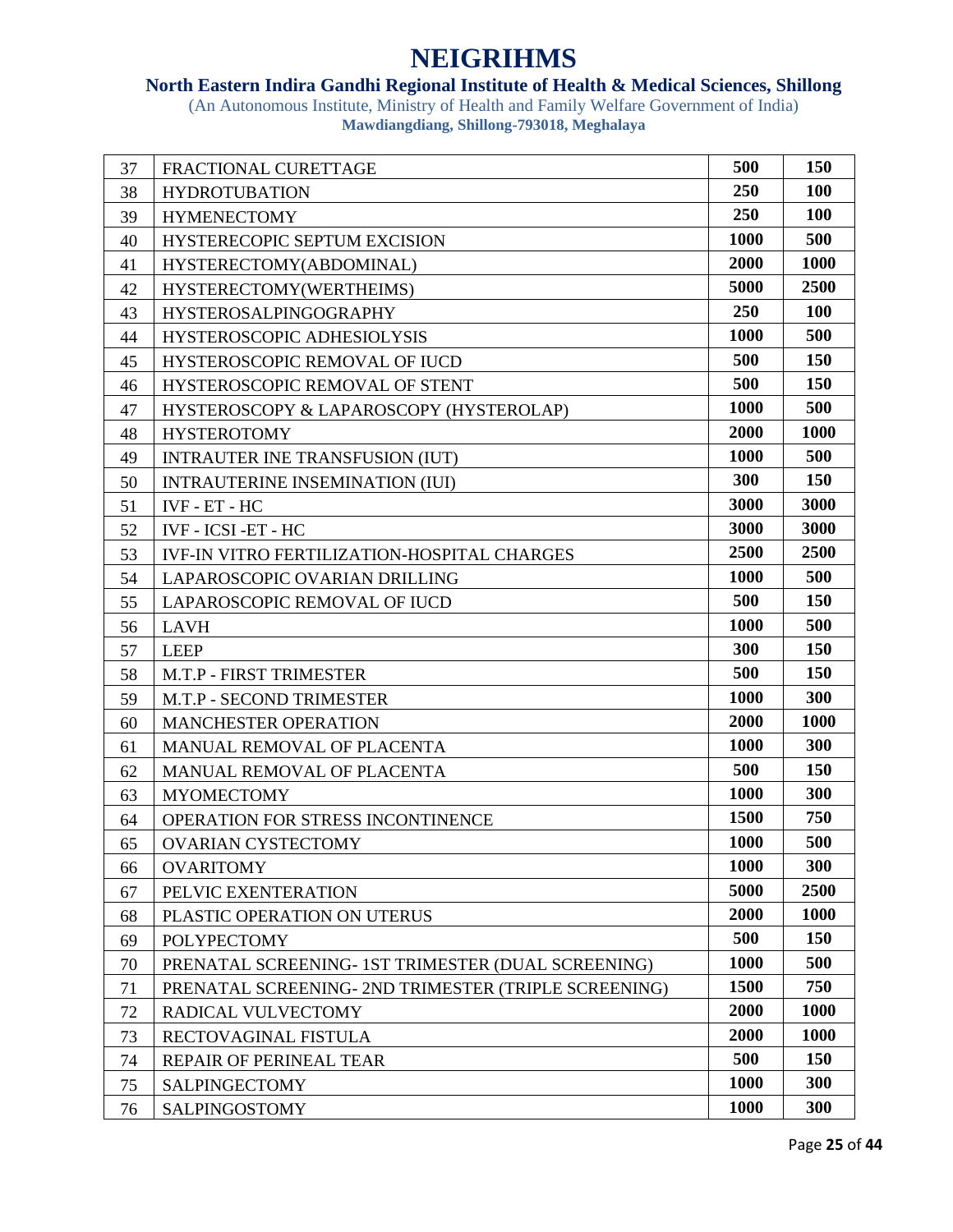# NEIGRIHMS

**North Eastern Indira Gandhi Regional Institute of Health & Medical Sciences, Shillong**

(An Autonomous Institute, Ministry of Health and Family Welfare Government of India)

**Mawdiangdiang, Shillong-793018, Meghalaya**

| | | | |
|---|---|---|---|
| 37 | FRACTIONAL CURETTAGE | **500** | **150** |
| 38 | HYDROTUBATION | **250** | **100** |
| 39 | HYMENECTOMY | **250** | **100** |
| 40 | HYSTERECOPIC SEPTUM EXCISION | **1000** | **500** |
| 41 | HYSTERECTOMY(ABDOMINAL) | **2000** | **1000** |
| 42 | HYSTERECTOMY(WERTHEIMS) | **5000** | **2500** |
| 43 | HYSTEROSALPINGOGRAPHY | **250** | **100** |
| 44 | HYSTEROSCOPIC ADHESIOLYSIS | **1000** | **500** |
| 45 | HYSTEROSCOPIC REMOVAL OF IUCD | **500** | **150** |
| 46 | HYSTEROSCOPIC REMOVAL OF STENT | **500** | **150** |
| 47 | HYSTEROSCOPY & LAPAROSCOPY (HYSTEROLAP) | **1000** | **500** |
| 48 | HYSTEROTOMY | **2000** | **1000** |
| 49 | INTRAUTER INE TRANSFUSION (IUT) | **1000** | **500** |
| 50 | INTRAUTERINE INSEMINATION (IUI) | **300** | **150** |
| 51 | IVF - ET - HC | **3000** | **3000** |
| 52 | IVF - ICSI -ET - HC | **3000** | **3000** |
| 53 | IVF-IN VITRO FERTILIZATION-HOSPITAL CHARGES | **2500** | **2500** |
| 54 | LAPAROSCOPIC OVARIAN DRILLING | **1000** | **500** |
| 55 | LAPAROSCOPIC REMOVAL OF IUCD | **500** | **150** |
| 56 | LAVH | **1000** | **500** |
| 57 | LEEP | **300** | **150** |
| 58 | M.T.P - FIRST TRIMESTER | **500** | **150** |
| 59 | M.T.P - SECOND TRIMESTER | **1000** | **300** |
| 60 | MANCHESTER OPERATION | **2000** | **1000** |
| 61 | MANUAL REMOVAL OF PLACENTA | **1000** | **300** |
| 62 | MANUAL REMOVAL OF PLACENTA | **500** | **150** |
| 63 | MYOMECTOMY | **1000** | **300** |
| 64 | OPERATION FOR STRESS INCONTINENCE | **1500** | **750** |
| 65 | OVARIAN CYSTECTOMY | **1000** | **500** |
| 66 | OVARITOMY | **1000** | **300** |
| 67 | PELVIC EXENTERATION | **5000** | **2500** |
| 68 | PLASTIC OPERATION ON UTERUS | **2000** | **1000** |
| 69 | POLYPECTOMY | **500** | **150** |
| 70 | PRENATAL SCREENING- 1ST TRIMESTER (DUAL SCREENING) | **1000** | **500** |
| 71 | PRENATAL SCREENING- 2ND TRIMESTER (TRIPLE SCREENING) | **1500** | **750** |
| 72 | RADICAL VULVECTOMY | **2000** | **1000** |
| 73 | RECTOVAGINAL FISTULA | **2000** | **1000** |
| 74 | REPAIR OF PERINEAL TEAR | **500** | **150** |
| 75 | SALPINGECTOMY | **1000** | **300** |
| 76 | SALPINGOSTOMY | **1000** | **300** |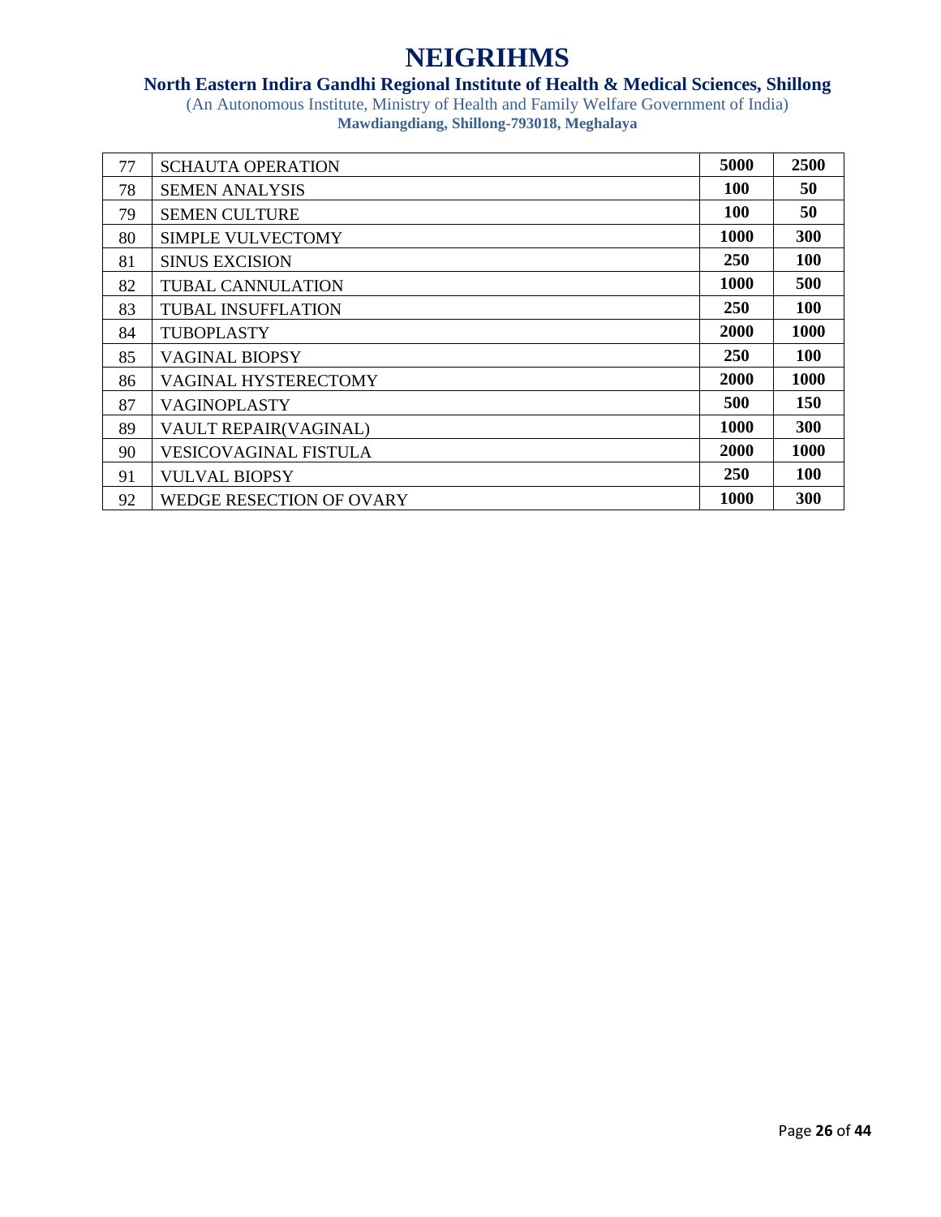# NEIGRIHMS

**North Eastern Indira Gandhi Regional Institute of Health & Medical Sciences, Shillong**

(An Autonomous Institute, Ministry of Health and Family Welfare Government of India)

**Mawdiangdiang, Shillong-793018, Meghalaya**

| 77 | SCHAUTA OPERATION | **5000** | **2500** |
|---|---|---|---|
| 78 | SEMEN ANALYSIS | **100** | **50** |
| 79 | SEMEN CULTURE | **100** | **50** |
| 80 | SIMPLE VULVECTOMY | **1000** | **300** |
| 81 | SINUS EXCISION | **250** | **100** |
| 82 | TUBAL CANNULATION | **1000** | **500** |
| 83 | TUBAL INSUFFLATION | **250** | **100** |
| 84 | TUBOPLASTY | **2000** | **1000** |
| 85 | VAGINAL BIOPSY | **250** | **100** |
| 86 | VAGINAL HYSTERECTOMY | **2000** | **1000** |
| 87 | VAGINOPLASTY | **500** | **150** |
| 89 | VAULT REPAIR(VAGINAL) | **1000** | **300** |
| 90 | VESICOVAGINAL FISTULA | **2000** | **1000** |
| 91 | VULVAL BIOPSY | **250** | **100** |
| 92 | WEDGE RESECTION OF OVARY | **1000** | **300** |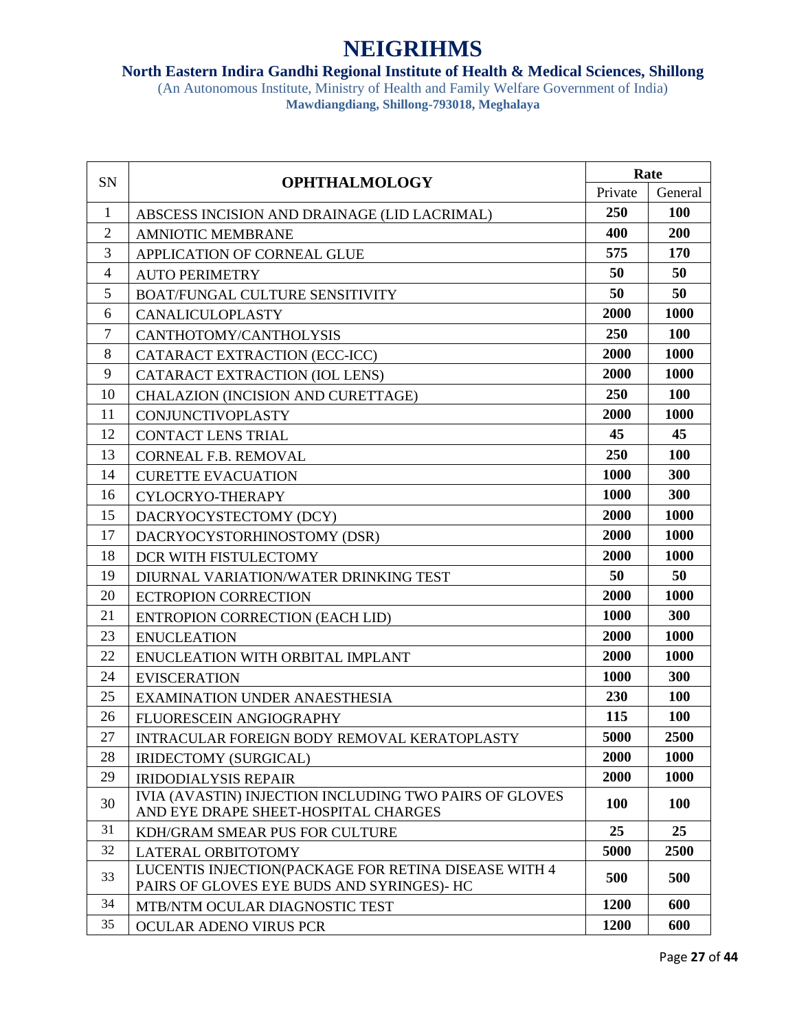# NEIGRIHMS

**North Eastern Indira Gandhi Regional Institute of Health & Medical Sciences, Shillong**

(An Autonomous Institute, Ministry of Health and Family Welfare Government of India)

**Mawdiangdiang, Shillong-793018, Meghalaya**

| SN | OPHTHALMOLOGY | Rate | |
|---|---|---|---|
| | | Private | General |
| 1 | ABSCESS INCISION AND DRAINAGE (LID LACRIMAL) | **250** | **100** |
| 2 | AMNIOTIC MEMBRANE | **400** | **200** |
| 3 | APPLICATION OF CORNEAL GLUE | **575** | **170** |
| 4 | AUTO PERIMETRY | **50** | **50** |
| 5 | BOAT/FUNGAL CULTURE SENSITIVITY | **50** | **50** |
| 6 | CANALICULOPLASTY | **2000** | **1000** |
| 7 | CANTHOTOMY/CANTHOLYSIS | **250** | **100** |
| 8 | CATARACT EXTRACTION (ECC-ICC) | **2000** | **1000** |
| 9 | CATARACT EXTRACTION (IOL LENS) | **2000** | **1000** |
| 10 | CHALAZION (INCISION AND CURETTAGE) | **250** | **100** |
| 11 | CONJUNCTIVOPLASTY | **2000** | **1000** |
| 12 | CONTACT LENS TRIAL | **45** | **45** |
| 13 | CORNEAL F.B. REMOVAL | **250** | **100** |
| 14 | CURETTE EVACUATION | **1000** | **300** |
| 16 | CYLOCRYO-THERAPY | **1000** | **300** |
| 15 | DACRYOCYSTECTOMY (DCY) | **2000** | **1000** |
| 17 | DACRYOCYSTORHINOSTOMY (DSR) | **2000** | **1000** |
| 18 | DCR WITH FISTULECTOMY | **2000** | **1000** |
| 19 | DIURNAL VARIATION/WATER DRINKING TEST | **50** | **50** |
| 20 | ECTROPION CORRECTION | **2000** | **1000** |
| 21 | ENTROPION CORRECTION (EACH LID) | **1000** | **300** |
| 23 | ENUCLEATION | **2000** | **1000** |
| 22 | ENUCLEATION WITH ORBITAL IMPLANT | **2000** | **1000** |
| 24 | EVISCERATION | **1000** | **300** |
| 25 | EXAMINATION UNDER ANAESTHESIA | **230** | **100** |
| 26 | FLUORESCEIN ANGIOGRAPHY | **115** | **100** |
| 27 | INTRACULAR FOREIGN BODY REMOVAL KERATOPLASTY | **5000** | **2500** |
| 28 | IRIDECTOMY (SURGICAL) | **2000** | **1000** |
| 29 | IRIDODIALYSIS REPAIR | **2000** | **1000** |
| 30 | IVIA (AVASTIN) INJECTION INCLUDING TWO PAIRS OF GLOVES AND EYE DRAPE SHEET-HOSPITAL CHARGES | **100** | **100** |
| 31 | KDH/GRAM SMEAR PUS FOR CULTURE | **25** | **25** |
| 32 | LATERAL ORBITOTOMY | **5000** | **2500** |
| 33 | LUCENTIS INJECTION(PACKAGE FOR RETINA DISEASE WITH 4 PAIRS OF GLOVES EYE BUDS AND SYRINGES)- HC | **500** | **500** |
| 34 | MTB/NTM OCULAR DIAGNOSTIC TEST | **1200** | **600** |
| 35 | OCULAR ADENO VIRUS PCR | **1200** | **600** |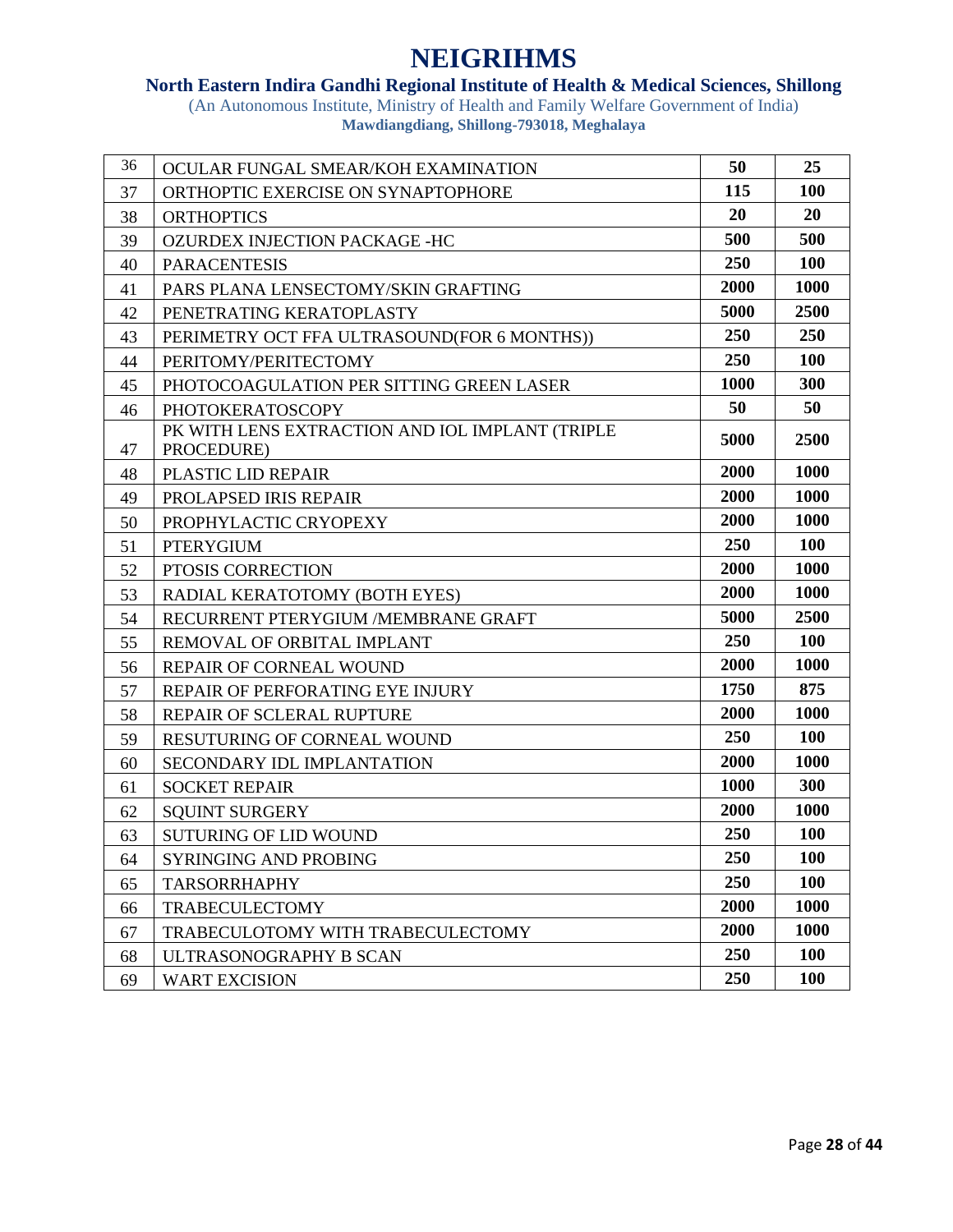# NEIGRIHMS

**North Eastern Indira Gandhi Regional Institute of Health & Medical Sciences, Shillong**

(An Autonomous Institute, Ministry of Health and Family Welfare Government of India)

**Mawdiangdiang, Shillong-793018, Meghalaya**

| | | | |
|---|---|---|---|
| 36 | OCULAR FUNGAL SMEAR/KOH EXAMINATION | **50** | **25** |
| 37 | ORTHOPTIC EXERCISE ON SYNAPTOPHORE | **115** | **100** |
| 38 | ORTHOPTICS | **20** | **20** |
| 39 | OZURDEX INJECTION PACKAGE -HC | **500** | **500** |
| 40 | PARACENTESIS | **250** | **100** |
| 41 | PARS PLANA LENSECTOMY/SKIN GRAFTING | **2000** | **1000** |
| 42 | PENETRATING KERATOPLASTY | **5000** | **2500** |
| 43 | PERIMETRY OCT FFA ULTRASOUND(FOR 6 MONTHS)) | **250** | **250** |
| 44 | PERITOMY/PERITECTOMY | **250** | **100** |
| 45 | PHOTOCOAGULATION PER SITTING GREEN LASER | **1000** | **300** |
| 46 | PHOTOKERATOSCOPY | **50** | **50** |
| 47 | PK WITH LENS EXTRACTION AND IOL IMPLANT (TRIPLE PROCEDURE) | **5000** | **2500** |
| 48 | PLASTIC LID REPAIR | **2000** | **1000** |
| 49 | PROLAPSED IRIS REPAIR | **2000** | **1000** |
| 50 | PROPHYLACTIC CRYOPEXY | **2000** | **1000** |
| 51 | PTERYGIUM | **250** | **100** |
| 52 | PTOSIS CORRECTION | **2000** | **1000** |
| 53 | RADIAL KERATOTOMY (BOTH EYES) | **2000** | **1000** |
| 54 | RECURRENT PTERYGIUM /MEMBRANE GRAFT | **5000** | **2500** |
| 55 | REMOVAL OF ORBITAL IMPLANT | **250** | **100** |
| 56 | REPAIR OF CORNEAL WOUND | **2000** | **1000** |
| 57 | REPAIR OF PERFORATING EYE INJURY | **1750** | **875** |
| 58 | REPAIR OF SCLERAL RUPTURE | **2000** | **1000** |
| 59 | RESUTURING OF CORNEAL WOUND | **250** | **100** |
| 60 | SECONDARY IDL IMPLANTATION | **2000** | **1000** |
| 61 | SOCKET REPAIR | **1000** | **300** |
| 62 | SQUINT SURGERY | **2000** | **1000** |
| 63 | SUTURING OF LID WOUND | **250** | **100** |
| 64 | SYRINGING AND PROBING | **250** | **100** |
| 65 | TARSORRHAPHY | **250** | **100** |
| 66 | TRABECULECTOMY | **2000** | **1000** |
| 67 | TRABECULOTOMY WITH TRABECULECTOMY | **2000** | **1000** |
| 68 | ULTRASONOGRAPHY B SCAN | **250** | **100** |
| 69 | WART EXCISION | **250** | **100** |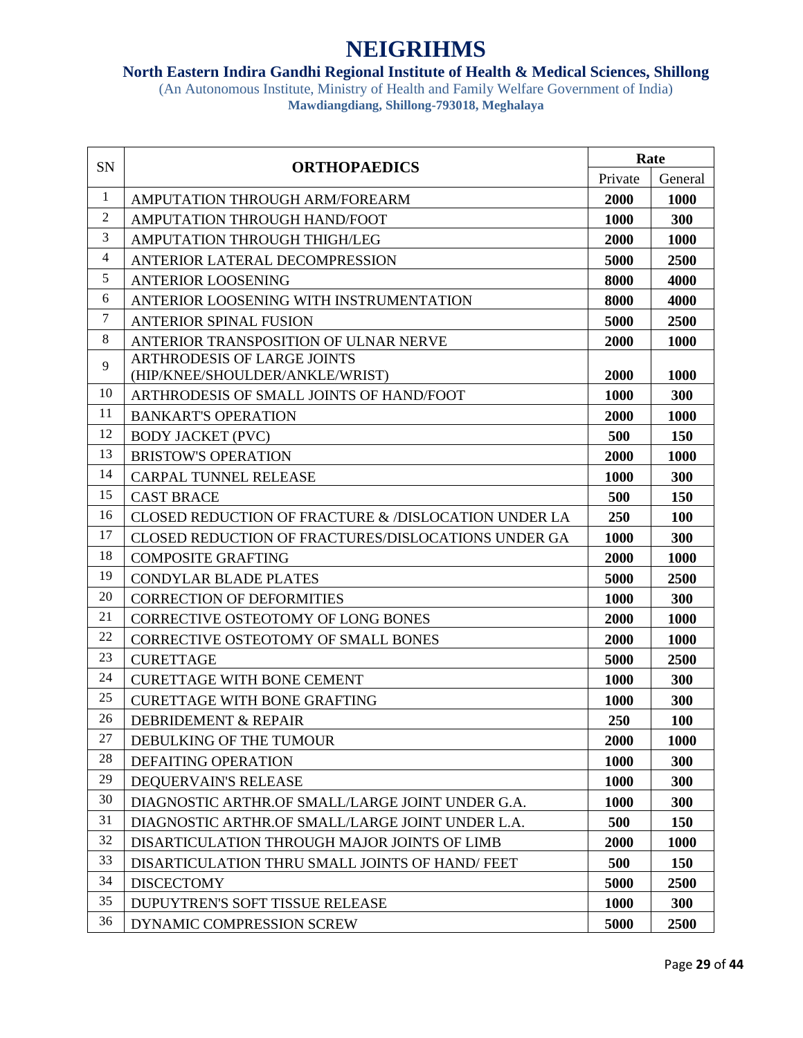# NEIGRIHMS

## North Eastern Indira Gandhi Regional Institute of Health & Medical Sciences, Shillong

(An Autonomous Institute, Ministry of Health and Family Welfare Government of India)

**Mawdiangdiang, Shillong-793018, Meghalaya**

| SN | ORTHOPAEDICS | Rate | |
|---|---|---|---|
| | | Private | General |
| 1 | AMPUTATION THROUGH ARM/FOREARM | **2000** | **1000** |
| 2 | AMPUTATION THROUGH HAND/FOOT | **1000** | **300** |
| 3 | AMPUTATION THROUGH THIGH/LEG | **2000** | **1000** |
| 4 | ANTERIOR LATERAL DECOMPRESSION | **5000** | **2500** |
| 5 | ANTERIOR LOOSENING | **8000** | **4000** |
| 6 | ANTERIOR LOOSENING WITH INSTRUMENTATION | **8000** | **4000** |
| 7 | ANTERIOR SPINAL FUSION | **5000** | **2500** |
| 8 | ANTERIOR TRANSPOSITION OF ULNAR NERVE | **2000** | **1000** |
| 9 | ARTHRODESIS OF LARGE JOINTS (HIP/KNEE/SHOULDER/ANKLE/WRIST) | **2000** | **1000** |
| 10 | ARTHRODESIS OF SMALL JOINTS OF HAND/FOOT | **1000** | **300** |
| 11 | BANKART'S OPERATION | **2000** | **1000** |
| 12 | BODY JACKET (PVC) | **500** | **150** |
| 13 | BRISTOW'S OPERATION | **2000** | **1000** |
| 14 | CARPAL TUNNEL RELEASE | **1000** | **300** |
| 15 | CAST BRACE | **500** | **150** |
| 16 | CLOSED REDUCTION OF FRACTURE & /DISLOCATION UNDER LA | **250** | **100** |
| 17 | CLOSED REDUCTION OF FRACTURES/DISLOCATIONS UNDER GA | **1000** | **300** |
| 18 | COMPOSITE GRAFTING | **2000** | **1000** |
| 19 | CONDYLAR BLADE PLATES | **5000** | **2500** |
| 20 | CORRECTION OF DEFORMITIES | **1000** | **300** |
| 21 | CORRECTIVE OSTEOTOMY OF LONG BONES | **2000** | **1000** |
| 22 | CORRECTIVE OSTEOTOMY OF SMALL BONES | **2000** | **1000** |
| 23 | CURETTAGE | **5000** | **2500** |
| 24 | CURETTAGE WITH BONE CEMENT | **1000** | **300** |
| 25 | CURETTAGE WITH BONE GRAFTING | **1000** | **300** |
| 26 | DEBRIDEMENT & REPAIR | **250** | **100** |
| 27 | DEBULKING OF THE TUMOUR | **2000** | **1000** |
| 28 | DEFAITING OPERATION | **1000** | **300** |
| 29 | DEQUERVAIN'S RELEASE | **1000** | **300** |
| 30 | DIAGNOSTIC ARTHR.OF SMALL/LARGE JOINT UNDER G.A. | **1000** | **300** |
| 31 | DIAGNOSTIC ARTHR.OF SMALL/LARGE JOINT UNDER L.A. | **500** | **150** |
| 32 | DISARTICULATION THROUGH MAJOR JOINTS OF LIMB | **2000** | **1000** |
| 33 | DISARTICULATION THRU SMALL JOINTS OF HAND/ FEET | **500** | **150** |
| 34 | DISCECTOMY | **5000** | **2500** |
| 35 | DUPUYTREN'S SOFT TISSUE RELEASE | **1000** | **300** |
| 36 | DYNAMIC COMPRESSION SCREW | **5000** | **2500** |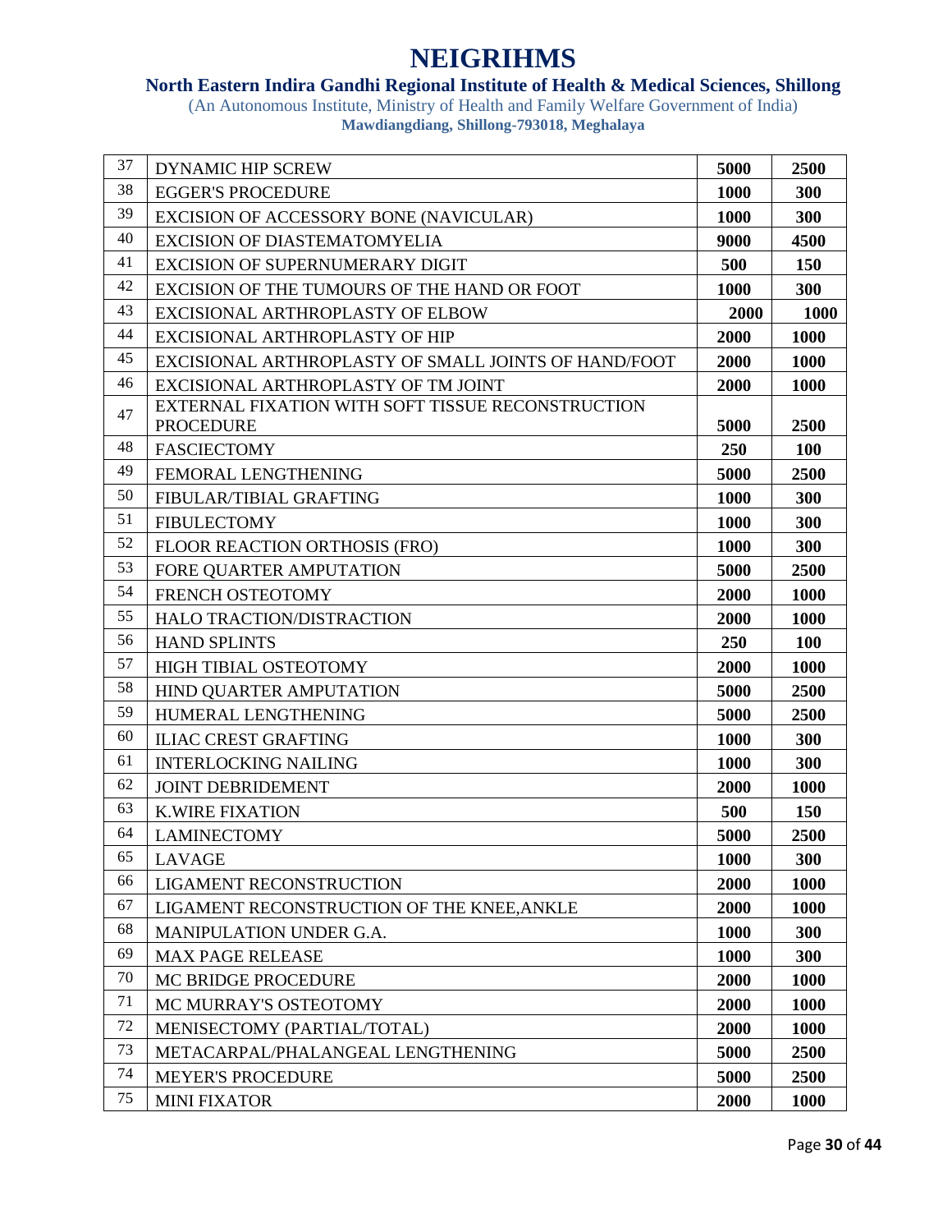# NEIGRIHMS

**North Eastern Indira Gandhi Regional Institute of Health & Medical Sciences, Shillong**

(An Autonomous Institute, Ministry of Health and Family Welfare Government of India)

**Mawdiangdiang, Shillong-793018, Meghalaya**

| | | | |
|---|---|---|---|
| 37 | DYNAMIC HIP SCREW | **5000** | **2500** |
| 38 | EGGER'S PROCEDURE | **1000** | **300** |
| 39 | EXCISION OF ACCESSORY BONE (NAVICULAR) | **1000** | **300** |
| 40 | EXCISION OF DIASTEMATOMYELIA | **9000** | **4500** |
| 41 | EXCISION OF SUPERNUMERARY DIGIT | **500** | **150** |
| 42 | EXCISION OF THE TUMOURS OF THE HAND OR FOOT | **1000** | **300** |
| 43 | EXCISIONAL ARTHROPLASTY OF ELBOW | **2000** | **1000** |
| 44 | EXCISIONAL ARTHROPLASTY OF HIP | **2000** | **1000** |
| 45 | EXCISIONAL ARTHROPLASTY OF SMALL JOINTS OF HAND/FOOT | **2000** | **1000** |
| 46 | EXCISIONAL ARTHROPLASTY OF TM JOINT | **2000** | **1000** |
| 47 | EXTERNAL FIXATION WITH SOFT TISSUE RECONSTRUCTION PROCEDURE | **5000** | **2500** |
| 48 | FASCIECTOMY | **250** | **100** |
| 49 | FEMORAL LENGTHENING | **5000** | **2500** |
| 50 | FIBULAR/TIBIAL GRAFTING | **1000** | **300** |
| 51 | FIBULECTOMY | **1000** | **300** |
| 52 | FLOOR REACTION ORTHOSIS (FRO) | **1000** | **300** |
| 53 | FORE QUARTER AMPUTATION | **5000** | **2500** |
| 54 | FRENCH OSTEOTOMY | **2000** | **1000** |
| 55 | HALO TRACTION/DISTRACTION | **2000** | **1000** |
| 56 | HAND SPLINTS | **250** | **100** |
| 57 | HIGH TIBIAL OSTEOTOMY | **2000** | **1000** |
| 58 | HIND QUARTER AMPUTATION | **5000** | **2500** |
| 59 | HUMERAL LENGTHENING | **5000** | **2500** |
| 60 | ILIAC CREST GRAFTING | **1000** | **300** |
| 61 | INTERLOCKING NAILING | **1000** | **300** |
| 62 | JOINT DEBRIDEMENT | **2000** | **1000** |
| 63 | K.WIRE FIXATION | **500** | **150** |
| 64 | LAMINECTOMY | **5000** | **2500** |
| 65 | LAVAGE | **1000** | **300** |
| 66 | LIGAMENT RECONSTRUCTION | **2000** | **1000** |
| 67 | LIGAMENT RECONSTRUCTION OF THE KNEE,ANKLE | **2000** | **1000** |
| 68 | MANIPULATION UNDER G.A. | **1000** | **300** |
| 69 | MAX PAGE RELEASE | **1000** | **300** |
| 70 | MC BRIDGE PROCEDURE | **2000** | **1000** |
| 71 | MC MURRAY'S OSTEOTOMY | **2000** | **1000** |
| 72 | MENISECTOMY (PARTIAL/TOTAL) | **2000** | **1000** |
| 73 | METACARPAL/PHALANGEAL LENGTHENING | **5000** | **2500** |
| 74 | MEYER'S PROCEDURE | **5000** | **2500** |
| 75 | MINI FIXATOR | **2000** | **1000** |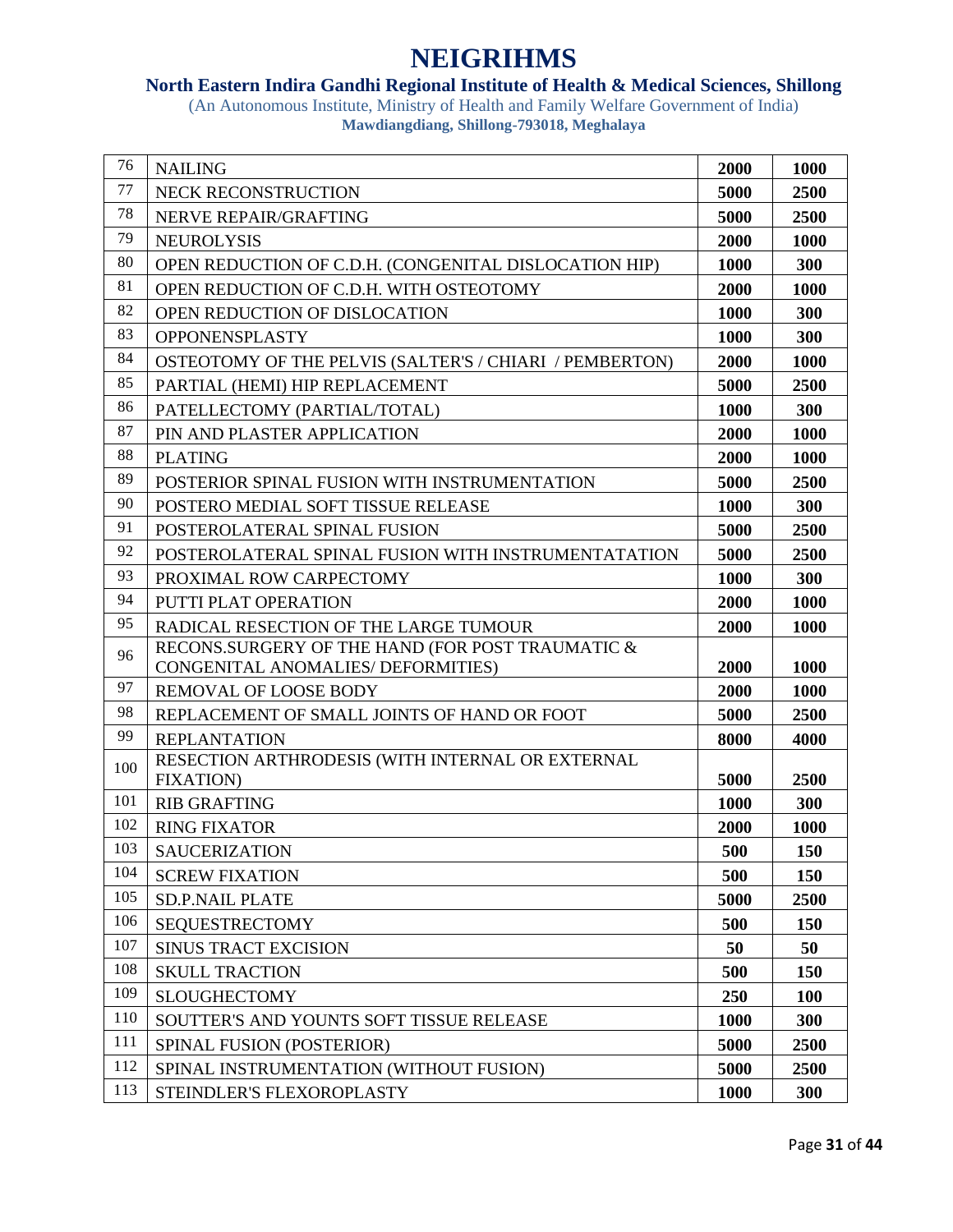# NEIGRIHMS

**North Eastern Indira Gandhi Regional Institute of Health & Medical Sciences, Shillong**

(An Autonomous Institute, Ministry of Health and Family Welfare Government of India)

**Mawdiangdiang, Shillong-793018, Meghalaya**

| | | | |
|---|---|---|---|
| 76 | NAILING | **2000** | **1000** |
| 77 | NECK RECONSTRUCTION | **5000** | **2500** |
| 78 | NERVE REPAIR/GRAFTING | **5000** | **2500** |
| 79 | NEUROLYSIS | **2000** | **1000** |
| 80 | OPEN REDUCTION OF C.D.H. (CONGENITAL DISLOCATION HIP) | **1000** | **300** |
| 81 | OPEN REDUCTION OF C.D.H. WITH OSTEOTOMY | **2000** | **1000** |
| 82 | OPEN REDUCTION OF DISLOCATION | **1000** | **300** |
| 83 | OPPONENSPLASTY | **1000** | **300** |
| 84 | OSTEOTOMY OF THE PELVIS (SALTER'S / CHIARI / PEMBERTON) | **2000** | **1000** |
| 85 | PARTIAL (HEMI) HIP REPLACEMENT | **5000** | **2500** |
| 86 | PATELLECTOMY (PARTIAL/TOTAL) | **1000** | **300** |
| 87 | PIN AND PLASTER APPLICATION | **2000** | **1000** |
| 88 | PLATING | **2000** | **1000** |
| 89 | POSTERIOR SPINAL FUSION WITH INSTRUMENTATION | **5000** | **2500** |
| 90 | POSTERO MEDIAL SOFT TISSUE RELEASE | **1000** | **300** |
| 91 | POSTEROLATERAL SPINAL FUSION | **5000** | **2500** |
| 92 | POSTEROLATERAL SPINAL FUSION WITH INSTRUMENTATATION | **5000** | **2500** |
| 93 | PROXIMAL ROW CARPECTOMY | **1000** | **300** |
| 94 | PUTTI PLAT OPERATION | **2000** | **1000** |
| 95 | RADICAL RESECTION OF THE LARGE TUMOUR | **2000** | **1000** |
| 96 | RECONS.SURGERY OF THE HAND (FOR POST TRAUMATIC & CONGENITAL ANOMALIES/ DEFORMITIES) | **2000** | **1000** |
| 97 | REMOVAL OF LOOSE BODY | **2000** | **1000** |
| 98 | REPLACEMENT OF SMALL JOINTS OF HAND OR FOOT | **5000** | **2500** |
| 99 | REPLANTATION | **8000** | **4000** |
| 100 | RESECTION ARTHRODESIS (WITH INTERNAL OR EXTERNAL FIXATION) | **5000** | **2500** |
| 101 | RIB GRAFTING | **1000** | **300** |
| 102 | RING FIXATOR | **2000** | **1000** |
| 103 | SAUCERIZATION | **500** | **150** |
| 104 | SCREW FIXATION | **500** | **150** |
| 105 | SD.P.NAIL PLATE | **5000** | **2500** |
| 106 | SEQUESTRECTOMY | **500** | **150** |
| 107 | SINUS TRACT EXCISION | **50** | **50** |
| 108 | SKULL TRACTION | **500** | **150** |
| 109 | SLOUGHECTOMY | **250** | **100** |
| 110 | SOUTTER'S AND YOUNTS SOFT TISSUE RELEASE | **1000** | **300** |
| 111 | SPINAL FUSION (POSTERIOR) | **5000** | **2500** |
| 112 | SPINAL INSTRUMENTATION (WITHOUT FUSION) | **5000** | **2500** |
| 113 | STEINDLER'S FLEXOROPLASTY | **1000** | **300** |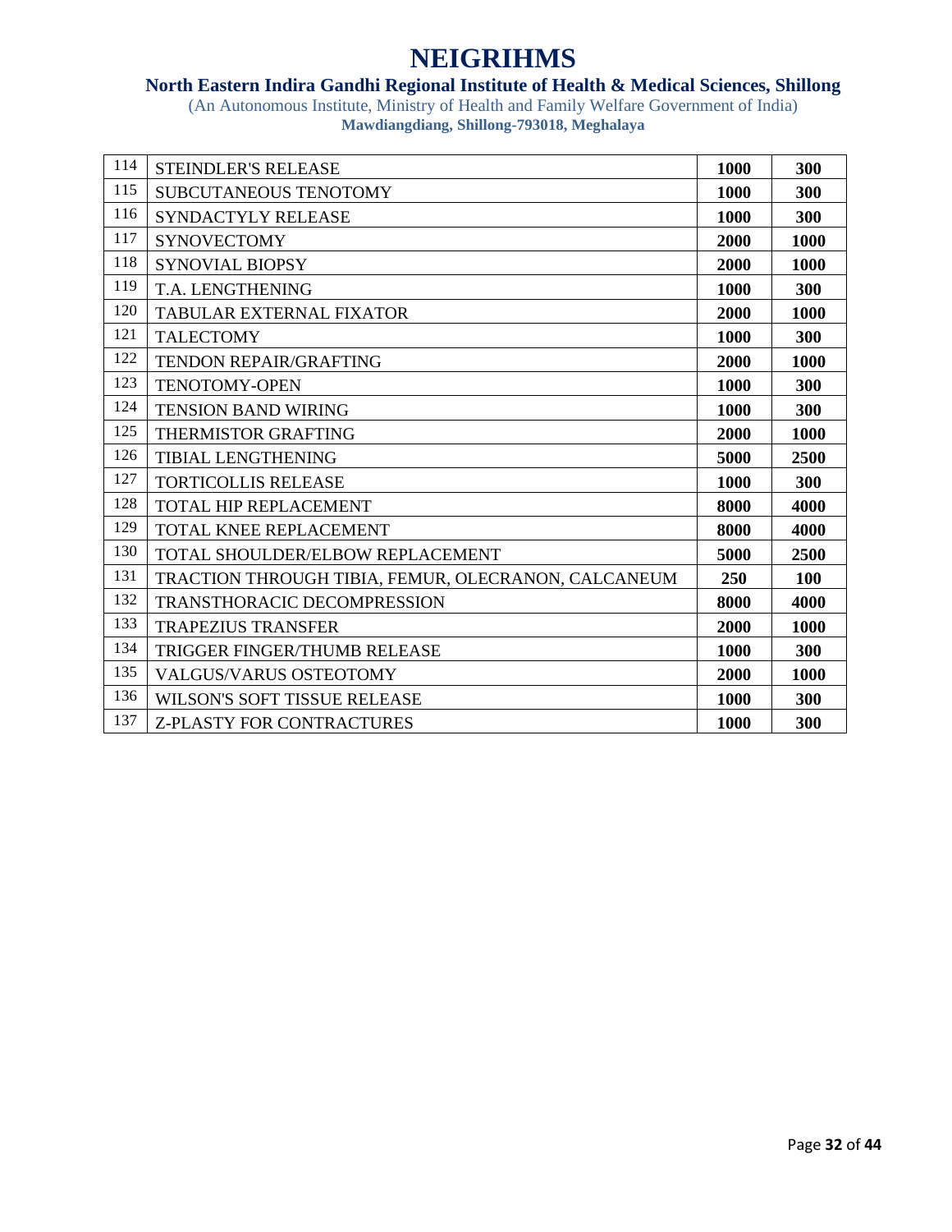# NEIGRIHMS

**North Eastern Indira Gandhi Regional Institute of Health & Medical Sciences, Shillong**

(An Autonomous Institute, Ministry of Health and Family Welfare Government of India)

**Mawdiangdiang, Shillong-793018, Meghalaya**

| | | | |
|---|---|---|---|
| 114 | STEINDLER'S RELEASE | **1000** | **300** |
| 115 | SUBCUTANEOUS TENOTOMY | **1000** | **300** |
| 116 | SYNDACTYLY RELEASE | **1000** | **300** |
| 117 | SYNOVECTOMY | **2000** | **1000** |
| 118 | SYNOVIAL BIOPSY | **2000** | **1000** |
| 119 | T.A. LENGTHENING | **1000** | **300** |
| 120 | TABULAR EXTERNAL FIXATOR | **2000** | **1000** |
| 121 | TALECTOMY | **1000** | **300** |
| 122 | TENDON REPAIR/GRAFTING | **2000** | **1000** |
| 123 | TENOTOMY-OPEN | **1000** | **300** |
| 124 | TENSION BAND WIRING | **1000** | **300** |
| 125 | THERMISTOR GRAFTING | **2000** | **1000** |
| 126 | TIBIAL LENGTHENING | **5000** | **2500** |
| 127 | TORTICOLLIS RELEASE | **1000** | **300** |
| 128 | TOTAL HIP REPLACEMENT | **8000** | **4000** |
| 129 | TOTAL KNEE REPLACEMENT | **8000** | **4000** |
| 130 | TOTAL SHOULDER/ELBOW REPLACEMENT | **5000** | **2500** |
| 131 | TRACTION THROUGH TIBIA, FEMUR, OLECRANON, CALCANEUM | **250** | **100** |
| 132 | TRANSTHORACIC DECOMPRESSION | **8000** | **4000** |
| 133 | TRAPEZIUS TRANSFER | **2000** | **1000** |
| 134 | TRIGGER FINGER/THUMB RELEASE | **1000** | **300** |
| 135 | VALGUS/VARUS OSTEOTOMY | **2000** | **1000** |
| 136 | WILSON'S SOFT TISSUE RELEASE | **1000** | **300** |
| 137 | Z-PLASTY FOR CONTRACTURES | **1000** | **300** |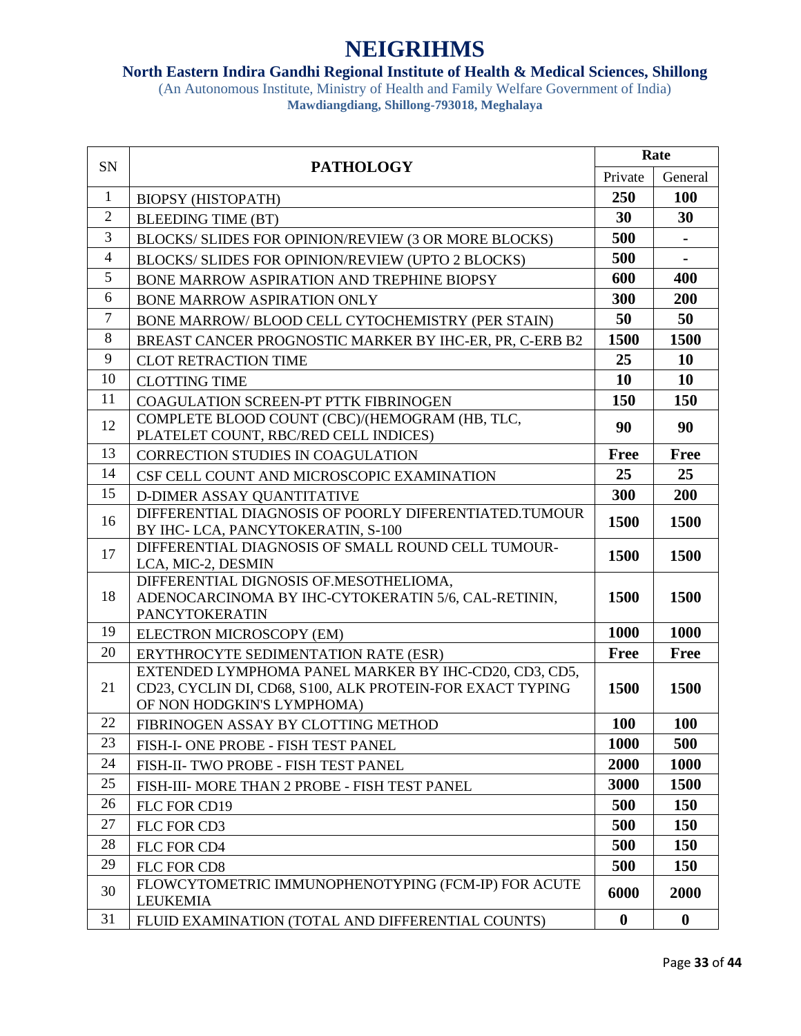# NEIGRIHMS

## North Eastern Indira Gandhi Regional Institute of Health & Medical Sciences, Shillong

(An Autonomous Institute, Ministry of Health and Family Welfare Government of India)

**Mawdiangdiang, Shillong-793018, Meghalaya**

| SN | PATHOLOGY | Rate | |
|---|---|---|---|
| | | Private | General |
| 1 | BIOPSY (HISTOPATH) | **250** | **100** |
| 2 | BLEEDING TIME (BT) | **30** | **30** |
| 3 | BLOCKS/ SLIDES FOR OPINION/REVIEW (3 OR MORE BLOCKS) | **500** | **-** |
| 4 | BLOCKS/ SLIDES FOR OPINION/REVIEW (UPTO 2 BLOCKS) | **500** | **-** |
| 5 | BONE MARROW ASPIRATION AND TREPHINE BIOPSY | **600** | **400** |
| 6 | BONE MARROW ASPIRATION ONLY | **300** | **200** |
| 7 | BONE MARROW/ BLOOD CELL CYTOCHEMISTRY (PER STAIN) | **50** | **50** |
| 8 | BREAST CANCER PROGNOSTIC MARKER BY IHC-ER, PR, C-ERB B2 | **1500** | **1500** |
| 9 | CLOT RETRACTION TIME | **25** | **10** |
| 10 | CLOTTING TIME | **10** | **10** |
| 11 | COAGULATION SCREEN-PT PTTK FIBRINOGEN | **150** | **150** |
| 12 | COMPLETE BLOOD COUNT (CBC)/(HEMOGRAM (HB, TLC, PLATELET COUNT, RBC/RED CELL INDICES) | **90** | **90** |
| 13 | CORRECTION STUDIES IN COAGULATION | **Free** | **Free** |
| 14 | CSF CELL COUNT AND MICROSCOPIC EXAMINATION | **25** | **25** |
| 15 | D-DIMER ASSAY QUANTITATIVE | **300** | **200** |
| 16 | DIFFERENTIAL DIAGNOSIS OF POORLY DIFERENTIATED.TUMOUR BY IHC- LCA, PANCYTOKERATIN, S-100 | **1500** | **1500** |
| 17 | DIFFERENTIAL DIAGNOSIS OF SMALL ROUND CELL TUMOUR- LCA, MIC-2, DESMIN | **1500** | **1500** |
| 18 | DIFFERENTIAL DIGNOSIS OF.MESOTHELIOMA, ADENOCARCINOMA BY IHC-CYTOKERATIN 5/6, CAL-RETININ, PANCYTOKERATIN | **1500** | **1500** |
| 19 | ELECTRON MICROSCOPY (EM) | **1000** | **1000** |
| 20 | ERYTHROCYTE SEDIMENTATION RATE (ESR) | **Free** | **Free** |
| 21 | EXTENDED LYMPHOMA PANEL MARKER BY IHC-CD20, CD3, CD5, CD23, CYCLIN DI, CD68, S100, ALK PROTEIN-FOR EXACT TYPING OF NON HODGKIN'S LYMPHOMA) | **1500** | **1500** |
| 22 | FIBRINOGEN ASSAY BY CLOTTING METHOD | **100** | **100** |
| 23 | FISH-I- ONE PROBE - FISH TEST PANEL | **1000** | **500** |
| 24 | FISH-II- TWO PROBE - FISH TEST PANEL | **2000** | **1000** |
| 25 | FISH-III- MORE THAN 2 PROBE - FISH TEST PANEL | **3000** | **1500** |
| 26 | FLC FOR CD19 | **500** | **150** |
| 27 | FLC FOR CD3 | **500** | **150** |
| 28 | FLC FOR CD4 | **500** | **150** |
| 29 | FLC FOR CD8 | **500** | **150** |
| 30 | FLOWCYTOMETRIC IMMUNOPHENOTYPING (FCM-IP) FOR ACUTE LEUKEMIA | **6000** | **2000** |
| 31 | FLUID EXAMINATION (TOTAL AND DIFFERENTIAL COUNTS) | **0** | **0** |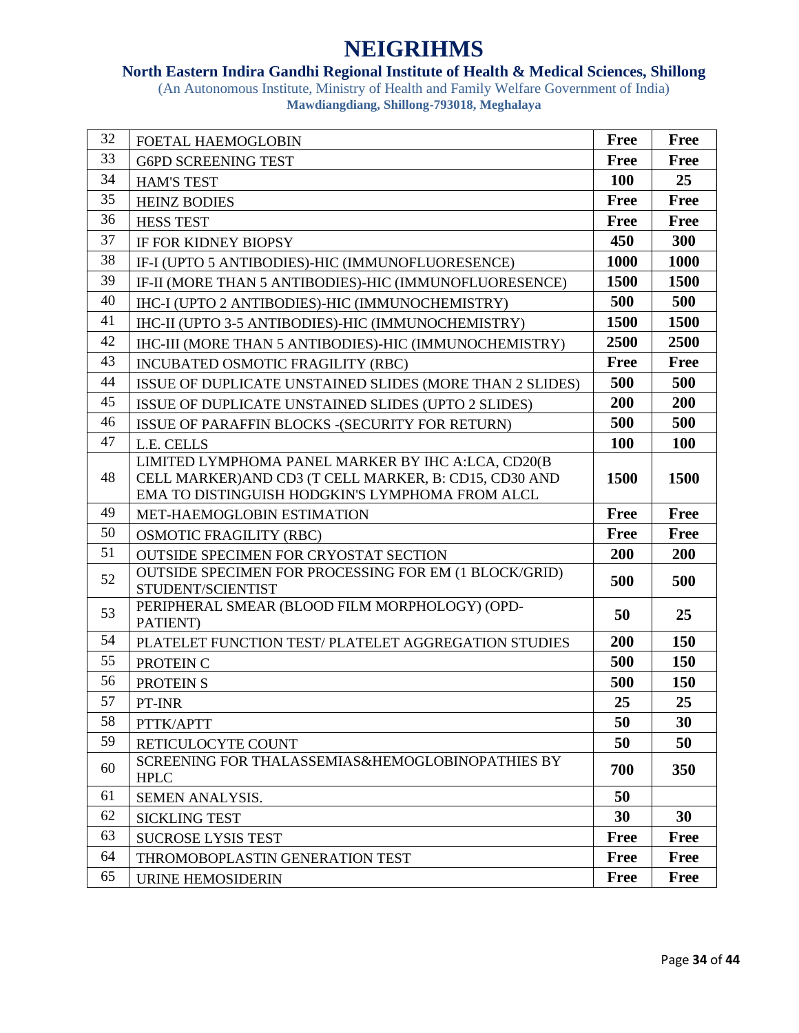# NEIGRIHMS

**North Eastern Indira Gandhi Regional Institute of Health & Medical Sciences, Shillong**

(An Autonomous Institute, Ministry of Health and Family Welfare Government of India)

**Mawdiangdiang, Shillong-793018, Meghalaya**

| | | | |
|---|---|---|---|
| 32 | FOETAL HAEMOGLOBIN | **Free** | **Free** |
| 33 | G6PD SCREENING TEST | **Free** | **Free** |
| 34 | HAM'S TEST | **100** | **25** |
| 35 | HEINZ BODIES | **Free** | **Free** |
| 36 | HESS TEST | **Free** | **Free** |
| 37 | IF FOR KIDNEY BIOPSY | **450** | **300** |
| 38 | IF-I (UPTO 5 ANTIBODIES)-HIC (IMMUNOFLUORESENCE) | **1000** | **1000** |
| 39 | IF-II (MORE THAN 5 ANTIBODIES)-HIC (IMMUNOFLUORESENCE) | **1500** | **1500** |
| 40 | IHC-I (UPTO 2 ANTIBODIES)-HIC (IMMUNOCHEMISTRY) | **500** | **500** |
| 41 | IHC-II (UPTO 3-5 ANTIBODIES)-HIC (IMMUNOCHEMISTRY) | **1500** | **1500** |
| 42 | IHC-III (MORE THAN 5 ANTIBODIES)-HIC (IMMUNOCHEMISTRY) | **2500** | **2500** |
| 43 | INCUBATED OSMOTIC FRAGILITY (RBC) | **Free** | **Free** |
| 44 | ISSUE OF DUPLICATE UNSTAINED SLIDES (MORE THAN 2 SLIDES) | **500** | **500** |
| 45 | ISSUE OF DUPLICATE UNSTAINED SLIDES (UPTO 2 SLIDES) | **200** | **200** |
| 46 | ISSUE OF PARAFFIN BLOCKS -(SECURITY FOR RETURN) | **500** | **500** |
| 47 | L.E. CELLS | **100** | **100** |
| 48 | LIMITED LYMPHOMA PANEL MARKER BY IHC A:LCA, CD20(B CELL MARKER)AND CD3 (T CELL MARKER, B: CD15, CD30 AND EMA TO DISTINGUISH HODGKIN'S LYMPHOMA FROM ALCL | **1500** | **1500** |
| 49 | MET-HAEMOGLOBIN ESTIMATION | **Free** | **Free** |
| 50 | OSMOTIC FRAGILITY (RBC) | **Free** | **Free** |
| 51 | OUTSIDE SPECIMEN FOR CRYOSTAT SECTION | **200** | **200** |
| 52 | OUTSIDE SPECIMEN FOR PROCESSING FOR EM (1 BLOCK/GRID) STUDENT/SCIENTIST | **500** | **500** |
| 53 | PERIPHERAL SMEAR (BLOOD FILM MORPHOLOGY) (OPD-PATIENT) | **50** | **25** |
| 54 | PLATELET FUNCTION TEST/ PLATELET AGGREGATION STUDIES | **200** | **150** |
| 55 | PROTEIN C | **500** | **150** |
| 56 | PROTEIN S | **500** | **150** |
| 57 | PT-INR | **25** | **25** |
| 58 | PTTK/APTT | **50** | **30** |
| 59 | RETICULOCYTE COUNT | **50** | **50** |
| 60 | SCREENING FOR THALASSEMIAS&HEMOGLOBINOPATHIES BY HPLC | **700** | **350** |
| 61 | SEMEN ANALYSIS. | **50** | |
| 62 | SICKLING TEST | **30** | **30** |
| 63 | SUCROSE LYSIS TEST | **Free** | **Free** |
| 64 | THROMOBOPLASTIN GENERATION TEST | **Free** | **Free** |
| 65 | URINE HEMOSIDERIN | **Free** | **Free** |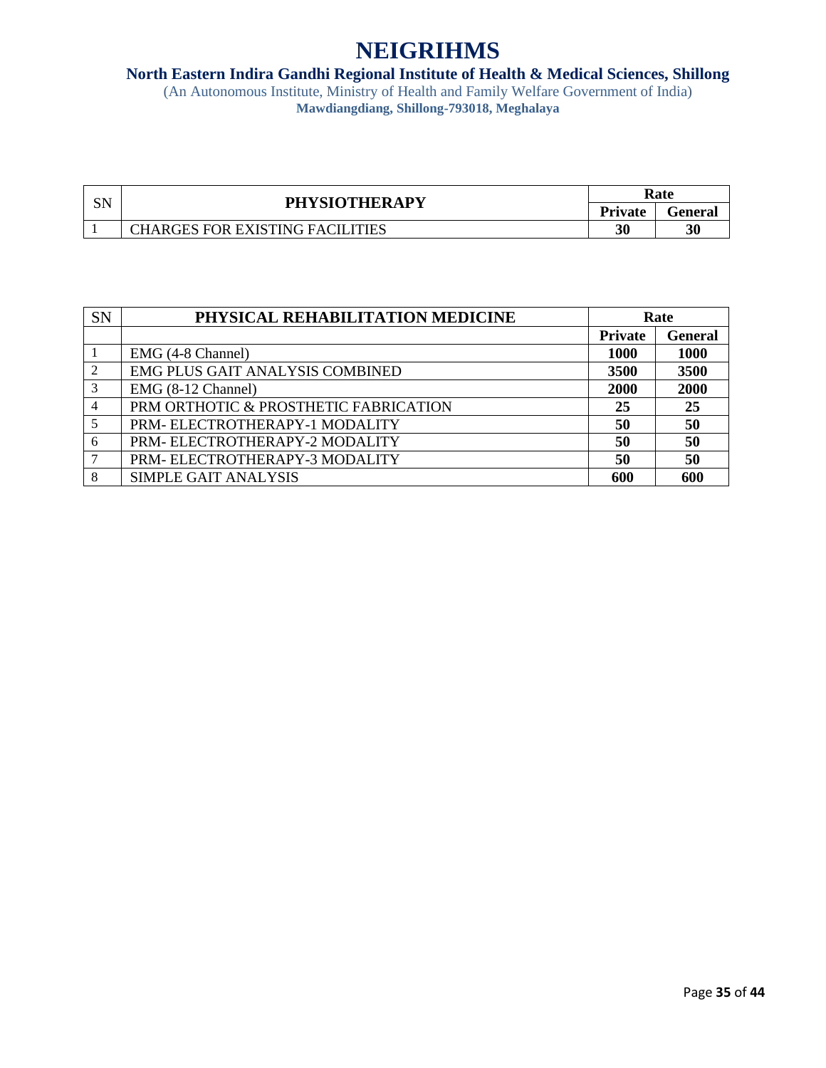# NEIGRIHMS

**North Eastern Indira Gandhi Regional Institute of Health & Medical Sciences, Shillong**

(An Autonomous Institute, Ministry of Health and Family Welfare Government of India)

**Mawdiangdiang, Shillong-793018, Meghalaya**

| SN | PHYSIOTHERAPY | Rate | |
|---|---|---|---|
| | | Private | General |
| 1 | CHARGES FOR EXISTING FACILITIES | 30 | 30 |

| SN | PHYSICAL REHABILITATION MEDICINE | Rate | |
|---|---|---|---|
| | | Private | General |
| 1 | EMG (4-8 Channel) | 1000 | 1000 |
| 2 | EMG PLUS GAIT ANALYSIS COMBINED | 3500 | 3500 |
| 3 | EMG (8-12 Channel) | 2000 | 2000 |
| 4 | PRM ORTHOTIC & PROSTHETIC FABRICATION | 25 | 25 |
| 5 | PRM- ELECTROTHERAPY-1 MODALITY | 50 | 50 |
| 6 | PRM- ELECTROTHERAPY-2 MODALITY | 50 | 50 |
| 7 | PRM- ELECTROTHERAPY-3 MODALITY | 50 | 50 |
| 8 | SIMPLE GAIT ANALYSIS | 600 | 600 |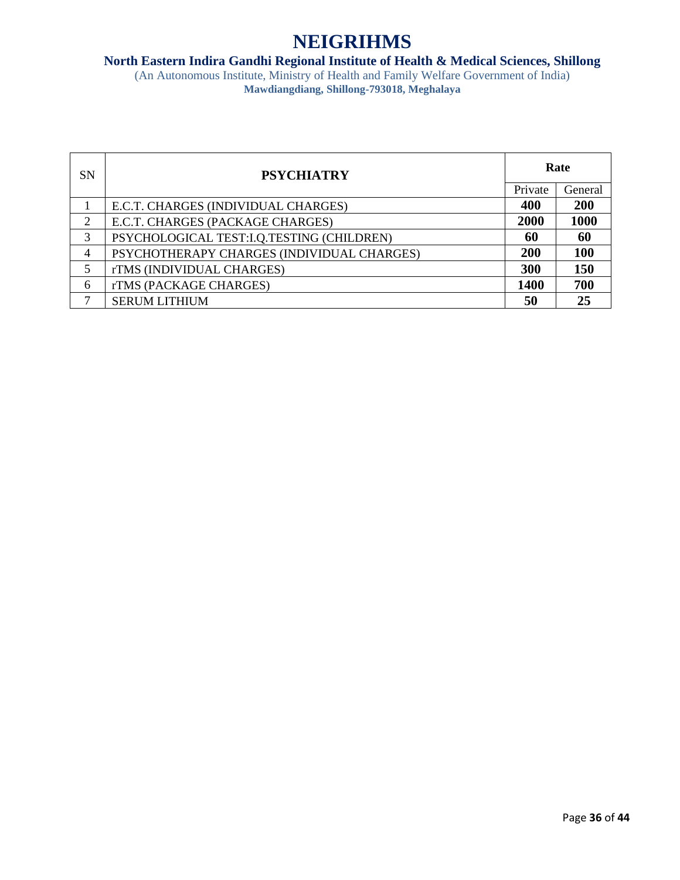# NEIGRIHMS

**North Eastern Indira Gandhi Regional Institute of Health & Medical Sciences, Shillong**

(An Autonomous Institute, Ministry of Health and Family Welfare Government of India)

**Mawdiangdiang, Shillong-793018, Meghalaya**

| SN | PSYCHIATRY | Rate | |
|---|---|---|---|
| | | Private | General |
| 1 | E.C.T. CHARGES (INDIVIDUAL CHARGES) | **400** | **200** |
| 2 | E.C.T. CHARGES (PACKAGE CHARGES) | **2000** | **1000** |
| 3 | PSYCHOLOGICAL TEST:I.Q.TESTING (CHILDREN) | **60** | **60** |
| 4 | PSYCHOTHERAPY CHARGES (INDIVIDUAL CHARGES) | **200** | **100** |
| 5 | rTMS (INDIVIDUAL CHARGES) | **300** | **150** |
| 6 | rTMS (PACKAGE CHARGES) | **1400** | **700** |
| 7 | SERUM LITHIUM | **50** | **25** |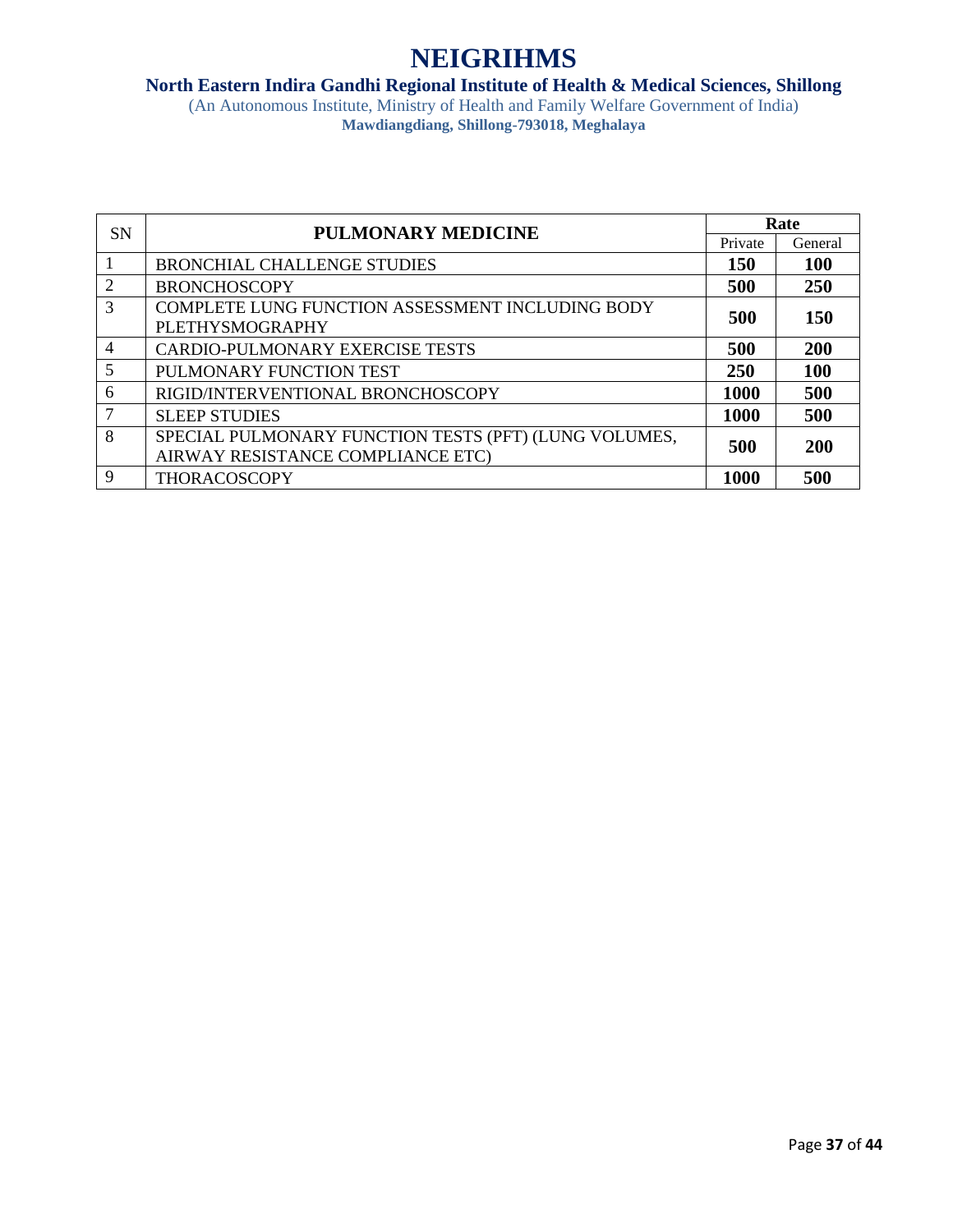# NEIGRIHMS

**North Eastern Indira Gandhi Regional Institute of Health & Medical Sciences, Shillong**

(An Autonomous Institute, Ministry of Health and Family Welfare Government of India)

**Mawdiangdiang, Shillong-793018, Meghalaya**

| SN | PULMONARY MEDICINE | Rate | |
|---|---|---|---|
| | | Private | General |
| 1 | BRONCHIAL CHALLENGE STUDIES | **150** | **100** |
| 2 | BRONCHOSCOPY | **500** | **250** |
| 3 | COMPLETE LUNG FUNCTION ASSESSMENT INCLUDING BODY PLETHYSMOGRAPHY | **500** | **150** |
| 4 | CARDIO-PULMONARY EXERCISE TESTS | **500** | **200** |
| 5 | PULMONARY FUNCTION TEST | **250** | **100** |
| 6 | RIGID/INTERVENTIONAL BRONCHOSCOPY | **1000** | **500** |
| 7 | SLEEP STUDIES | **1000** | **500** |
| 8 | SPECIAL PULMONARY FUNCTION TESTS (PFT) (LUNG VOLUMES, AIRWAY RESISTANCE COMPLIANCE ETC) | **500** | **200** |
| 9 | THORACOSCOPY | **1000** | **500** |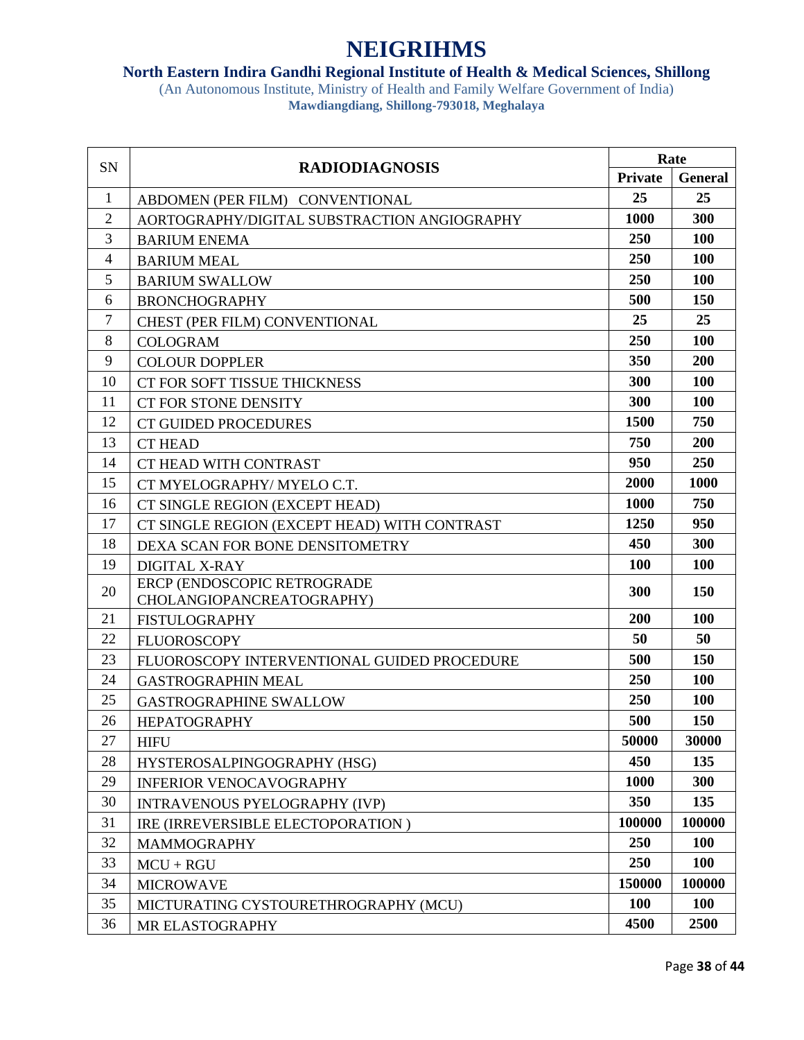# NEIGRIHMS

**North Eastern Indira Gandhi Regional Institute of Health & Medical Sciences, Shillong**

(An Autonomous Institute, Ministry of Health and Family Welfare Government of India)

**Mawdiangdiang, Shillong-793018, Meghalaya**

| SN | RADIODIAGNOSIS | Rate | |
|---|---|---|---|
| | | **Private** | **General** |
| 1 | ABDOMEN (PER FILM) CONVENTIONAL | **25** | **25** |
| 2 | AORTOGRAPHY/DIGITAL SUBSTRACTION ANGIOGRAPHY | **1000** | **300** |
| 3 | BARIUM ENEMA | **250** | **100** |
| 4 | BARIUM MEAL | **250** | **100** |
| 5 | BARIUM SWALLOW | **250** | **100** |
| 6 | BRONCHOGRAPHY | **500** | **150** |
| 7 | CHEST (PER FILM) CONVENTIONAL | **25** | **25** |
| 8 | COLOGRAM | **250** | **100** |
| 9 | COLOUR DOPPLER | **350** | **200** |
| 10 | CT FOR SOFT TISSUE THICKNESS | **300** | **100** |
| 11 | CT FOR STONE DENSITY | **300** | **100** |
| 12 | CT GUIDED PROCEDURES | **1500** | **750** |
| 13 | CT HEAD | **750** | **200** |
| 14 | CT HEAD WITH CONTRAST | **950** | **250** |
| 15 | CT MYELOGRAPHY/ MYELO C.T. | **2000** | **1000** |
| 16 | CT SINGLE REGION (EXCEPT HEAD) | **1000** | **750** |
| 17 | CT SINGLE REGION (EXCEPT HEAD) WITH CONTRAST | **1250** | **950** |
| 18 | DEXA SCAN FOR BONE DENSITOMETRY | **450** | **300** |
| 19 | DIGITAL X-RAY | **100** | **100** |
| 20 | ERCP (ENDOSCOPIC RETROGRADE CHOLANGIOPANCREATOGRAPHY) | **300** | **150** |
| 21 | FISTULOGRAPHY | **200** | **100** |
| 22 | FLUOROSCOPY | **50** | **50** |
| 23 | FLUOROSCOPY INTERVENTIONAL GUIDED PROCEDURE | **500** | **150** |
| 24 | GASTROGRAPHIN MEAL | **250** | **100** |
| 25 | GASTROGRAPHINE SWALLOW | **250** | **100** |
| 26 | HEPATOGRAPHY | **500** | **150** |
| 27 | HIFU | **50000** | **30000** |
| 28 | HYSTEROSALPINGOGRAPHY (HSG) | **450** | **135** |
| 29 | INFERIOR VENOCAVOGRAPHY | **1000** | **300** |
| 30 | INTRAVENOUS PYELOGRAPHY (IVP) | **350** | **135** |
| 31 | IRE (IRREVERSIBLE ELECTOPORATION ) | **100000** | **100000** |
| 32 | MAMMOGRAPHY | **250** | **100** |
| 33 | MCU + RGU | **250** | **100** |
| 34 | MICROWAVE | **150000** | **100000** |
| 35 | MICTURATING CYSTOURETHROGRAPHY (MCU) | **100** | **100** |
| 36 | MR ELASTOGRAPHY | **4500** | **2500** |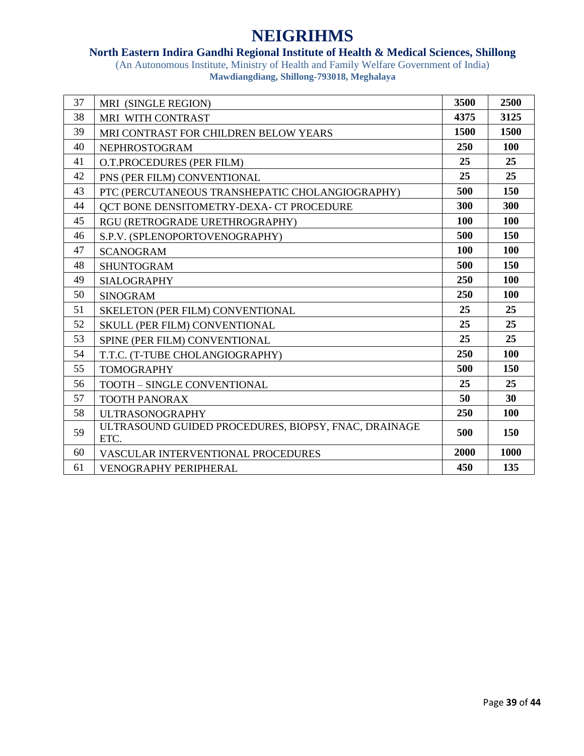# NEIGRIHMS

**North Eastern Indira Gandhi Regional Institute of Health & Medical Sciences, Shillong**

(An Autonomous Institute, Ministry of Health and Family Welfare Government of India)

**Mawdiangdiang, Shillong-793018, Meghalaya**

| | | | |
|---|---|---|---|
| 37 | MRI (SINGLE REGION) | **3500** | **2500** |
| 38 | MRI WITH CONTRAST | **4375** | **3125** |
| 39 | MRI CONTRAST FOR CHILDREN BELOW YEARS | **1500** | **1500** |
| 40 | NEPHROSTOGRAM | **250** | **100** |
| 41 | O.T.PROCEDURES (PER FILM) | **25** | **25** |
| 42 | PNS (PER FILM) CONVENTIONAL | **25** | **25** |
| 43 | PTC (PERCUTANEOUS TRANSHEPATIC CHOLANGIOGRAPHY) | **500** | **150** |
| 44 | QCT BONE DENSITOMETRY-DEXA- CT PROCEDURE | **300** | **300** |
| 45 | RGU (RETROGRADE URETHROGRAPHY) | **100** | **100** |
| 46 | S.P.V. (SPLENOPORTOVENOGRAPHY) | **500** | **150** |
| 47 | SCANOGRAM | **100** | **100** |
| 48 | SHUNTOGRAM | **500** | **150** |
| 49 | SIALOGRAPHY | **250** | **100** |
| 50 | SINOGRAM | **250** | **100** |
| 51 | SKELETON (PER FILM) CONVENTIONAL | **25** | **25** |
| 52 | SKULL (PER FILM) CONVENTIONAL | **25** | **25** |
| 53 | SPINE (PER FILM) CONVENTIONAL | **25** | **25** |
| 54 | T.T.C. (T-TUBE CHOLANGIOGRAPHY) | **250** | **100** |
| 55 | TOMOGRAPHY | **500** | **150** |
| 56 | TOOTH – SINGLE CONVENTIONAL | **25** | **25** |
| 57 | TOOTH PANORAX | **50** | **30** |
| 58 | ULTRASONOGRAPHY | **250** | **100** |
| 59 | ULTRASOUND GUIDED PROCEDURES, BIOPSY, FNAC, DRAINAGE ETC. | **500** | **150** |
| 60 | VASCULAR INTERVENTIONAL PROCEDURES | **2000** | **1000** |
| 61 | VENOGRAPHY PERIPHERAL | **450** | **135** |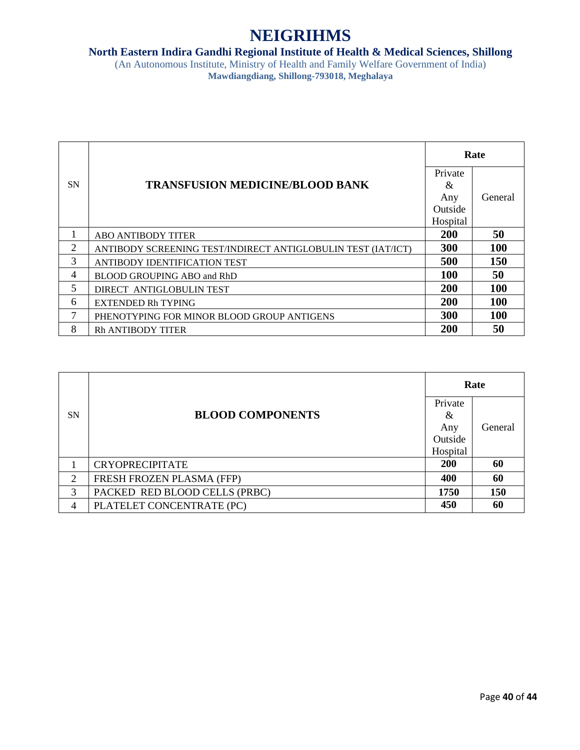# NEIGRIHMS

**North Eastern Indira Gandhi Regional Institute of Health & Medical Sciences, Shillong**

(An Autonomous Institute, Ministry of Health and Family Welfare Government of India)

**Mawdiangdiang, Shillong-793018, Meghalaya**

| SN | **TRANSFUSION MEDICINE/BLOOD BANK** | **Rate** | |
|---|---|---|---|
| | | Private & Any Outside Hospital | General |
| 1 | ABO ANTIBODY TITER | **200** | **50** |
| 2 | ANTIBODY SCREENING TEST/INDIRECT ANTIGLOBULIN TEST (IAT/ICT) | **300** | **100** |
| 3 | ANTIBODY IDENTIFICATION TEST | **500** | **150** |
| 4 | BLOOD GROUPING ABO and RhD | **100** | **50** |
| 5 | DIRECT ANTIGLOBULIN TEST | **200** | **100** |
| 6 | EXTENDED Rh TYPING | **200** | **100** |
| 7 | PHENOTYPING FOR MINOR BLOOD GROUP ANTIGENS | **300** | **100** |
| 8 | Rh ANTIBODY TITER | **200** | **50** |

| SN | **BLOOD COMPONENTS** | **Rate** | |
|---|---|---|---|
| | | Private & Any Outside Hospital | General |
| 1 | CRYOPRECIPITATE | **200** | **60** |
| 2 | FRESH FROZEN PLASMA (FFP) | **400** | **60** |
| 3 | PACKED RED BLOOD CELLS (PRBC) | **1750** | **150** |
| 4 | PLATELET CONCENTRATE (PC) | **450** | **60** |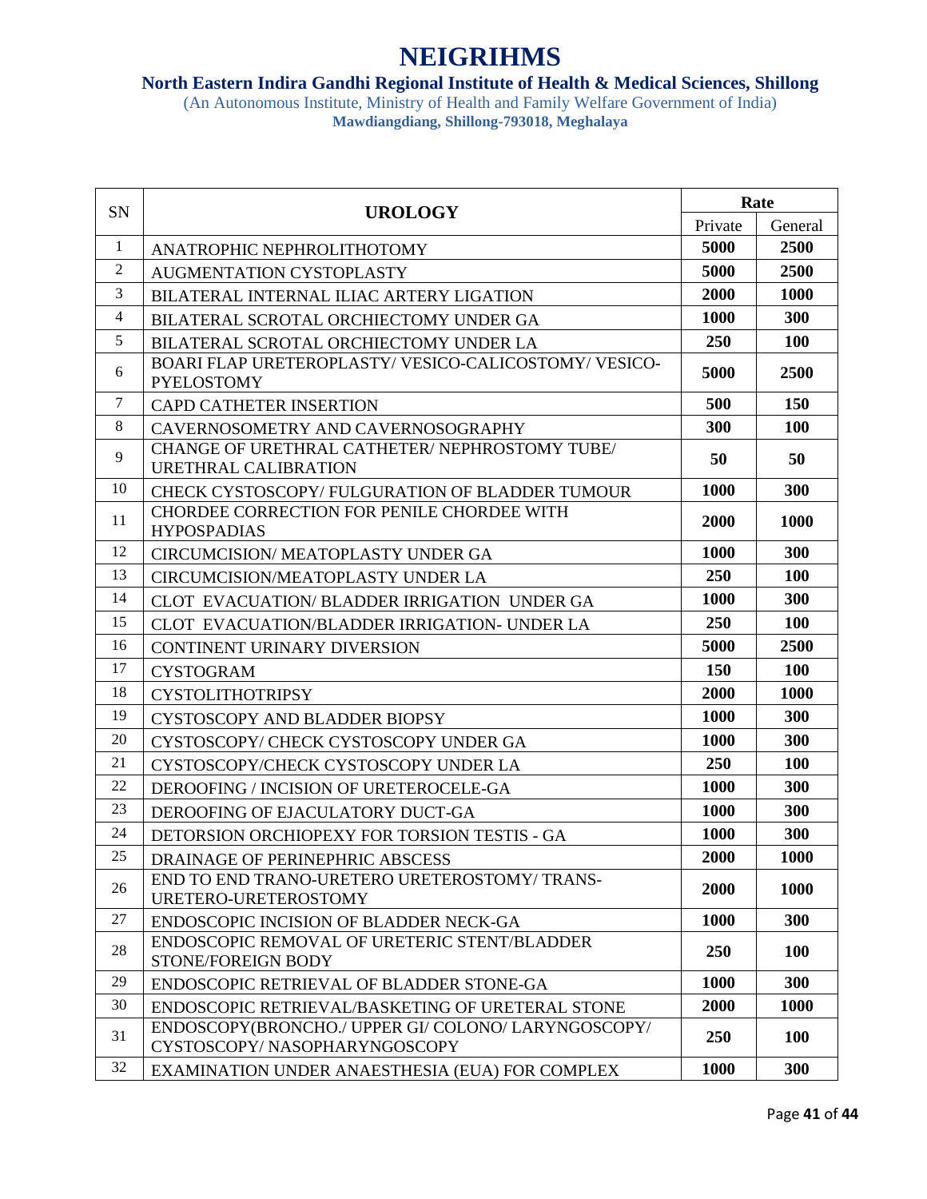# NEIGRIHMS

**North Eastern Indira Gandhi Regional Institute of Health & Medical Sciences, Shillong**

(An Autonomous Institute, Ministry of Health and Family Welfare Government of India)

**Mawdiangdiang, Shillong-793018, Meghalaya**

| SN | UROLOGY | Rate | |
|---|---|---|---|
| | | Private | General |
| 1 | ANATROPHIC NEPHROLITHOTOMY | 5000 | 2500 |
| 2 | AUGMENTATION CYSTOPLASTY | 5000 | 2500 |
| 3 | BILATERAL INTERNAL ILIAC ARTERY LIGATION | 2000 | 1000 |
| 4 | BILATERAL SCROTAL ORCHIECTOMY UNDER GA | 1000 | 300 |
| 5 | BILATERAL SCROTAL ORCHIECTOMY UNDER LA | 250 | 100 |
| 6 | BOARI FLAP URETEROPLASTY/ VESICO-CALICOSTOMY/ VESICO-PYELOSTOMY | 5000 | 2500 |
| 7 | CAPD CATHETER INSERTION | 500 | 150 |
| 8 | CAVERNOSOMETRY AND CAVERNOSOGRAPHY | 300 | 100 |
| 9 | CHANGE OF URETHRAL CATHETER/ NEPHROSTOMY TUBE/ URETHRAL CALIBRATION | 50 | 50 |
| 10 | CHECK CYSTOSCOPY/ FULGURATION OF BLADDER TUMOUR | 1000 | 300 |
| 11 | CHORDEE CORRECTION FOR PENILE CHORDEE WITH HYPOSPADIAS | 2000 | 1000 |
| 12 | CIRCUMCISION/ MEATOPLASTY UNDER GA | 1000 | 300 |
| 13 | CIRCUMCISION/MEATOPLASTY UNDER LA | 250 | 100 |
| 14 | CLOT EVACUATION/ BLADDER IRRIGATION UNDER GA | 1000 | 300 |
| 15 | CLOT EVACUATION/BLADDER IRRIGATION- UNDER LA | 250 | 100 |
| 16 | CONTINENT URINARY DIVERSION | 5000 | 2500 |
| 17 | CYSTOGRAM | 150 | 100 |
| 18 | CYSTOLITHOTRIPSY | 2000 | 1000 |
| 19 | CYSTOSCOPY AND BLADDER BIOPSY | 1000 | 300 |
| 20 | CYSTOSCOPY/ CHECK CYSTOSCOPY UNDER GA | 1000 | 300 |
| 21 | CYSTOSCOPY/CHECK CYSTOSCOPY UNDER LA | 250 | 100 |
| 22 | DEROOFING / INCISION OF URETEROCELE-GA | 1000 | 300 |
| 23 | DEROOFING OF EJACULATORY DUCT-GA | 1000 | 300 |
| 24 | DETORSION ORCHIOPEXY FOR TORSION TESTIS - GA | 1000 | 300 |
| 25 | DRAINAGE OF PERINEPHRIC ABSCESS | 2000 | 1000 |
| 26 | END TO END TRANO-URETERO URETEROSTOMY/ TRANS-URETERO-URETEROSTOMY | 2000 | 1000 |
| 27 | ENDOSCOPIC INCISION OF BLADDER NECK-GA | 1000 | 300 |
| 28 | ENDOSCOPIC REMOVAL OF URETERIC STENT/BLADDER STONE/FOREIGN BODY | 250 | 100 |
| 29 | ENDOSCOPIC RETRIEVAL OF BLADDER STONE-GA | 1000 | 300 |
| 30 | ENDOSCOPIC RETRIEVAL/BASKETING OF URETERAL STONE | 2000 | 1000 |
| 31 | ENDOSCOPY(BRONCHO./ UPPER GI/ COLONO/ LARYNGOSCOPY/ CYSTOSCOPY/ NASOPHARYNGOSCOPY | 250 | 100 |
| 32 | EXAMINATION UNDER ANAESTHESIA (EUA) FOR COMPLEX | 1000 | 300 |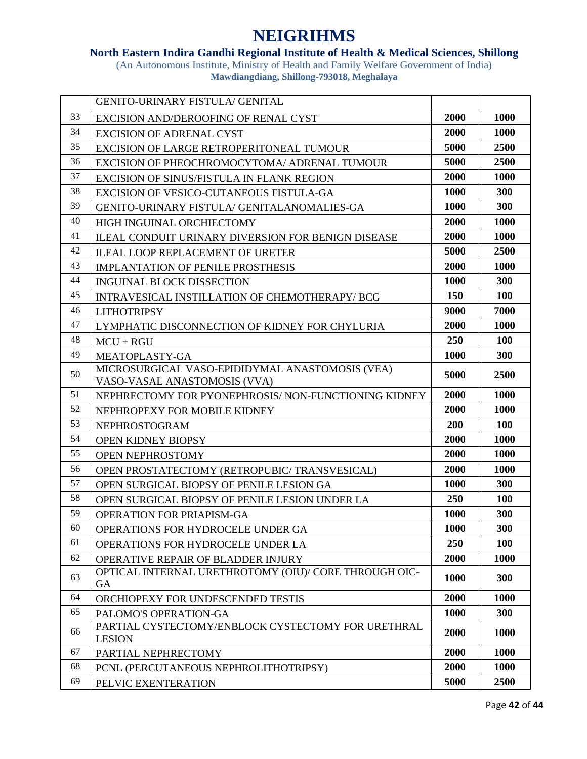# NEIGRIHMS

**North Eastern Indira Gandhi Regional Institute of Health & Medical Sciences, Shillong**

(An Autonomous Institute, Ministry of Health and Family Welfare Government of India)

**Mawdiangdiang, Shillong-793018, Meghalaya**

| | | | |
|---|---|---|---|
| | GENITO-URINARY FISTULA/ GENITAL | | |
| 33 | EXCISION AND/DEROOFING OF RENAL CYST | **2000** | **1000** |
| 34 | EXCISION OF ADRENAL CYST | **2000** | **1000** |
| 35 | EXCISION OF LARGE RETROPERITONEAL TUMOUR | **5000** | **2500** |
| 36 | EXCISION OF PHEOCHROMOCYTOMA/ ADRENAL TUMOUR | **5000** | **2500** |
| 37 | EXCISION OF SINUS/FISTULA IN FLANK REGION | **2000** | **1000** |
| 38 | EXCISION OF VESICO-CUTANEOUS FISTULA-GA | **1000** | **300** |
| 39 | GENITO-URINARY FISTULA/ GENITALANOMALIES-GA | **1000** | **300** |
| 40 | HIGH INGUINAL ORCHIECTOMY | **2000** | **1000** |
| 41 | ILEAL CONDUIT URINARY DIVERSION FOR BENIGN DISEASE | **2000** | **1000** |
| 42 | ILEAL LOOP REPLACEMENT OF URETER | **5000** | **2500** |
| 43 | IMPLANTATION OF PENILE PROSTHESIS | **2000** | **1000** |
| 44 | INGUINAL BLOCK DISSECTION | **1000** | **300** |
| 45 | INTRAVESICAL INSTILLATION OF CHEMOTHERAPY/ BCG | **150** | **100** |
| 46 | LITHOTRIPSY | **9000** | **7000** |
| 47 | LYMPHATIC DISCONNECTION OF KIDNEY FOR CHYLURIA | **2000** | **1000** |
| 48 | MCU + RGU | **250** | **100** |
| 49 | MEATOPLASTY-GA | **1000** | **300** |
| 50 | MICROSURGICAL VASO-EPIDIDYMAL ANASTOMOSIS (VEA) VASO-VASAL ANASTOMOSIS (VVA) | **5000** | **2500** |
| 51 | NEPHRECTOMY FOR PYONEPHROSIS/ NON-FUNCTIONING KIDNEY | **2000** | **1000** |
| 52 | NEPHROPEXY FOR MOBILE KIDNEY | **2000** | **1000** |
| 53 | NEPHROSTOGRAM | **200** | **100** |
| 54 | OPEN KIDNEY BIOPSY | **2000** | **1000** |
| 55 | OPEN NEPHROSTOMY | **2000** | **1000** |
| 56 | OPEN PROSTATECTOMY (RETROPUBIC/ TRANSVESICAL) | **2000** | **1000** |
| 57 | OPEN SURGICAL BIOPSY OF PENILE LESION GA | **1000** | **300** |
| 58 | OPEN SURGICAL BIOPSY OF PENILE LESION UNDER LA | **250** | **100** |
| 59 | OPERATION FOR PRIAPISM-GA | **1000** | **300** |
| 60 | OPERATIONS FOR HYDROCELE UNDER GA | **1000** | **300** |
| 61 | OPERATIONS FOR HYDROCELE UNDER LA | **250** | **100** |
| 62 | OPERATIVE REPAIR OF BLADDER INJURY | **2000** | **1000** |
| 63 | OPTICAL INTERNAL URETHROTOMY (OIU)/ CORE THROUGH OIC-GA | **1000** | **300** |
| 64 | ORCHIOPEXY FOR UNDESCENDED TESTIS | **2000** | **1000** |
| 65 | PALOMO'S OPERATION-GA | **1000** | **300** |
| 66 | PARTIAL CYSTECTOMY/ENBLOCK CYSTECTOMY FOR URETHRAL LESION | **2000** | **1000** |
| 67 | PARTIAL NEPHRECTOMY | **2000** | **1000** |
| 68 | PCNL (PERCUTANEOUS NEPHROLITHOTRIPSY) | **2000** | **1000** |
| 69 | PELVIC EXENTERATION | **5000** | **2500** |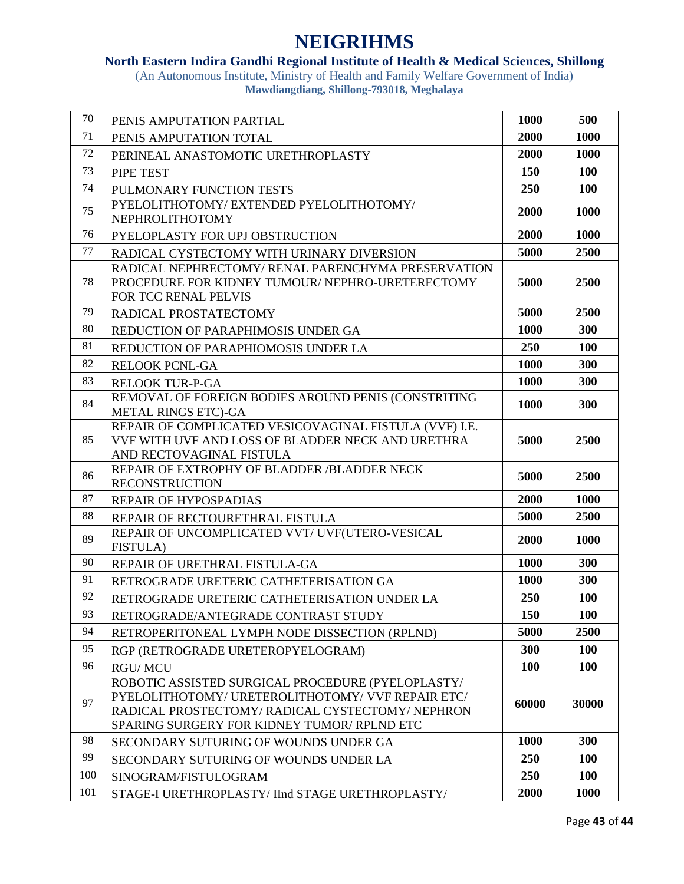# NEIGRIHMS

## North Eastern Indira Gandhi Regional Institute of Health & Medical Sciences, Shillong

(An Autonomous Institute, Ministry of Health and Family Welfare Government of India)

**Mawdiangdiang, Shillong-793018, Meghalaya**

| | | | |
|---|---|---|---|
| 70 | PENIS AMPUTATION PARTIAL | **1000** | **500** |
| 71 | PENIS AMPUTATION TOTAL | **2000** | **1000** |
| 72 | PERINEAL ANASTOMOTIC URETHROPLASTY | **2000** | **1000** |
| 73 | PIPE TEST | **150** | **100** |
| 74 | PULMONARY FUNCTION TESTS | **250** | **100** |
| 75 | PYELOLITHOTOMY/ EXTENDED PYELOLITHOTOMY/ NEPHROLITHOTOMY | **2000** | **1000** |
| 76 | PYELOPLASTY FOR UPJ OBSTRUCTION | **2000** | **1000** |
| 77 | RADICAL CYSTECTOMY WITH URINARY DIVERSION | **5000** | **2500** |
| 78 | RADICAL NEPHRECTOMY/ RENAL PARENCHYMA PRESERVATION PROCEDURE FOR KIDNEY TUMOUR/ NEPHRO-URETERECTOMY FOR TCC RENAL PELVIS | **5000** | **2500** |
| 79 | RADICAL PROSTATECTOMY | **5000** | **2500** |
| 80 | REDUCTION OF PARAPHIMOSIS UNDER GA | **1000** | **300** |
| 81 | REDUCTION OF PARAPHIOMOSIS UNDER LA | **250** | **100** |
| 82 | RELOOK PCNL-GA | **1000** | **300** |
| 83 | RELOOK TUR-P-GA | **1000** | **300** |
| 84 | REMOVAL OF FOREIGN BODIES AROUND PENIS (CONSTRITING METAL RINGS ETC)-GA | **1000** | **300** |
| 85 | REPAIR OF COMPLICATED VESICOVAGINAL FISTULA (VVF) I.E. VVF WITH UVF AND LOSS OF BLADDER NECK AND URETHRA AND RECTOVAGINAL FISTULA | **5000** | **2500** |
| 86 | REPAIR OF EXTROPHY OF BLADDER /BLADDER NECK RECONSTRUCTION | **5000** | **2500** |
| 87 | REPAIR OF HYPOSPADIAS | **2000** | **1000** |
| 88 | REPAIR OF RECTOURETHRAL FISTULA | **5000** | **2500** |
| 89 | REPAIR OF UNCOMPLICATED VVT/ UVF(UTERO-VESICAL FISTULA) | **2000** | **1000** |
| 90 | REPAIR OF URETHRAL FISTULA-GA | **1000** | **300** |
| 91 | RETROGRADE URETERIC CATHETERISATION GA | **1000** | **300** |
| 92 | RETROGRADE URETERIC CATHETERISATION UNDER LA | **250** | **100** |
| 93 | RETROGRADE/ANTEGRADE CONTRAST STUDY | **150** | **100** |
| 94 | RETROPERITONEAL LYMPH NODE DISSECTION (RPLND) | **5000** | **2500** |
| 95 | RGP (RETROGRADE URETEROPYELOGRAM) | **300** | **100** |
| 96 | RGU/ MCU | **100** | **100** |
| 97 | ROBOTIC ASSISTED SURGICAL PROCEDURE (PYELOPLASTY/ PYELOLITHOTOMY/ URETEROLITHOTOMY/ VVF REPAIR ETC/ RADICAL PROSTECTOMY/ RADICAL CYSTECTOMY/ NEPHRON SPARING SURGERY FOR KIDNEY TUMOR/ RPLND ETC | **60000** | **30000** |
| 98 | SECONDARY SUTURING OF WOUNDS UNDER GA | **1000** | **300** |
| 99 | SECONDARY SUTURING OF WOUNDS UNDER LA | **250** | **100** |
| 100 | SINOGRAM/FISTULOGRAM | **250** | **100** |
| 101 | STAGE-I URETHROPLASTY/ IInd STAGE URETHROPLASTY/ | **2000** | **1000** |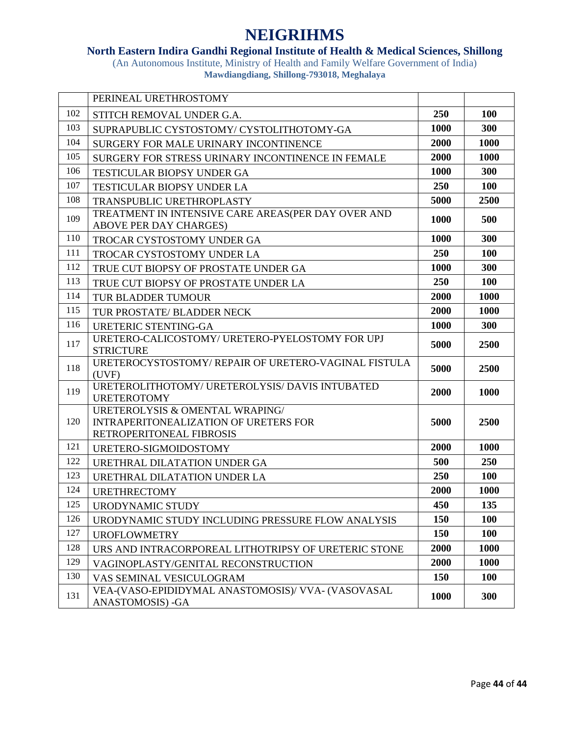# NEIGRIHMS

## North Eastern Indira Gandhi Regional Institute of Health & Medical Sciences, Shillong

(An Autonomous Institute, Ministry of Health and Family Welfare Government of India)

**Mawdiangdiang, Shillong-793018, Meghalaya**

| | | | |
|---|---|---|---|
| | PERINEAL URETHROSTOMY | | |
| 102 | STITCH REMOVAL UNDER G.A. | **250** | **100** |
| 103 | SUPRAPUBLIC CYSTOSTOMY/ CYSTOLITHOTOMY-GA | **1000** | **300** |
| 104 | SURGERY FOR MALE URINARY INCONTINENCE | **2000** | **1000** |
| 105 | SURGERY FOR STRESS URINARY INCONTINENCE IN FEMALE | **2000** | **1000** |
| 106 | TESTICULAR BIOPSY UNDER GA | **1000** | **300** |
| 107 | TESTICULAR BIOPSY UNDER LA | **250** | **100** |
| 108 | TRANSPUBLIC URETHROPLASTY | **5000** | **2500** |
| 109 | TREATMENT IN INTENSIVE CARE AREAS(PER DAY OVER AND ABOVE PER DAY CHARGES) | **1000** | **500** |
| 110 | TROCAR CYSTOSTOMY UNDER GA | **1000** | **300** |
| 111 | TROCAR CYSTOSTOMY UNDER LA | **250** | **100** |
| 112 | TRUE CUT BIOPSY OF PROSTATE UNDER GA | **1000** | **300** |
| 113 | TRUE CUT BIOPSY OF PROSTATE UNDER LA | **250** | **100** |
| 114 | TUR BLADDER TUMOUR | **2000** | **1000** |
| 115 | TUR PROSTATE/ BLADDER NECK | **2000** | **1000** |
| 116 | URETERIC STENTING-GA | **1000** | **300** |
| 117 | URETERO-CALICOSTOMY/ URETERO-PYELOSTOMY FOR UPJ STRICTURE | **5000** | **2500** |
| 118 | URETEROCYSTOSTOMY/ REPAIR OF URETERO-VAGINAL FISTULA (UVF) | **5000** | **2500** |
| 119 | URETEROLITHOTOMY/ URETEROLYSIS/ DAVIS INTUBATED URETEROTOMY | **2000** | **1000** |
| 120 | URETEROLYSIS & OMENTAL WRAPING/ INTRAPERITONEALIZATION OF URETERS FOR RETROPERITONEAL FIBROSIS | **5000** | **2500** |
| 121 | URETERO-SIGMOIDOSTOMY | **2000** | **1000** |
| 122 | URETHRAL DILATATION UNDER GA | **500** | **250** |
| 123 | URETHRAL DILATATION UNDER LA | **250** | **100** |
| 124 | URETHRECTOMY | **2000** | **1000** |
| 125 | URODYNAMIC STUDY | **450** | **135** |
| 126 | URODYNAMIC STUDY INCLUDING PRESSURE FLOW ANALYSIS | **150** | **100** |
| 127 | UROFLOWMETRY | **150** | **100** |
| 128 | URS AND INTRACORPOREAL LITHOTRIPSY OF URETERIC STONE | **2000** | **1000** |
| 129 | VAGINOPLASTY/GENITAL RECONSTRUCTION | **2000** | **1000** |
| 130 | VAS SEMINAL VESICULOGRAM | **150** | **100** |
| 131 | VEA-(VASO-EPIDIDYMAL ANASTOMOSIS)/ VVA- (VASOVASAL ANASTOMOSIS) -GA | **1000** | **300** |